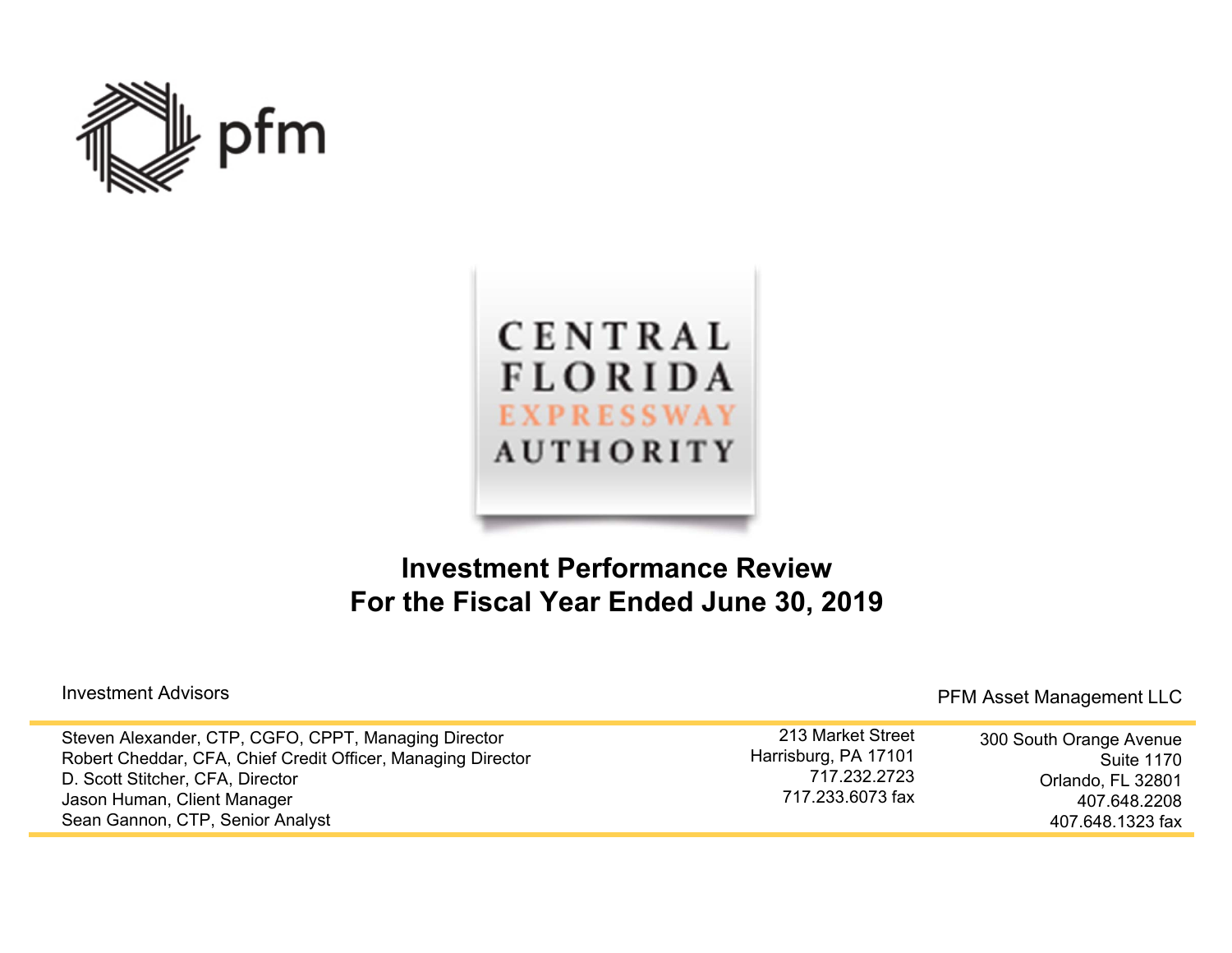pfm

CENTRAL FLORIDA EXPRESSWAY AUTHORITY

# Investment Performance Review
# For the Fiscal Year Ended June 30, 2019

Investment Advisors

PFM Asset Management LLC

Steven Alexander, CTP, CGFO, CPPT, Managing Director
Robert Cheddar, CFA, Chief Credit Officer, Managing Director
D. Scott Stitcher, CFA, Director
Jason Human, Client Manager
Sean Gannon, CTP, Senior Analyst

213 Market Street
Harrisburg, PA 17101
717.232.2723
717.233.6073 fax

300 South Orange Avenue
Suite 1170
Orlando, FL 32801
407.648.2208
407.648.1323 fax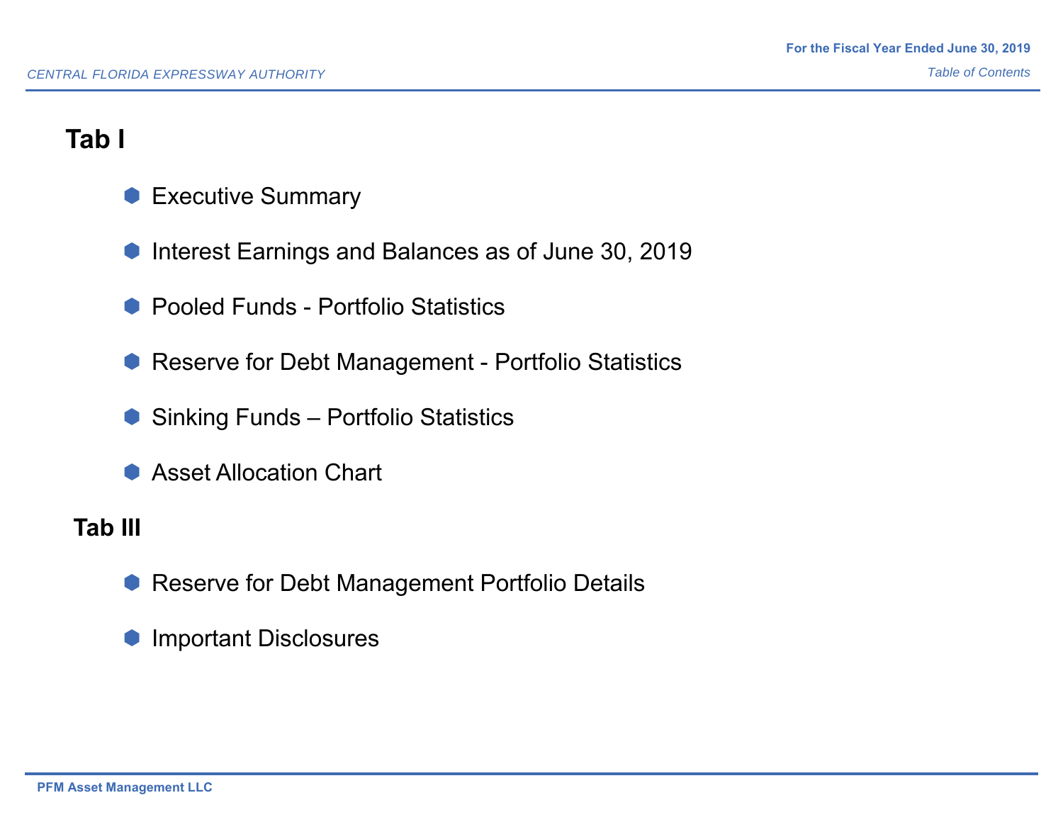## Tab I

- Executive Summary
- Interest Earnings and Balances as of June 30, 2019
- Pooled Funds - Portfolio Statistics
- Reserve for Debt Management - Portfolio Statistics
- Sinking Funds – Portfolio Statistics
- Asset Allocation Chart

## Tab III

- Reserve for Debt Management Portfolio Details
- Important Disclosures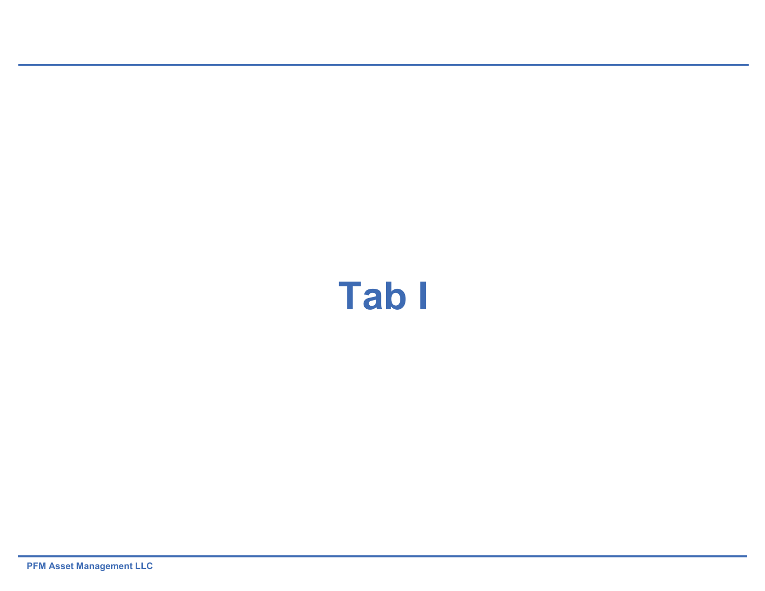# Tab I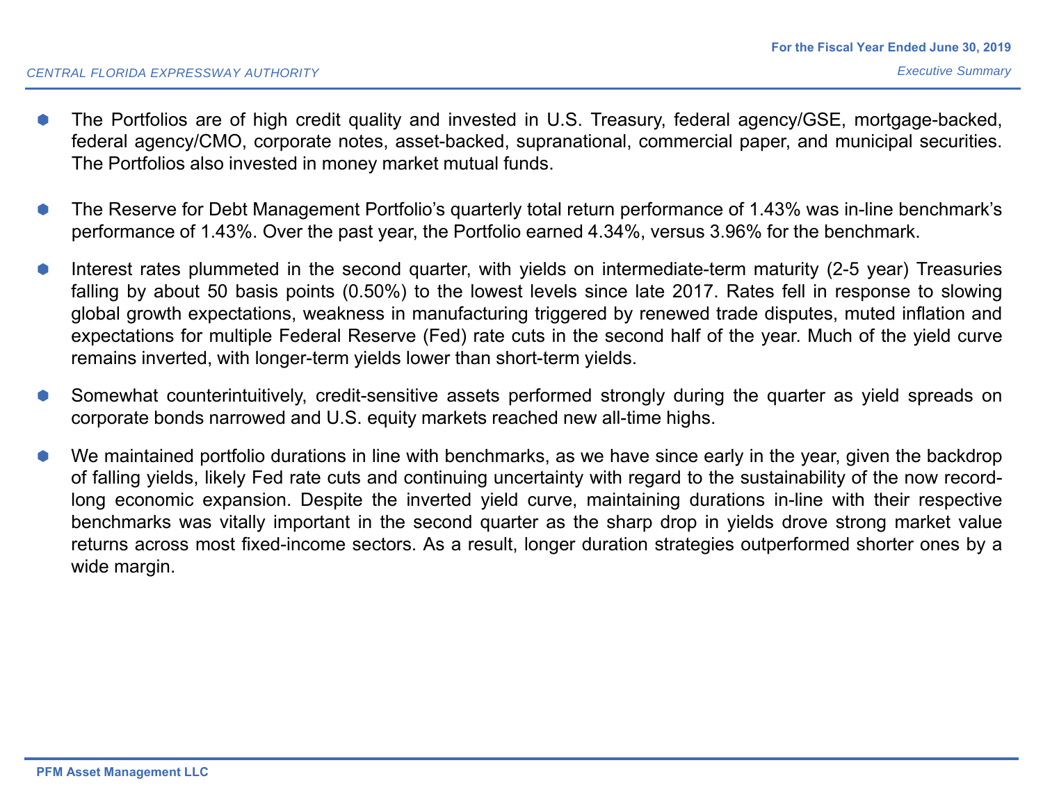- The Portfolios are of high credit quality and invested in U.S. Treasury, federal agency/GSE, mortgage-backed, federal agency/CMO, corporate notes, asset-backed, supranational, commercial paper, and municipal securities. The Portfolios also invested in money market mutual funds.

- The Reserve for Debt Management Portfolio's quarterly total return performance of 1.43% was in-line benchmark's performance of 1.43%. Over the past year, the Portfolio earned 4.34%, versus 3.96% for the benchmark.

- Interest rates plummeted in the second quarter, with yields on intermediate-term maturity (2-5 year) Treasuries falling by about 50 basis points (0.50%) to the lowest levels since late 2017. Rates fell in response to slowing global growth expectations, weakness in manufacturing triggered by renewed trade disputes, muted inflation and expectations for multiple Federal Reserve (Fed) rate cuts in the second half of the year. Much of the yield curve remains inverted, with longer-term yields lower than short-term yields.

- Somewhat counterintuitively, credit-sensitive assets performed strongly during the quarter as yield spreads on corporate bonds narrowed and U.S. equity markets reached new all-time highs.

- We maintained portfolio durations in line with benchmarks, as we have since early in the year, given the backdrop of falling yields, likely Fed rate cuts and continuing uncertainty with regard to the sustainability of the now record-long economic expansion. Despite the inverted yield curve, maintaining durations in-line with their respective benchmarks was vitally important in the second quarter as the sharp drop in yields drove strong market value returns across most fixed-income sectors. As a result, longer duration strategies outperformed shorter ones by a wide margin.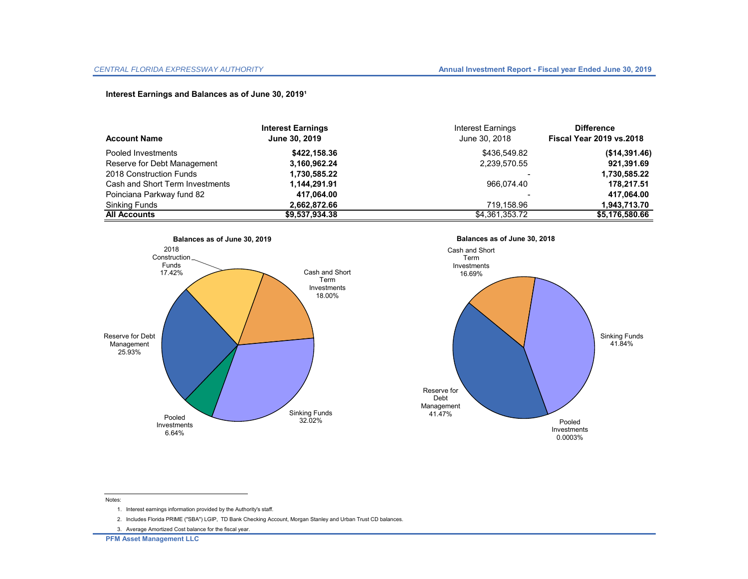## Interest Earnings and Balances as of June 30, 2019[1]

| Account Name | Interest Earnings June 30, 2019 | Interest Earnings June 30, 2018 | Difference Fiscal Year 2019 vs.2018 |
|---|---|---|---|
| Pooled Investments | **$422,158.36** | $436,549.82 | **($14,391.46)** |
| Reserve for Debt Management | **3,160,962.24** | 2,239,570.55 | **921,391.69** |
| 2018 Construction Funds | **1,730,585.22** | - | **1,730,585.22** |
| Cash and Short Term Investments | **1,144,291.91** | 966,074.40 | **178,217.51** |
| Poinciana Parkway fund 82 | **417,064.00** | - | **417,064.00** |
| Sinking Funds | **2,662,872.66** | 719,158.96 | **1,943,713.70** |
| **All Accounts** | **$9,537,934.38** | $4,361,353.72 | **$5,176,580.66** |

**Balances as of June 30, 2019**

- 2018 Construction Funds 17.42%
- Cash and Short Term Investments 18.00%
- Reserve for Debt Management 25.93%
- Sinking Funds 32.02%
- Pooled Investments 6.64%

**Balances as of June 30, 2018**

- Cash and Short Term Investments 16.69%
- Sinking Funds 41.84%
- Reserve for Debt Management 41.47%
- Pooled Investments 0.0003%

Notes:

1. Interest earnings information provided by the Authority's staff.
2. Includes Florida PRIME ("SBA") LGIP, TD Bank Checking Account, Morgan Stanley and Urban Trust CD balances.
3. Average Amortized Cost balance for the fiscal year.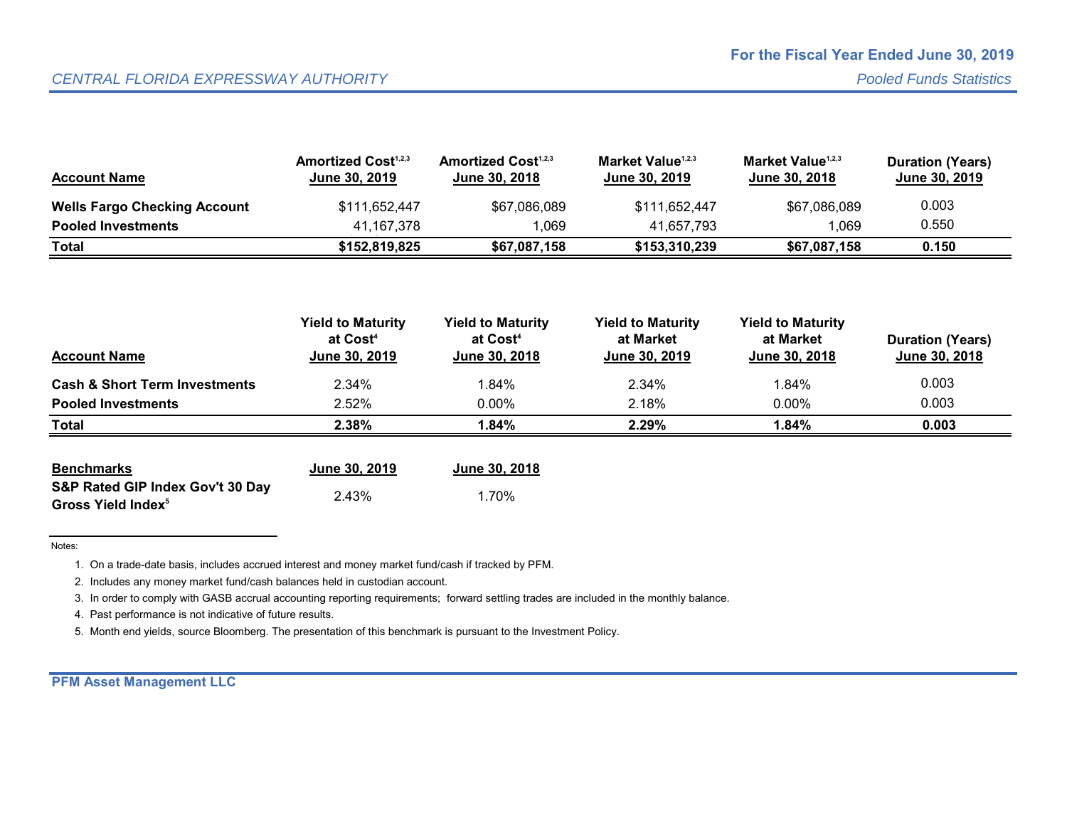# CENTRAL FLORIDA EXPRESSWAY AUTHORITY

## For the Fiscal Year Ended June 30, 2019

*Pooled Funds Statistics*

| Account Name | Amortized Cost[1,2,3] June 30, 2019 | Amortized Cost[1,2,3] June 30, 2018 | Market Value[1,2,3] June 30, 2019 | Market Value[1,2,3] June 30, 2018 | Duration (Years) June 30, 2019 |
|---|---|---|---|---|---|
| **Wells Fargo Checking Account** | $111,652,447 | $67,086,089 | $111,652,447 | $67,086,089 | 0.003 |
| **Pooled Investments** | 41,167,378 | 1,069 | 41,657,793 | 1,069 | 0.550 |
| **Total** | **$152,819,825** | **$67,087,158** | **$153,310,239** | **$67,087,158** | **0.150** |

| Account Name | Yield to Maturity at Cost[4] June 30, 2019 | Yield to Maturity at Cost[4] June 30, 2018 | Yield to Maturity at Market June 30, 2019 | Yield to Maturity at Market June 30, 2018 | Duration (Years) June 30, 2018 |
|---|---|---|---|---|---|
| **Cash & Short Term Investments** | 2.34% | 1.84% | 2.34% | 1.84% | 0.003 |
| **Pooled Investments** | 2.52% | 0.00% | 2.18% | 0.00% | 0.003 |
| **Total** | **2.38%** | **1.84%** | **2.29%** | **1.84%** | **0.003** |

| Benchmarks | June 30, 2019 | June 30, 2018 |
|---|---|---|
| **S&P Rated GIP Index Gov't 30 Day Gross Yield Index[5]** | 2.43% | 1.70% |

Notes:

1. On a trade-date basis, includes accrued interest and money market fund/cash if tracked by PFM.
2. Includes any money market fund/cash balances held in custodian account.
3. In order to comply with GASB accrual accounting reporting requirements; forward settling trades are included in the monthly balance.
4. Past performance is not indicative of future results.
5. Month end yields, source Bloomberg. The presentation of this benchmark is pursuant to the Investment Policy.

**PFM Asset Management LLC**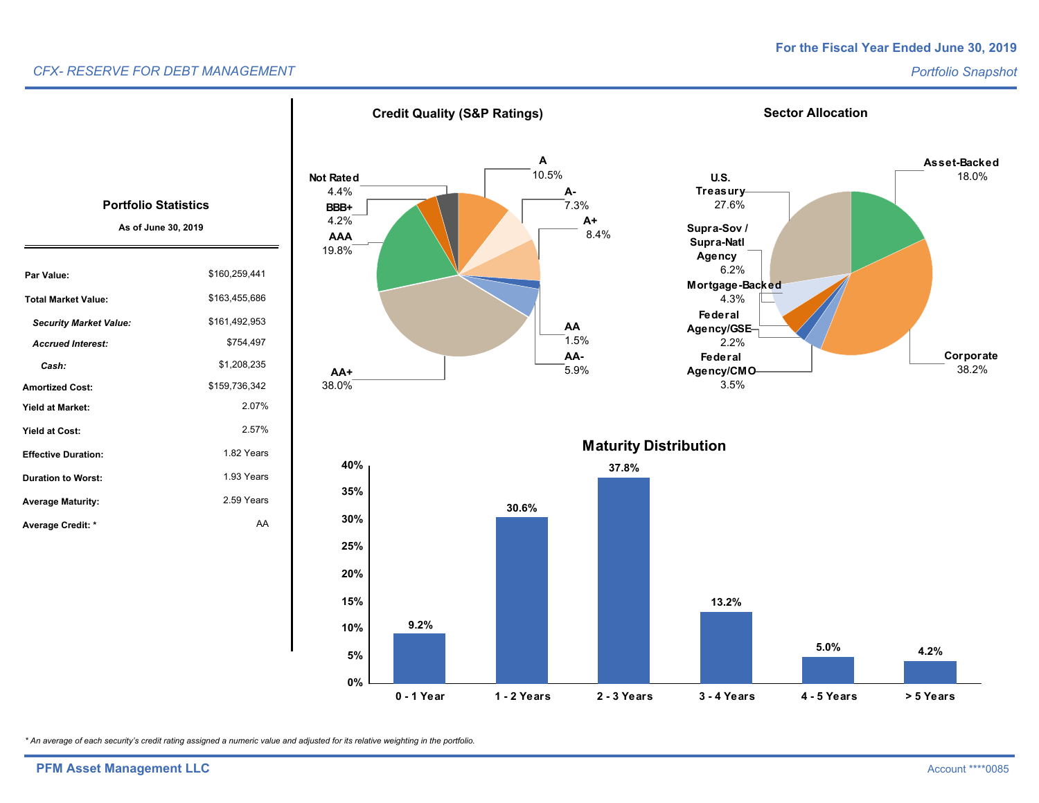CFX- RESERVE FOR DEBT MANAGEMENT

For the Fiscal Year Ended June 30, 2019

*Portfolio Snapshot*

## Portfolio Statistics

**As of June 30, 2019**

| | |
|---|---|
| **Par Value:** | $160,259,441 |
| **Total Market Value:** | $163,455,686 |
| ***Security Market Value:*** | $161,492,953 |
| ***Accrued Interest:*** | $754,497 |
| ***Cash:*** | $1,208,235 |
| **Amortized Cost:** | $159,736,342 |
| **Yield at Market:** | 2.07% |
| **Yield at Cost:** | 2.57% |
| **Effective Duration:** | 1.82 Years |
| **Duration to Worst:** | 1.93 Years |
| **Average Maturity:** | 2.59 Years |
| **Average Credit: *** | AA |

## Credit Quality (S&P Ratings)

| Rating | Percentage |
|---|---|
| A | 10.5% |
| A- | 7.3% |
| A+ | 8.4% |
| AA | 1.5% |
| AA- | 5.9% |
| AA+ | 38.0% |
| AAA | 19.8% |
| BBB+ | 4.2% |
| Not Rated | 4.4% |

## Sector Allocation

| Sector | Percentage |
|---|---|
| Asset-Backed | 18.0% |
| Corporate | 38.2% |
| Federal Agency/CMO | 3.5% |
| Federal Agency/GSE | 2.2% |
| Mortgage-Backed | 4.3% |
| Supra-Sov / Supra-Natl Agency | 6.2% |
| U.S. Treasury | 27.6% |

## Maturity Distribution

| Maturity | Percentage |
|---|---|
| 0 - 1 Year | 9.2% |
| 1 - 2 Years | 30.6% |
| 2 - 3 Years | 37.8% |
| 3 - 4 Years | 13.2% |
| 4 - 5 Years | 5.0% |
| > 5 Years | 4.2% |

*\* An average of each security's credit rating assigned a numeric value and adjusted for its relative weighting in the portfolio.*

PFM Asset Management LLC

Account ****0085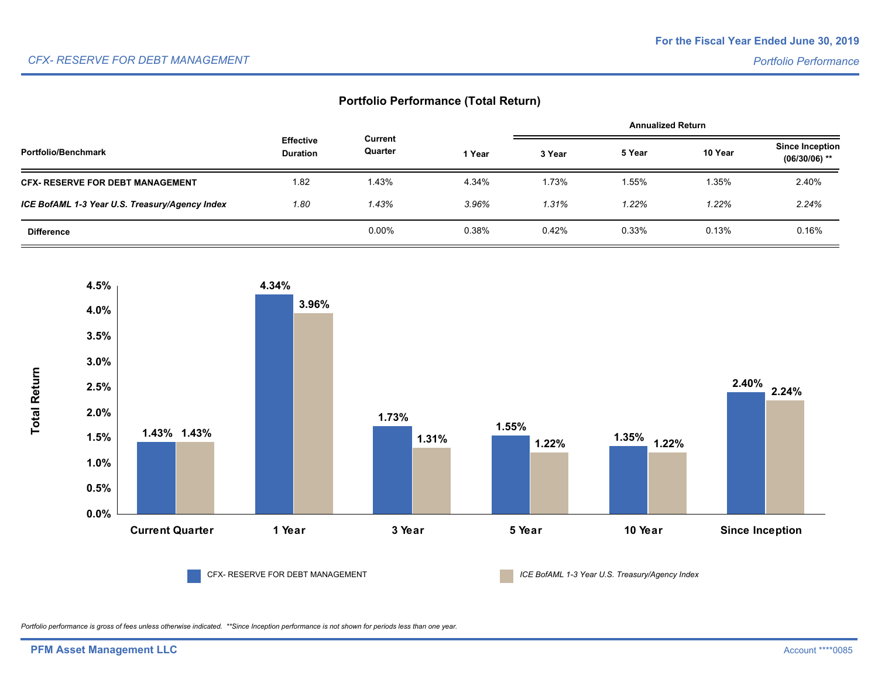CFX- RESERVE FOR DEBT MANAGEMENT

**For the Fiscal Year Ended June 30, 2019**

*Portfolio Performance*

## Portfolio Performance (Total Return)

| Portfolio/Benchmark | Effective Duration | Current Quarter | 1 Year | 3 Year | 5 Year | 10 Year | Since Inception (06/30/06) ** |
|---|---|---|---|---|---|---|---|
| | | | | Annualized Return | | | |
| **CFX- RESERVE FOR DEBT MANAGEMENT** | 1.82 | 1.43% | 4.34% | 1.73% | 1.55% | 1.35% | 2.40% |
| ***ICE BofAML 1-3 Year U.S. Treasury/Agency Index*** | *1.80* | *1.43%* | *3.96%* | *1.31%* | *1.22%* | *1.22%* | *2.24%* |
| **Difference** | | 0.00% | 0.38% | 0.42% | 0.33% | 0.13% | 0.16% |

| Total Return | Current Quarter | 1 Year | 3 Year | 5 Year | 10 Year | Since Inception |
|---|---|---|---|---|---|---|
| CFX- RESERVE FOR DEBT MANAGEMENT | 1.43% | 4.34% | 1.73% | 1.55% | 1.35% | 2.40% |
| *ICE BofAML 1-3 Year U.S. Treasury/Agency Index* | 1.43% | 3.96% | 1.31% | 1.22% | 1.22% | 2.24% |

*Portfolio performance is gross of fees unless otherwise indicated. **Since Inception performance is not shown for periods less than one year.*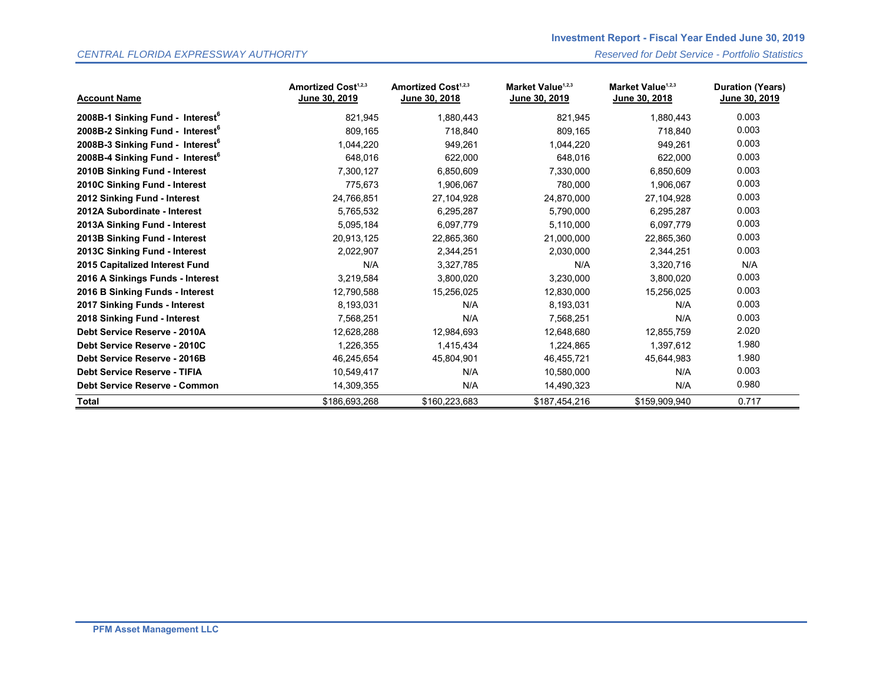**Investment Report - Fiscal Year Ended June 30, 2019**

*CENTRAL FLORIDA EXPRESSWAY AUTHORITY*

*Reserved for Debt Service - Portfolio Statistics*

| Account Name | Amortized Cost[1,2,3] June 30, 2019 | Amortized Cost[1,2,3] June 30, 2018 | Market Value[1,2,3] June 30, 2019 | Market Value[1,2,3] June 30, 2018 | Duration (Years) June 30, 2019 |
|---|---|---|---|---|---|
| **2008B-1 Sinking Fund - Interest[6]** | 821,945 | 1,880,443 | 821,945 | 1,880,443 | 0.003 |
| **2008B-2 Sinking Fund - Interest[6]** | 809,165 | 718,840 | 809,165 | 718,840 | 0.003 |
| **2008B-3 Sinking Fund - Interest[6]** | 1,044,220 | 949,261 | 1,044,220 | 949,261 | 0.003 |
| **2008B-4 Sinking Fund - Interest[6]** | 648,016 | 622,000 | 648,016 | 622,000 | 0.003 |
| **2010B Sinking Fund - Interest** | 7,300,127 | 6,850,609 | 7,330,000 | 6,850,609 | 0.003 |
| **2010C Sinking Fund - Interest** | 775,673 | 1,906,067 | 780,000 | 1,906,067 | 0.003 |
| **2012 Sinking Fund - Interest** | 24,766,851 | 27,104,928 | 24,870,000 | 27,104,928 | 0.003 |
| **2012A Subordinate - Interest** | 5,765,532 | 6,295,287 | 5,790,000 | 6,295,287 | 0.003 |
| **2013A Sinking Fund - Interest** | 5,095,184 | 6,097,779 | 5,110,000 | 6,097,779 | 0.003 |
| **2013B Sinking Fund - Interest** | 20,913,125 | 22,865,360 | 21,000,000 | 22,865,360 | 0.003 |
| **2013C Sinking Fund - Interest** | 2,022,907 | 2,344,251 | 2,030,000 | 2,344,251 | 0.003 |
| **2015 Capitalized Interest Fund** | N/A | 3,327,785 | N/A | 3,320,716 | N/A |
| **2016 A Sinkings Funds - Interest** | 3,219,584 | 3,800,020 | 3,230,000 | 3,800,020 | 0.003 |
| **2016 B Sinking Funds - Interest** | 12,790,588 | 15,256,025 | 12,830,000 | 15,256,025 | 0.003 |
| **2017 Sinking Funds - Interest** | 8,193,031 | N/A | 8,193,031 | N/A | 0.003 |
| **2018 Sinking Fund - Interest** | 7,568,251 | N/A | 7,568,251 | N/A | 0.003 |
| **Debt Service Reserve - 2010A** | 12,628,288 | 12,984,693 | 12,648,680 | 12,855,759 | 2.020 |
| **Debt Service Reserve - 2010C** | 1,226,355 | 1,415,434 | 1,224,865 | 1,397,612 | 1.980 |
| **Debt Service Reserve - 2016B** | 46,245,654 | 45,804,901 | 46,455,721 | 45,644,983 | 1.980 |
| **Debt Service Reserve - TIFIA** | 10,549,417 | N/A | 10,580,000 | N/A | 0.003 |
| **Debt Service Reserve - Common** | 14,309,355 | N/A | 14,490,323 | N/A | 0.980 |
| **Total** | $186,693,268 | $160,223,683 | $187,454,216 | $159,909,940 | 0.717 |

**PFM Asset Management LLC**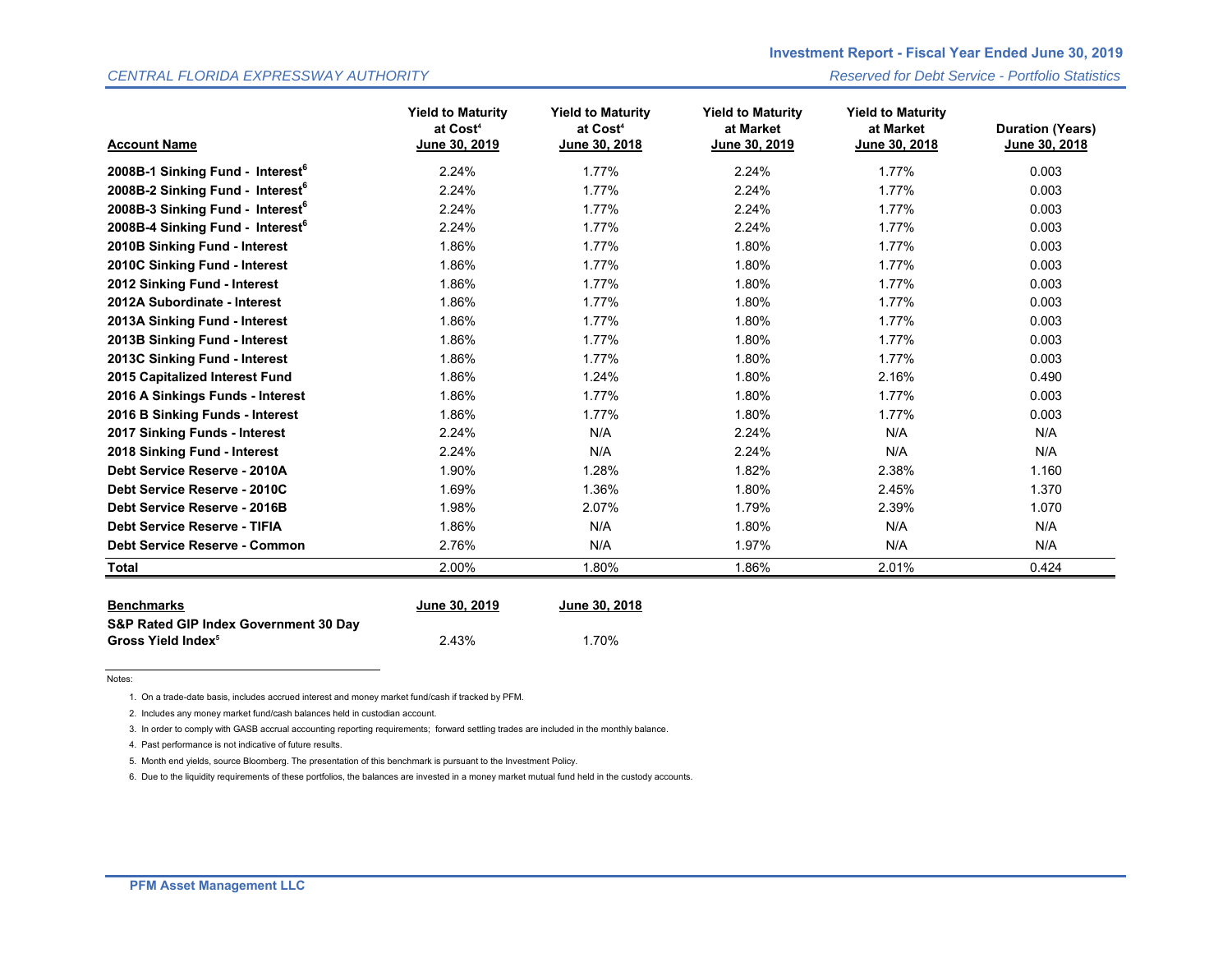## Investment Report - Fiscal Year Ended June 30, 2019

*CENTRAL FLORIDA EXPRESSWAY AUTHORITY*

*Reserved for Debt Service - Portfolio Statistics*

| Account Name | Yield to Maturity at Cost[4] June 30, 2019 | Yield to Maturity at Cost[4] June 30, 2018 | Yield to Maturity at Market June 30, 2019 | Yield to Maturity at Market June 30, 2018 | Duration (Years) June 30, 2018 |
|---|---|---|---|---|---|
| **2008B-1 Sinking Fund - Interest[6]** | 2.24% | 1.77% | 2.24% | 1.77% | 0.003 |
| **2008B-2 Sinking Fund - Interest[6]** | 2.24% | 1.77% | 2.24% | 1.77% | 0.003 |
| **2008B-3 Sinking Fund - Interest[6]** | 2.24% | 1.77% | 2.24% | 1.77% | 0.003 |
| **2008B-4 Sinking Fund - Interest[6]** | 2.24% | 1.77% | 2.24% | 1.77% | 0.003 |
| **2010B Sinking Fund - Interest** | 1.86% | 1.77% | 1.80% | 1.77% | 0.003 |
| **2010C Sinking Fund - Interest** | 1.86% | 1.77% | 1.80% | 1.77% | 0.003 |
| **2012 Sinking Fund - Interest** | 1.86% | 1.77% | 1.80% | 1.77% | 0.003 |
| **2012A Subordinate - Interest** | 1.86% | 1.77% | 1.80% | 1.77% | 0.003 |
| **2013A Sinking Fund - Interest** | 1.86% | 1.77% | 1.80% | 1.77% | 0.003 |
| **2013B Sinking Fund - Interest** | 1.86% | 1.77% | 1.80% | 1.77% | 0.003 |
| **2013C Sinking Fund - Interest** | 1.86% | 1.77% | 1.80% | 1.77% | 0.003 |
| **2015 Capitalized Interest Fund** | 1.86% | 1.24% | 1.80% | 2.16% | 0.490 |
| **2016 A Sinkings Funds - Interest** | 1.86% | 1.77% | 1.80% | 1.77% | 0.003 |
| **2016 B Sinking Funds - Interest** | 1.86% | 1.77% | 1.80% | 1.77% | 0.003 |
| **2017 Sinking Funds - Interest** | 2.24% | N/A | 2.24% | N/A | N/A |
| **2018 Sinking Fund - Interest** | 2.24% | N/A | 2.24% | N/A | N/A |
| **Debt Service Reserve - 2010A** | 1.90% | 1.28% | 1.82% | 2.38% | 1.160 |
| **Debt Service Reserve - 2010C** | 1.69% | 1.36% | 1.80% | 2.45% | 1.370 |
| **Debt Service Reserve - 2016B** | 1.98% | 2.07% | 1.79% | 2.39% | 1.070 |
| **Debt Service Reserve - TIFIA** | 1.86% | N/A | 1.80% | N/A | N/A |
| **Debt Service Reserve - Common** | 2.76% | N/A | 1.97% | N/A | N/A |
| **Total** | 2.00% | 1.80% | 1.86% | 2.01% | 0.424 |

| Benchmarks | June 30, 2019 | June 30, 2018 |
|---|---|---|
| **S&P Rated GIP Index Government 30 Day Gross Yield Index[5]** | 2.43% | 1.70% |

Notes:

1. On a trade-date basis, includes accrued interest and money market fund/cash if tracked by PFM.
2. Includes any money market fund/cash balances held in custodian account.
3. In order to comply with GASB accrual accounting reporting requirements; forward settling trades are included in the monthly balance.
4. Past performance is not indicative of future results.
5. Month end yields, source Bloomberg. The presentation of this benchmark is pursuant to the Investment Policy.
6. Due to the liquidity requirements of these portfolios, the balances are invested in a money market mutual fund held in the custody accounts.

**PFM Asset Management LLC**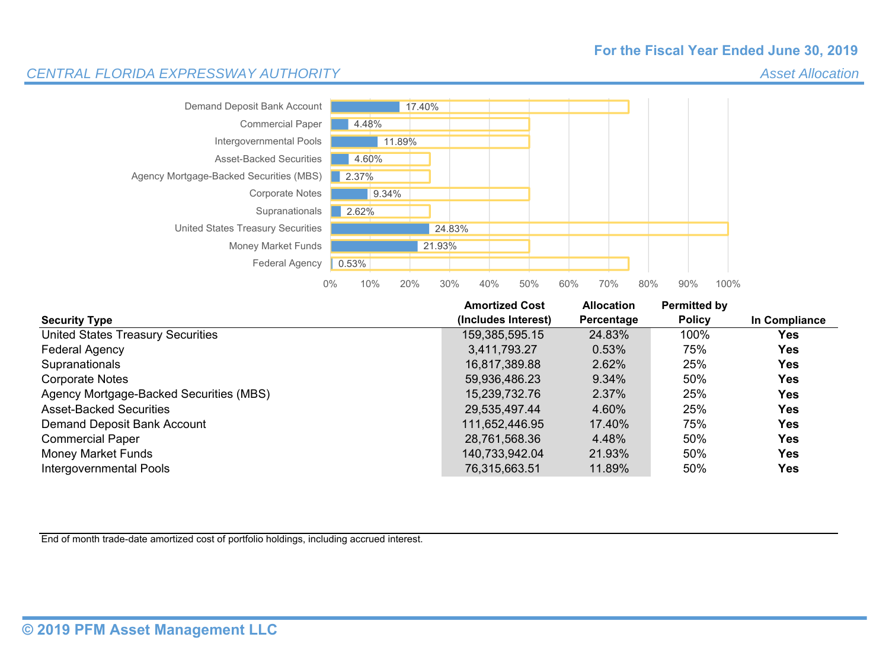For the Fiscal Year Ended June 30, 2019

*CENTRAL FLORIDA EXPRESSWAY AUTHORITY*

*Asset Allocation*

| Security Type | Allocation |
|---|---|
| Demand Deposit Bank Account | 17.40% |
| Commercial Paper | 4.48% |
| Intergovernmental Pools | 11.89% |
| Asset-Backed Securities | 4.60% |
| Agency Mortgage-Backed Securities (MBS) | 2.37% |
| Corporate Notes | 9.34% |
| Supranationals | 2.62% |
| United States Treasury Securities | 24.83% |
| Money Market Funds | 21.93% |
| Federal Agency | 0.53% |

| Security Type | Amortized Cost (Includes Interest) | Allocation Percentage | Permitted by Policy | In Compliance |
|---|---|---|---|---|
| United States Treasury Securities | 159,385,595.15 | 24.83% | 100% | **Yes** |
| Federal Agency | 3,411,793.27 | 0.53% | 75% | **Yes** |
| Supranationals | 16,817,389.88 | 2.62% | 25% | **Yes** |
| Corporate Notes | 59,936,486.23 | 9.34% | 50% | **Yes** |
| Agency Mortgage-Backed Securities (MBS) | 15,239,732.76 | 2.37% | 25% | **Yes** |
| Asset-Backed Securities | 29,535,497.44 | 4.60% | 25% | **Yes** |
| Demand Deposit Bank Account | 111,652,446.95 | 17.40% | 75% | **Yes** |
| Commercial Paper | 28,761,568.36 | 4.48% | 50% | **Yes** |
| Money Market Funds | 140,733,942.04 | 21.93% | 50% | **Yes** |
| Intergovernmental Pools | 76,315,663.51 | 11.89% | 50% | **Yes** |

End of month trade-date amortized cost of portfolio holdings, including accrued interest.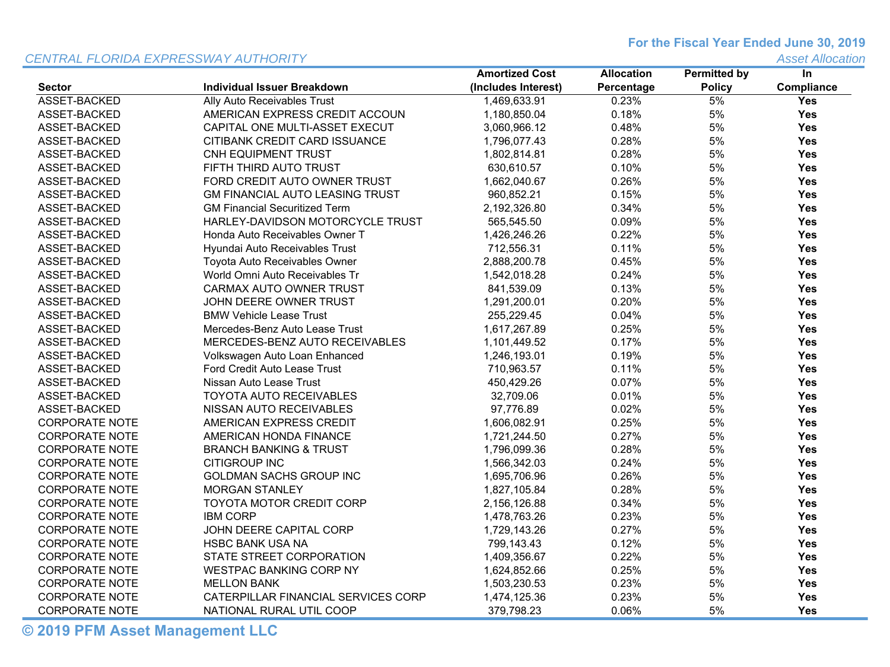CENTRAL FLORIDA EXPRESSWAY AUTHORITY

**For the Fiscal Year Ended June 30, 2019**

*Asset Allocation*

| Sector | Individual Issuer Breakdown | Amortized Cost (Includes Interest) | Allocation Percentage | Permitted by Policy | In Compliance |
|---|---|---|---|---|---|
| ASSET-BACKED | Ally Auto Receivables Trust | 1,469,633.91 | 0.23% | 5% | **Yes** |
| ASSET-BACKED | AMERICAN EXPRESS CREDIT ACCOUN | 1,180,850.04 | 0.18% | 5% | **Yes** |
| ASSET-BACKED | CAPITAL ONE MULTI-ASSET EXECUT | 3,060,966.12 | 0.48% | 5% | **Yes** |
| ASSET-BACKED | CITIBANK CREDIT CARD ISSUANCE | 1,796,077.43 | 0.28% | 5% | **Yes** |
| ASSET-BACKED | CNH EQUIPMENT TRUST | 1,802,814.81 | 0.28% | 5% | **Yes** |
| ASSET-BACKED | FIFTH THIRD AUTO TRUST | 630,610.57 | 0.10% | 5% | **Yes** |
| ASSET-BACKED | FORD CREDIT AUTO OWNER TRUST | 1,662,040.67 | 0.26% | 5% | **Yes** |
| ASSET-BACKED | GM FINANCIAL AUTO LEASING TRUST | 960,852.21 | 0.15% | 5% | **Yes** |
| ASSET-BACKED | GM Financial Securitized Term | 2,192,326.80 | 0.34% | 5% | **Yes** |
| ASSET-BACKED | HARLEY-DAVIDSON MOTORCYCLE TRUST | 565,545.50 | 0.09% | 5% | **Yes** |
| ASSET-BACKED | Honda Auto Receivables Owner T | 1,426,246.26 | 0.22% | 5% | **Yes** |
| ASSET-BACKED | Hyundai Auto Receivables Trust | 712,556.31 | 0.11% | 5% | **Yes** |
| ASSET-BACKED | Toyota Auto Receivables Owner | 2,888,200.78 | 0.45% | 5% | **Yes** |
| ASSET-BACKED | World Omni Auto Receivables Tr | 1,542,018.28 | 0.24% | 5% | **Yes** |
| ASSET-BACKED | CARMAX AUTO OWNER TRUST | 841,539.09 | 0.13% | 5% | **Yes** |
| ASSET-BACKED | JOHN DEERE OWNER TRUST | 1,291,200.01 | 0.20% | 5% | **Yes** |
| ASSET-BACKED | BMW Vehicle Lease Trust | 255,229.45 | 0.04% | 5% | **Yes** |
| ASSET-BACKED | Mercedes-Benz Auto Lease Trust | 1,617,267.89 | 0.25% | 5% | **Yes** |
| ASSET-BACKED | MERCEDES-BENZ AUTO RECEIVABLES | 1,101,449.52 | 0.17% | 5% | **Yes** |
| ASSET-BACKED | Volkswagen Auto Loan Enhanced | 1,246,193.01 | 0.19% | 5% | **Yes** |
| ASSET-BACKED | Ford Credit Auto Lease Trust | 710,963.57 | 0.11% | 5% | **Yes** |
| ASSET-BACKED | Nissan Auto Lease Trust | 450,429.26 | 0.07% | 5% | **Yes** |
| ASSET-BACKED | TOYOTA AUTO RECEIVABLES | 32,709.06 | 0.01% | 5% | **Yes** |
| ASSET-BACKED | NISSAN AUTO RECEIVABLES | 97,776.89 | 0.02% | 5% | **Yes** |
| CORPORATE NOTE | AMERICAN EXPRESS CREDIT | 1,606,082.91 | 0.25% | 5% | **Yes** |
| CORPORATE NOTE | AMERICAN HONDA FINANCE | 1,721,244.50 | 0.27% | 5% | **Yes** |
| CORPORATE NOTE | BRANCH BANKING & TRUST | 1,796,099.36 | 0.28% | 5% | **Yes** |
| CORPORATE NOTE | CITIGROUP INC | 1,566,342.03 | 0.24% | 5% | **Yes** |
| CORPORATE NOTE | GOLDMAN SACHS GROUP INC | 1,695,706.96 | 0.26% | 5% | **Yes** |
| CORPORATE NOTE | MORGAN STANLEY | 1,827,105.84 | 0.28% | 5% | **Yes** |
| CORPORATE NOTE | TOYOTA MOTOR CREDIT CORP | 2,156,126.88 | 0.34% | 5% | **Yes** |
| CORPORATE NOTE | IBM CORP | 1,478,763.26 | 0.23% | 5% | **Yes** |
| CORPORATE NOTE | JOHN DEERE CAPITAL CORP | 1,729,143.26 | 0.27% | 5% | **Yes** |
| CORPORATE NOTE | HSBC BANK USA NA | 799,143.43 | 0.12% | 5% | **Yes** |
| CORPORATE NOTE | STATE STREET CORPORATION | 1,409,356.67 | 0.22% | 5% | **Yes** |
| CORPORATE NOTE | WESTPAC BANKING CORP NY | 1,624,852.66 | 0.25% | 5% | **Yes** |
| CORPORATE NOTE | MELLON BANK | 1,503,230.53 | 0.23% | 5% | **Yes** |
| CORPORATE NOTE | CATERPILLAR FINANCIAL SERVICES CORP | 1,474,125.36 | 0.23% | 5% | **Yes** |
| CORPORATE NOTE | NATIONAL RURAL UTIL COOP | 379,798.23 | 0.06% | 5% | **Yes** |

**© 2019 PFM Asset Management LLC**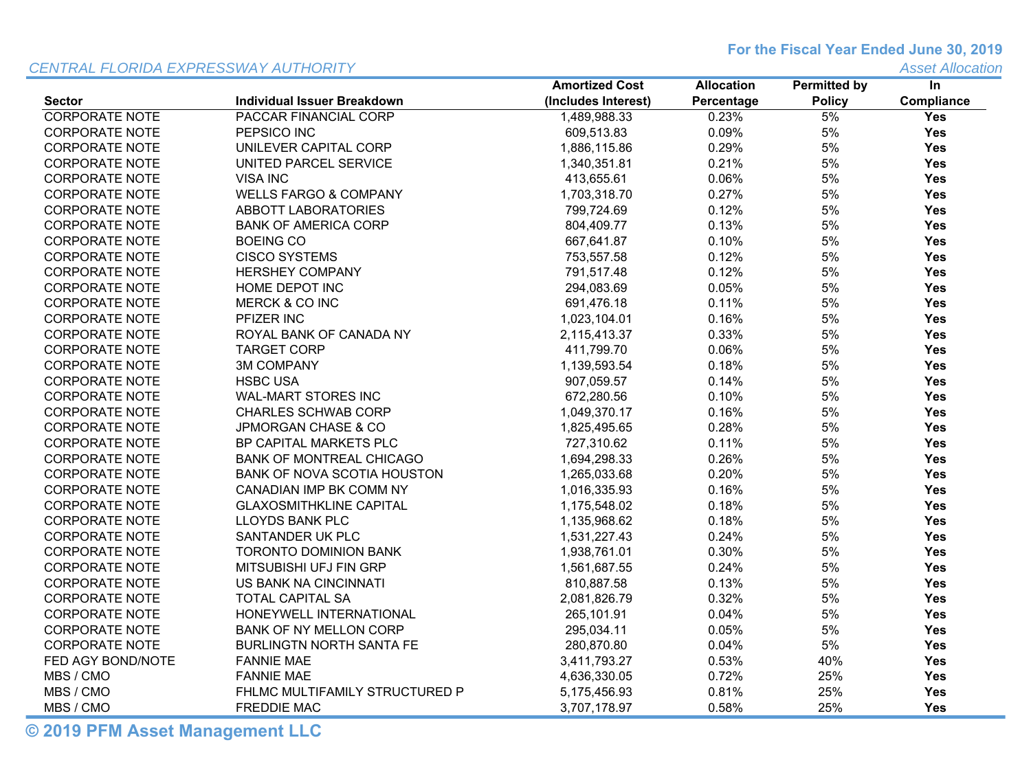CENTRAL FLORIDA EXPRESSWAY AUTHORITY

**For the Fiscal Year Ended June 30, 2019**

*Asset Allocation*

| Sector | Individual Issuer Breakdown | Amortized Cost (Includes Interest) | Allocation Percentage | Permitted by Policy | In Compliance |
|---|---|---|---|---|---|
| CORPORATE NOTE | PACCAR FINANCIAL CORP | 1,489,988.33 | 0.23% | 5% | **Yes** |
| CORPORATE NOTE | PEPSICO INC | 609,513.83 | 0.09% | 5% | **Yes** |
| CORPORATE NOTE | UNILEVER CAPITAL CORP | 1,886,115.86 | 0.29% | 5% | **Yes** |
| CORPORATE NOTE | UNITED PARCEL SERVICE | 1,340,351.81 | 0.21% | 5% | **Yes** |
| CORPORATE NOTE | VISA INC | 413,655.61 | 0.06% | 5% | **Yes** |
| CORPORATE NOTE | WELLS FARGO & COMPANY | 1,703,318.70 | 0.27% | 5% | **Yes** |
| CORPORATE NOTE | ABBOTT LABORATORIES | 799,724.69 | 0.12% | 5% | **Yes** |
| CORPORATE NOTE | BANK OF AMERICA CORP | 804,409.77 | 0.13% | 5% | **Yes** |
| CORPORATE NOTE | BOEING CO | 667,641.87 | 0.10% | 5% | **Yes** |
| CORPORATE NOTE | CISCO SYSTEMS | 753,557.58 | 0.12% | 5% | **Yes** |
| CORPORATE NOTE | HERSHEY COMPANY | 791,517.48 | 0.12% | 5% | **Yes** |
| CORPORATE NOTE | HOME DEPOT INC | 294,083.69 | 0.05% | 5% | **Yes** |
| CORPORATE NOTE | MERCK & CO INC | 691,476.18 | 0.11% | 5% | **Yes** |
| CORPORATE NOTE | PFIZER INC | 1,023,104.01 | 0.16% | 5% | **Yes** |
| CORPORATE NOTE | ROYAL BANK OF CANADA NY | 2,115,413.37 | 0.33% | 5% | **Yes** |
| CORPORATE NOTE | TARGET CORP | 411,799.70 | 0.06% | 5% | **Yes** |
| CORPORATE NOTE | 3M COMPANY | 1,139,593.54 | 0.18% | 5% | **Yes** |
| CORPORATE NOTE | HSBC USA | 907,059.57 | 0.14% | 5% | **Yes** |
| CORPORATE NOTE | WAL-MART STORES INC | 672,280.56 | 0.10% | 5% | **Yes** |
| CORPORATE NOTE | CHARLES SCHWAB CORP | 1,049,370.17 | 0.16% | 5% | **Yes** |
| CORPORATE NOTE | JPMORGAN CHASE & CO | 1,825,495.65 | 0.28% | 5% | **Yes** |
| CORPORATE NOTE | BP CAPITAL MARKETS PLC | 727,310.62 | 0.11% | 5% | **Yes** |
| CORPORATE NOTE | BANK OF MONTREAL CHICAGO | 1,694,298.33 | 0.26% | 5% | **Yes** |
| CORPORATE NOTE | BANK OF NOVA SCOTIA HOUSTON | 1,265,033.68 | 0.20% | 5% | **Yes** |
| CORPORATE NOTE | CANADIAN IMP BK COMM NY | 1,016,335.93 | 0.16% | 5% | **Yes** |
| CORPORATE NOTE | GLAXOSMITHKLINE CAPITAL | 1,175,548.02 | 0.18% | 5% | **Yes** |
| CORPORATE NOTE | LLOYDS BANK PLC | 1,135,968.62 | 0.18% | 5% | **Yes** |
| CORPORATE NOTE | SANTANDER UK PLC | 1,531,227.43 | 0.24% | 5% | **Yes** |
| CORPORATE NOTE | TORONTO DOMINION BANK | 1,938,761.01 | 0.30% | 5% | **Yes** |
| CORPORATE NOTE | MITSUBISHI UFJ FIN GRP | 1,561,687.55 | 0.24% | 5% | **Yes** |
| CORPORATE NOTE | US BANK NA CINCINNATI | 810,887.58 | 0.13% | 5% | **Yes** |
| CORPORATE NOTE | TOTAL CAPITAL SA | 2,081,826.79 | 0.32% | 5% | **Yes** |
| CORPORATE NOTE | HONEYWELL INTERNATIONAL | 265,101.91 | 0.04% | 5% | **Yes** |
| CORPORATE NOTE | BANK OF NY MELLON CORP | 295,034.11 | 0.05% | 5% | **Yes** |
| CORPORATE NOTE | BURLINGTN NORTH SANTA FE | 280,870.80 | 0.04% | 5% | **Yes** |
| FED AGY BOND/NOTE | FANNIE MAE | 3,411,793.27 | 0.53% | 40% | **Yes** |
| MBS / CMO | FANNIE MAE | 4,636,330.05 | 0.72% | 25% | **Yes** |
| MBS / CMO | FHLMC MULTIFAMILY STRUCTURED P | 5,175,456.93 | 0.81% | 25% | **Yes** |
| MBS / CMO | FREDDIE MAC | 3,707,178.97 | 0.58% | 25% | **Yes** |

**© 2019 PFM Asset Management LLC**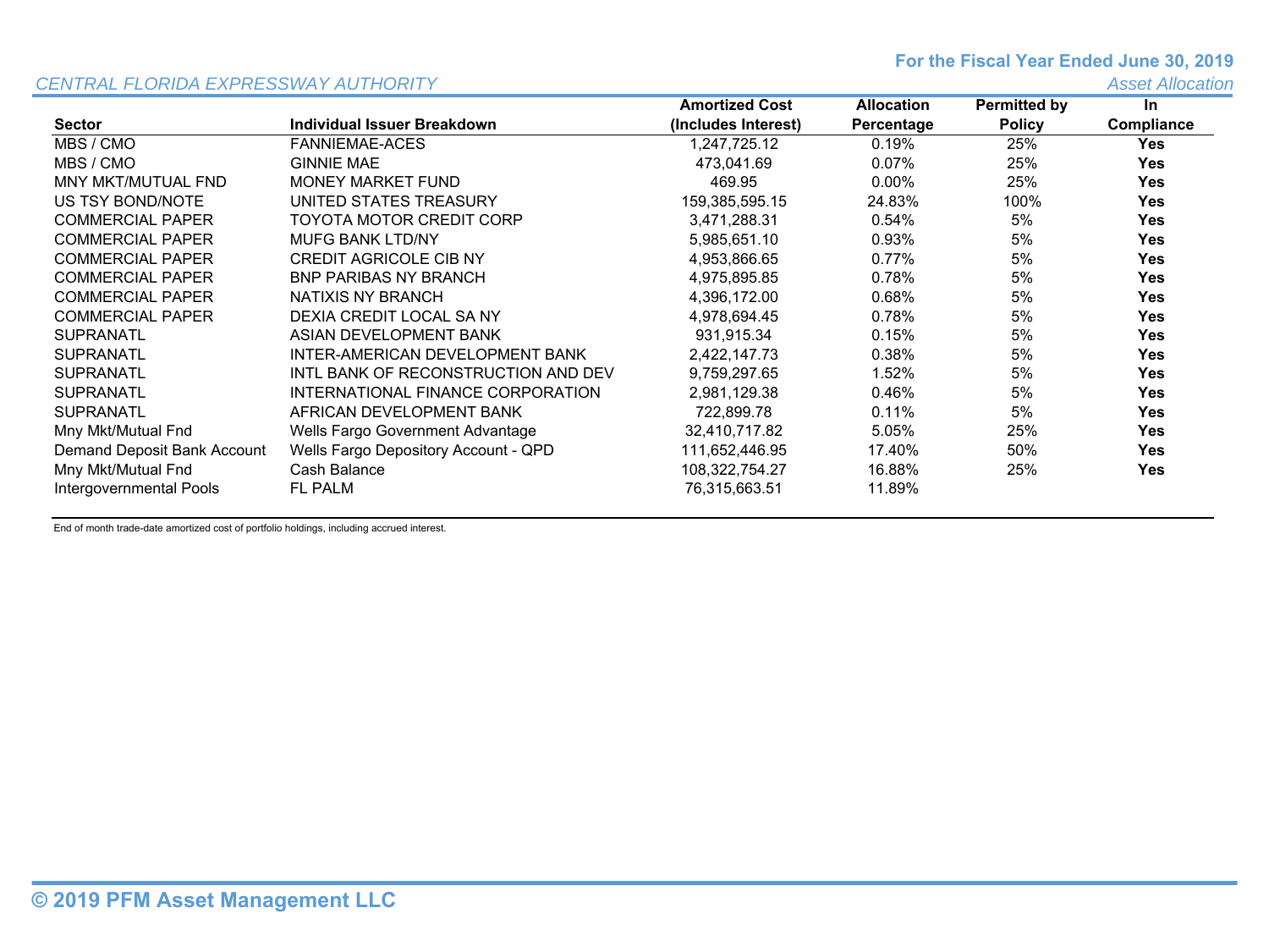*CENTRAL FLORIDA EXPRESSWAY AUTHORITY*

**For the Fiscal Year Ended June 30, 2019**

*Asset Allocation*

| Sector | Individual Issuer Breakdown | Amortized Cost (Includes Interest) | Allocation Percentage | Permitted by Policy | In Compliance |
|---|---|---|---|---|---|
| MBS / CMO | FANNIEMAE-ACES | 1,247,725.12 | 0.19% | 25% | **Yes** |
| MBS / CMO | GINNIE MAE | 473,041.69 | 0.07% | 25% | **Yes** |
| MNY MKT/MUTUAL FND | MONEY MARKET FUND | 469.95 | 0.00% | 25% | **Yes** |
| US TSY BOND/NOTE | UNITED STATES TREASURY | 159,385,595.15 | 24.83% | 100% | **Yes** |
| COMMERCIAL PAPER | TOYOTA MOTOR CREDIT CORP | 3,471,288.31 | 0.54% | 5% | **Yes** |
| COMMERCIAL PAPER | MUFG BANK LTD/NY | 5,985,651.10 | 0.93% | 5% | **Yes** |
| COMMERCIAL PAPER | CREDIT AGRICOLE CIB NY | 4,953,866.65 | 0.77% | 5% | **Yes** |
| COMMERCIAL PAPER | BNP PARIBAS NY BRANCH | 4,975,895.85 | 0.78% | 5% | **Yes** |
| COMMERCIAL PAPER | NATIXIS NY BRANCH | 4,396,172.00 | 0.68% | 5% | **Yes** |
| COMMERCIAL PAPER | DEXIA CREDIT LOCAL SA NY | 4,978,694.45 | 0.78% | 5% | **Yes** |
| SUPRANATL | ASIAN DEVELOPMENT BANK | 931,915.34 | 0.15% | 5% | **Yes** |
| SUPRANATL | INTER-AMERICAN DEVELOPMENT BANK | 2,422,147.73 | 0.38% | 5% | **Yes** |
| SUPRANATL | INTL BANK OF RECONSTRUCTION AND DEV | 9,759,297.65 | 1.52% | 5% | **Yes** |
| SUPRANATL | INTERNATIONAL FINANCE CORPORATION | 2,981,129.38 | 0.46% | 5% | **Yes** |
| SUPRANATL | AFRICAN DEVELOPMENT BANK | 722,899.78 | 0.11% | 5% | **Yes** |
| Mny Mkt/Mutual Fnd | Wells Fargo Government Advantage | 32,410,717.82 | 5.05% | 25% | **Yes** |
| Demand Deposit Bank Account | Wells Fargo Depository Account - QPD | 111,652,446.95 | 17.40% | 50% | **Yes** |
| Mny Mkt/Mutual Fnd | Cash Balance | 108,322,754.27 | 16.88% | 25% | **Yes** |
| Intergovernmental Pools | FL PALM | 76,315,663.51 | 11.89% | | |

End of month trade-date amortized cost of portfolio holdings, including accrued interest.

**© 2019 PFM Asset Management LLC**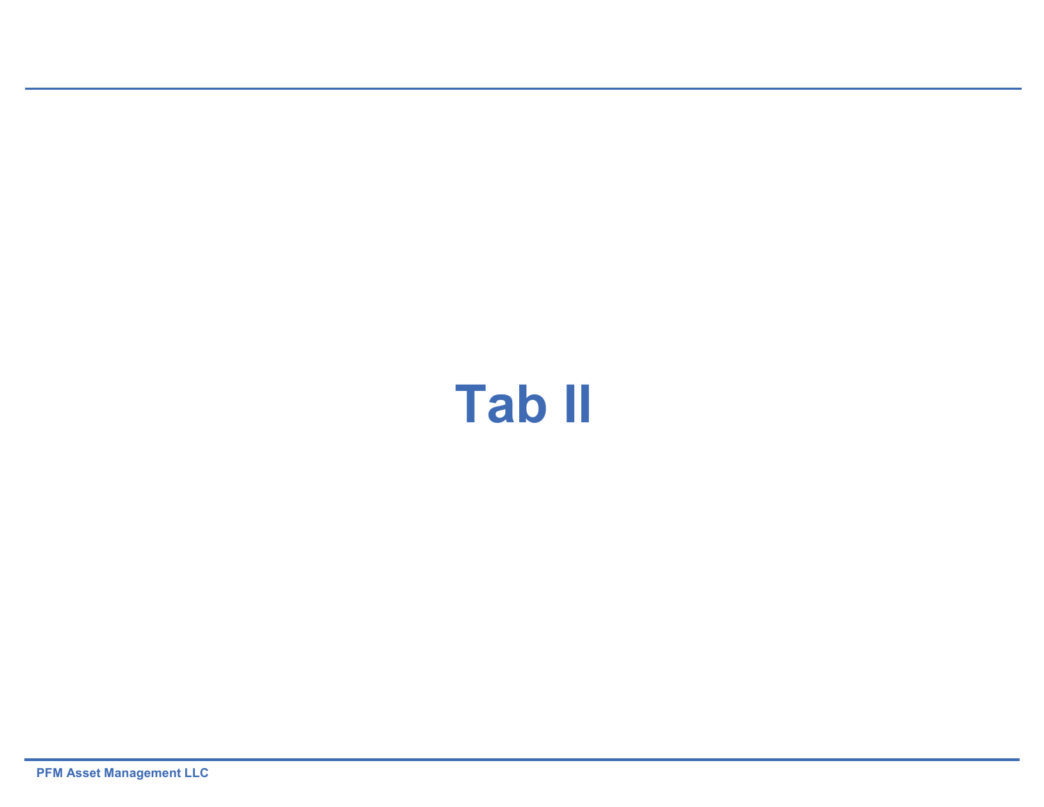# Tab II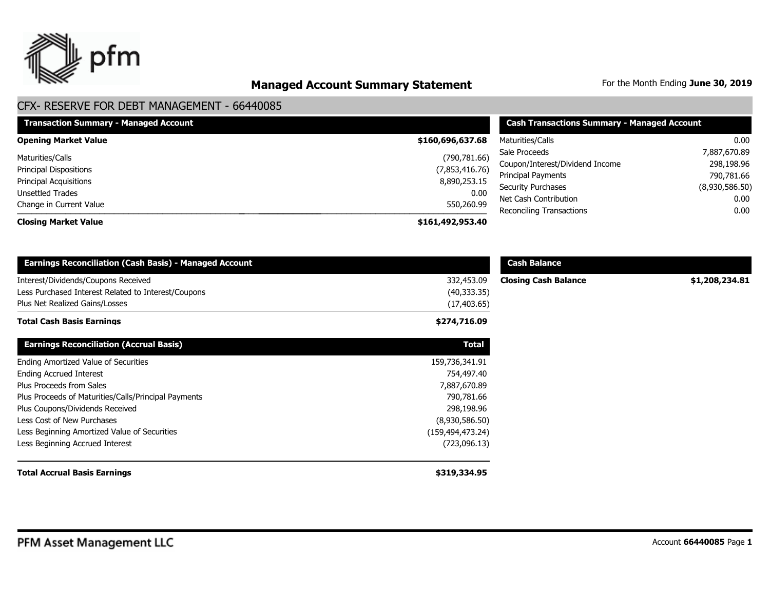# Managed Account Summary Statement

For the Month Ending **June 30, 2019**

## CFX- RESERVE FOR DEBT MANAGEMENT - 66440085

| Transaction Summary - Managed Account | |
|---|---|
| **Opening Market Value** | **$160,696,637.68** |
| Maturities/Calls | (790,781.66) |
| Principal Dispositions | (7,853,416.76) |
| Principal Acquisitions | 8,890,253.15 |
| Unsettled Trades | 0.00 |
| Change in Current Value | 550,260.99 |
| **Closing Market Value** | **$161,492,953.40** |

| Cash Transactions Summary - Managed Account | |
|---|---|
| Maturities/Calls | 0.00 |
| Sale Proceeds | 7,887,670.89 |
| Coupon/Interest/Dividend Income | 298,198.96 |
| Principal Payments | 790,781.66 |
| Security Purchases | (8,930,586.50) |
| Net Cash Contribution | 0.00 |
| Reconciling Transactions | 0.00 |

| Earnings Reconciliation (Cash Basis) - Managed Account | |
|---|---|
| Interest/Dividends/Coupons Received | 332,453.09 |
| Less Purchased Interest Related to Interest/Coupons | (40,333.35) |
| Plus Net Realized Gains/Losses | (17,403.65) |
| **Total Cash Basis Earnings** | **$274,716.09** |

| Cash Balance | |
|---|---|
| **Closing Cash Balance** | **$1,208,234.81** |

| Earnings Reconciliation (Accrual Basis) | Total |
|---|---|
| Ending Amortized Value of Securities | 159,736,341.91 |
| Ending Accrued Interest | 754,497.40 |
| Plus Proceeds from Sales | 7,887,670.89 |
| Plus Proceeds of Maturities/Calls/Principal Payments | 790,781.66 |
| Plus Coupons/Dividends Received | 298,198.96 |
| Less Cost of New Purchases | (8,930,586.50) |
| Less Beginning Amortized Value of Securities | (159,494,473.24) |
| Less Beginning Accrued Interest | (723,096.13) |
| **Total Accrual Basis Earnings** | **$319,334.95** |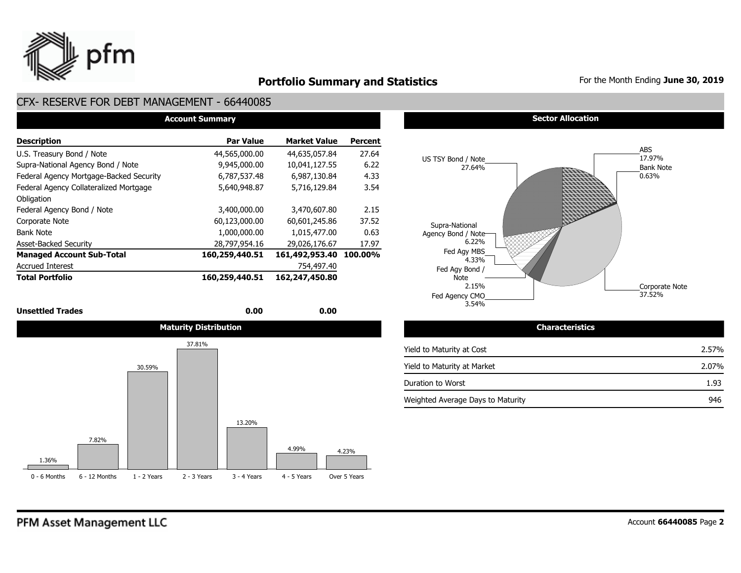# Portfolio Summary and Statistics

For the Month Ending **June 30, 2019**

## CFX- RESERVE FOR DEBT MANAGEMENT - 66440085

### Account Summary

| Description | Par Value | Market Value | Percent |
|---|---|---|---|
| U.S. Treasury Bond / Note | 44,565,000.00 | 44,635,057.84 | 27.64 |
| Supra-National Agency Bond / Note | 9,945,000.00 | 10,041,127.55 | 6.22 |
| Federal Agency Mortgage-Backed Security | 6,787,537.48 | 6,987,130.84 | 4.33 |
| Federal Agency Collateralized Mortgage Obligation | 5,640,948.87 | 5,716,129.84 | 3.54 |
| Federal Agency Bond / Note | 3,400,000.00 | 3,470,607.80 | 2.15 |
| Corporate Note | 60,123,000.00 | 60,601,245.86 | 37.52 |
| Bank Note | 1,000,000.00 | 1,015,477.00 | 0.63 |
| Asset-Backed Security | 28,797,954.16 | 29,026,176.67 | 17.97 |
| **Managed Account Sub-Total** | **160,259,440.51** | **161,492,953.40** | **100.00%** |
| Accrued Interest | | 754,497.40 | |
| **Total Portfolio** | **160,259,440.51** | **162,247,450.80** | |
| **Unsettled Trades** | **0.00** | **0.00** | |

### Sector Allocation

| Sector | Percent |
|---|---|
| US TSY Bond / Note | 27.64% |
| Supra-National Agency Bond / Note | 6.22% |
| Fed Agy MBS | 4.33% |
| Fed Agy Bond / Note | 2.15% |
| Fed Agency CMO | 3.54% |
| ABS | 17.97% |
| Bank Note | 0.63% |
| Corporate Note | 37.52% |

### Maturity Distribution

| 0 - 6 Months | 6 - 12 Months | 1 - 2 Years | 2 - 3 Years | 3 - 4 Years | 4 - 5 Years | Over 5 Years |
|---|---|---|---|---|---|---|
| 1.36% | 7.82% | 30.59% | 37.81% | 13.20% | 4.99% | 4.23% |

### Characteristics

| | |
|---|---|
| Yield to Maturity at Cost | 2.57% |
| Yield to Maturity at Market | 2.07% |
| Duration to Worst | 1.93 |
| Weighted Average Days to Maturity | 946 |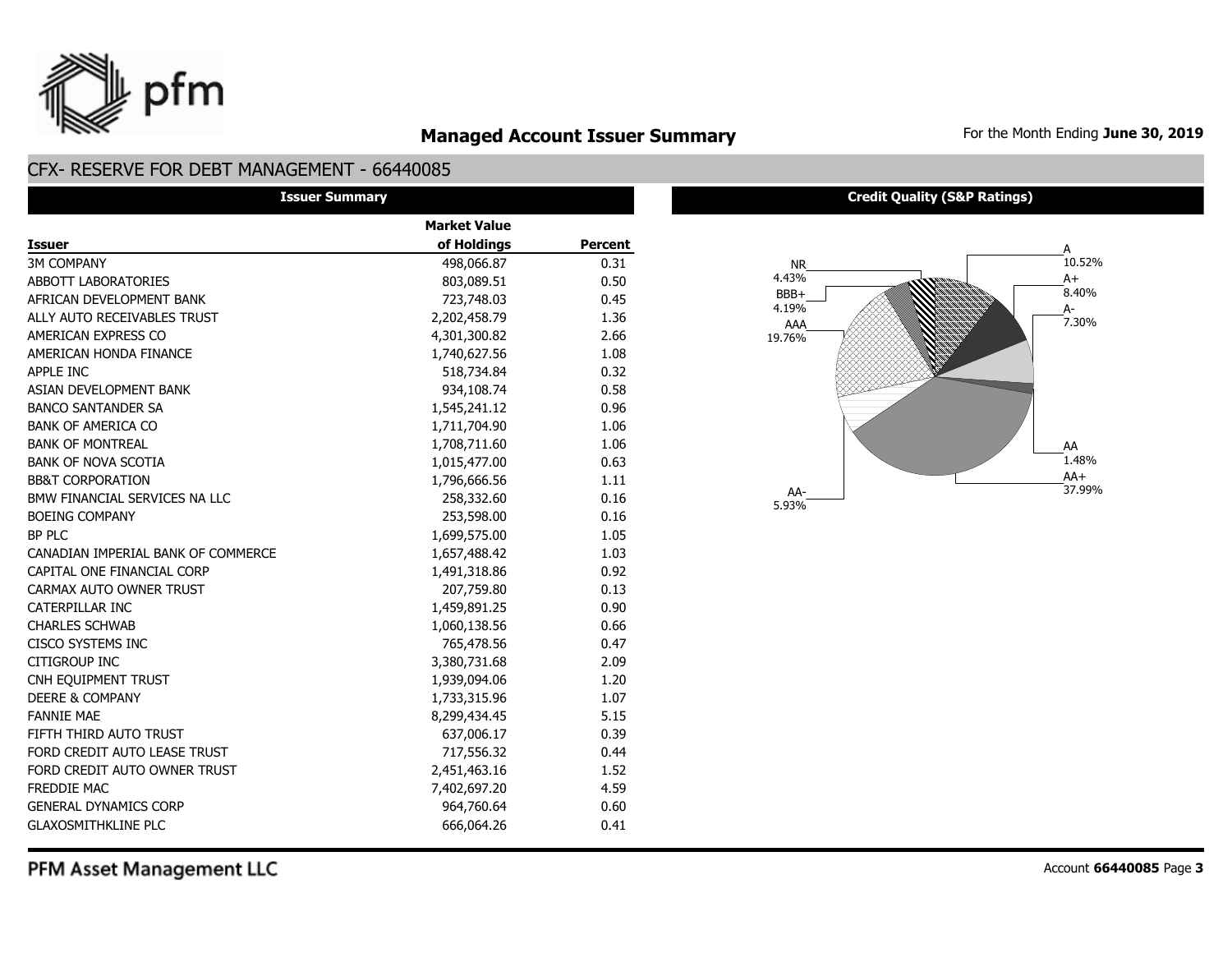# Managed Account Issuer Summary

For the Month Ending **June 30, 2019**

## CFX- RESERVE FOR DEBT MANAGEMENT - 66440085

### Issuer Summary

| Issuer | Market Value of Holdings | Percent |
|---|---|---|
| 3M COMPANY | 498,066.87 | 0.31 |
| ABBOTT LABORATORIES | 803,089.51 | 0.50 |
| AFRICAN DEVELOPMENT BANK | 723,748.03 | 0.45 |
| ALLY AUTO RECEIVABLES TRUST | 2,202,458.79 | 1.36 |
| AMERICAN EXPRESS CO | 4,301,300.82 | 2.66 |
| AMERICAN HONDA FINANCE | 1,740,627.56 | 1.08 |
| APPLE INC | 518,734.84 | 0.32 |
| ASIAN DEVELOPMENT BANK | 934,108.74 | 0.58 |
| BANCO SANTANDER SA | 1,545,241.12 | 0.96 |
| BANK OF AMERICA CO | 1,711,704.90 | 1.06 |
| BANK OF MONTREAL | 1,708,711.60 | 1.06 |
| BANK OF NOVA SCOTIA | 1,015,477.00 | 0.63 |
| BB&T CORPORATION | 1,796,666.56 | 1.11 |
| BMW FINANCIAL SERVICES NA LLC | 258,332.60 | 0.16 |
| BOEING COMPANY | 253,598.00 | 0.16 |
| BP PLC | 1,699,575.00 | 1.05 |
| CANADIAN IMPERIAL BANK OF COMMERCE | 1,657,488.42 | 1.03 |
| CAPITAL ONE FINANCIAL CORP | 1,491,318.86 | 0.92 |
| CARMAX AUTO OWNER TRUST | 207,759.80 | 0.13 |
| CATERPILLAR INC | 1,459,891.25 | 0.90 |
| CHARLES SCHWAB | 1,060,138.56 | 0.66 |
| CISCO SYSTEMS INC | 765,478.56 | 0.47 |
| CITIGROUP INC | 3,380,731.68 | 2.09 |
| CNH EQUIPMENT TRUST | 1,939,094.06 | 1.20 |
| DEERE & COMPANY | 1,733,315.96 | 1.07 |
| FANNIE MAE | 8,299,434.45 | 5.15 |
| FIFTH THIRD AUTO TRUST | 637,006.17 | 0.39 |
| FORD CREDIT AUTO LEASE TRUST | 717,556.32 | 0.44 |
| FORD CREDIT AUTO OWNER TRUST | 2,451,463.16 | 1.52 |
| FREDDIE MAC | 7,402,697.20 | 4.59 |
| GENERAL DYNAMICS CORP | 964,760.64 | 0.60 |
| GLAXOSMITHKLINE PLC | 666,064.26 | 0.41 |

### Credit Quality (S&P Ratings)

| Rating | Percent |
|---|---|
| A | 10.52% |
| A+ | 8.40% |
| A- | 7.30% |
| AA | 1.48% |
| AA+ | 37.99% |
| AA- | 5.93% |
| AAA | 19.76% |
| BBB+ | 4.19% |
| NR | 4.43% |

PFM Asset Management LLC

Account **66440085** Page **3**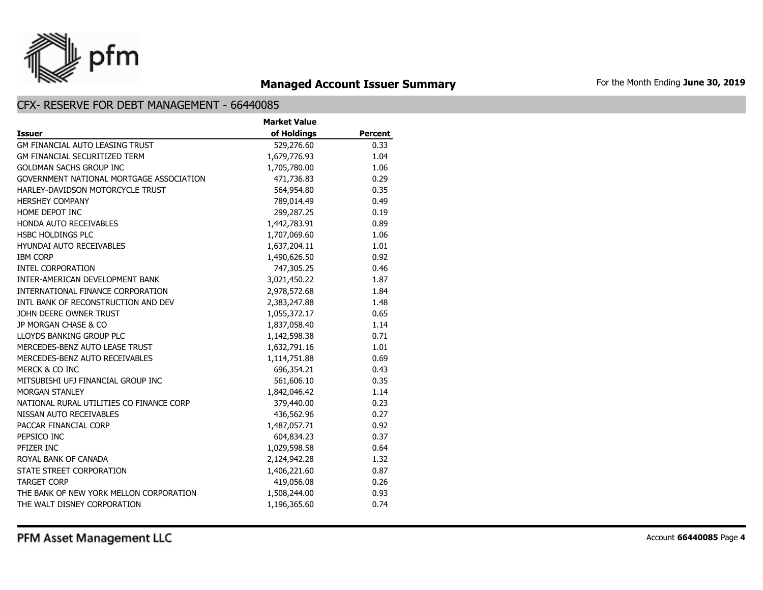# Managed Account Issuer Summary

For the Month Ending **June 30, 2019**

## CFX- RESERVE FOR DEBT MANAGEMENT - 66440085

| Issuer | Market Value of Holdings | Percent |
|---|---|---|
| GM FINANCIAL AUTO LEASING TRUST | 529,276.60 | 0.33 |
| GM FINANCIAL SECURITIZED TERM | 1,679,776.93 | 1.04 |
| GOLDMAN SACHS GROUP INC | 1,705,780.00 | 1.06 |
| GOVERNMENT NATIONAL MORTGAGE ASSOCIATION | 471,736.83 | 0.29 |
| HARLEY-DAVIDSON MOTORCYCLE TRUST | 564,954.80 | 0.35 |
| HERSHEY COMPANY | 789,014.49 | 0.49 |
| HOME DEPOT INC | 299,287.25 | 0.19 |
| HONDA AUTO RECEIVABLES | 1,442,783.91 | 0.89 |
| HSBC HOLDINGS PLC | 1,707,069.60 | 1.06 |
| HYUNDAI AUTO RECEIVABLES | 1,637,204.11 | 1.01 |
| IBM CORP | 1,490,626.50 | 0.92 |
| INTEL CORPORATION | 747,305.25 | 0.46 |
| INTER-AMERICAN DEVELOPMENT BANK | 3,021,450.22 | 1.87 |
| INTERNATIONAL FINANCE CORPORATION | 2,978,572.68 | 1.84 |
| INTL BANK OF RECONSTRUCTION AND DEV | 2,383,247.88 | 1.48 |
| JOHN DEERE OWNER TRUST | 1,055,372.17 | 0.65 |
| JP MORGAN CHASE & CO | 1,837,058.40 | 1.14 |
| LLOYDS BANKING GROUP PLC | 1,142,598.38 | 0.71 |
| MERCEDES-BENZ AUTO LEASE TRUST | 1,632,791.16 | 1.01 |
| MERCEDES-BENZ AUTO RECEIVABLES | 1,114,751.88 | 0.69 |
| MERCK & CO INC | 696,354.21 | 0.43 |
| MITSUBISHI UFJ FINANCIAL GROUP INC | 561,606.10 | 0.35 |
| MORGAN STANLEY | 1,842,046.42 | 1.14 |
| NATIONAL RURAL UTILITIES CO FINANCE CORP | 379,440.00 | 0.23 |
| NISSAN AUTO RECEIVABLES | 436,562.96 | 0.27 |
| PACCAR FINANCIAL CORP | 1,487,057.71 | 0.92 |
| PEPSICO INC | 604,834.23 | 0.37 |
| PFIZER INC | 1,029,598.58 | 0.64 |
| ROYAL BANK OF CANADA | 2,124,942.28 | 1.32 |
| STATE STREET CORPORATION | 1,406,221.60 | 0.87 |
| TARGET CORP | 419,056.08 | 0.26 |
| THE BANK OF NEW YORK MELLON CORPORATION | 1,508,244.00 | 0.93 |
| THE WALT DISNEY CORPORATION | 1,196,365.60 | 0.74 |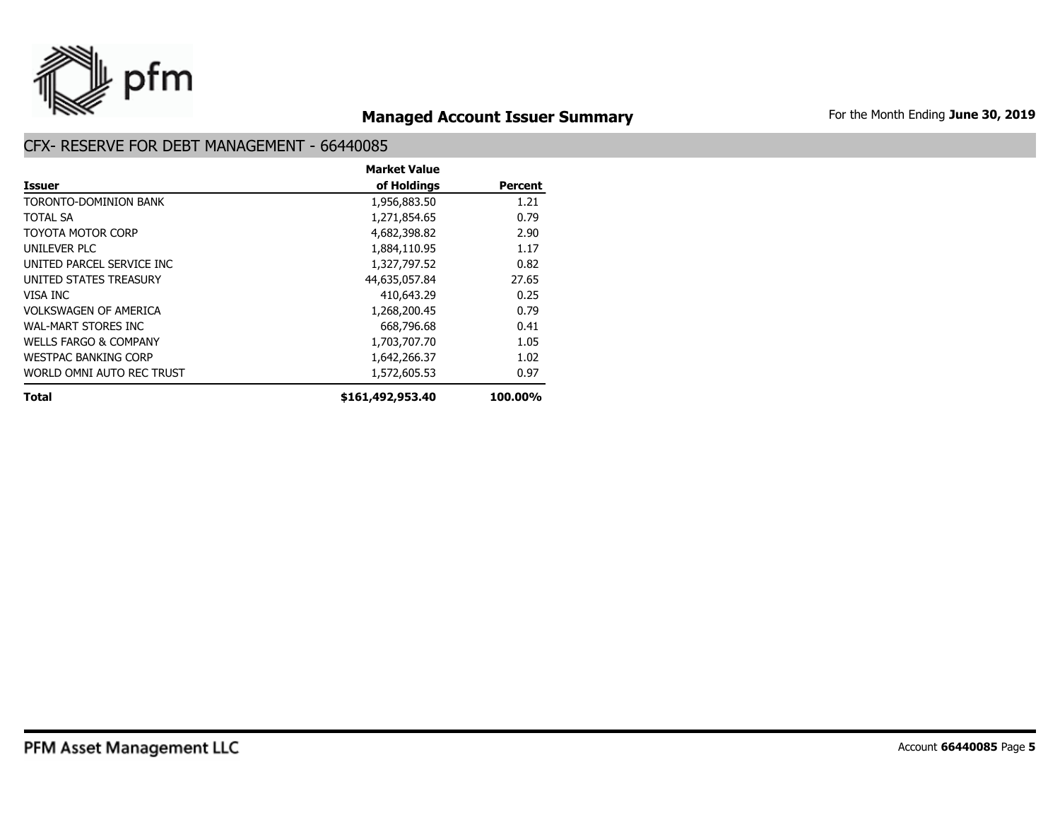# Managed Account Issuer Summary

For the Month Ending **June 30, 2019**

## CFX- RESERVE FOR DEBT MANAGEMENT - 66440085

| Issuer | Market Value of Holdings | Percent |
|---|---|---|
| TORONTO-DOMINION BANK | 1,956,883.50 | 1.21 |
| TOTAL SA | 1,271,854.65 | 0.79 |
| TOYOTA MOTOR CORP | 4,682,398.82 | 2.90 |
| UNILEVER PLC | 1,884,110.95 | 1.17 |
| UNITED PARCEL SERVICE INC | 1,327,797.52 | 0.82 |
| UNITED STATES TREASURY | 44,635,057.84 | 27.65 |
| VISA INC | 410,643.29 | 0.25 |
| VOLKSWAGEN OF AMERICA | 1,268,200.45 | 0.79 |
| WAL-MART STORES INC | 668,796.68 | 0.41 |
| WELLS FARGO & COMPANY | 1,703,707.70 | 1.05 |
| WESTPAC BANKING CORP | 1,642,266.37 | 1.02 |
| WORLD OMNI AUTO REC TRUST | 1,572,605.53 | 0.97 |
| **Total** | **$161,492,953.40** | **100.00%** |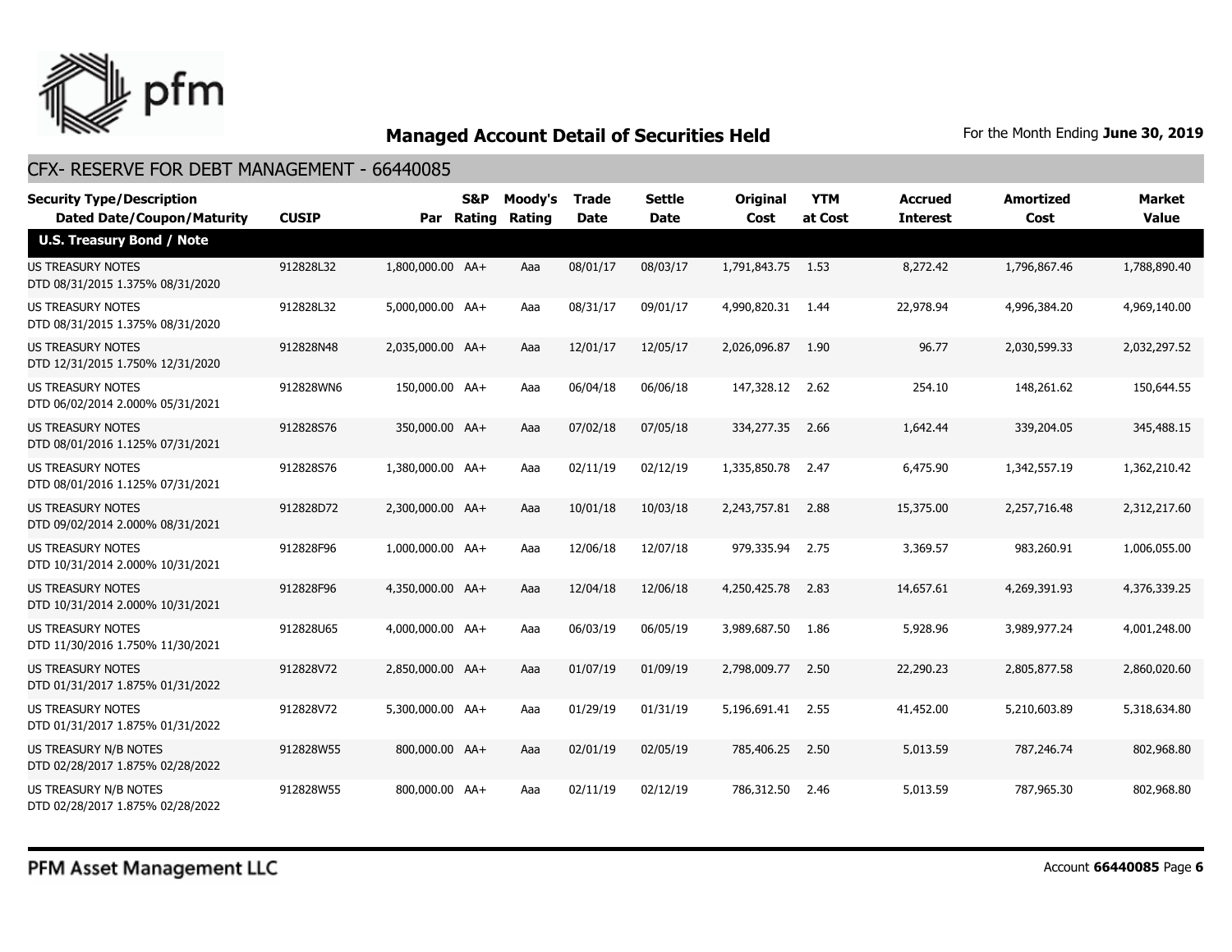## Managed Account Detail of Securities Held

For the Month Ending **June 30, 2019**

### CFX- RESERVE FOR DEBT MANAGEMENT - 66440085

| Security Type/Description Dated Date/Coupon/Maturity | CUSIP | Par | S&P Rating | Moody's Rating | Trade Date | Settle Date | Original Cost | YTM at Cost | Accrued Interest | Amortized Cost | Market Value |
|---|---|---|---|---|---|---|---|---|---|---|---|
| **U.S. Treasury Bond / Note** | | | | | | | | | | | |
| US TREASURY NOTES DTD 08/31/2015 1.375% 08/31/2020 | 912828L32 | 1,800,000.00 | AA+ | Aaa | 08/01/17 | 08/03/17 | 1,791,843.75 | 1.53 | 8,272.42 | 1,796,867.46 | 1,788,890.40 |
| US TREASURY NOTES DTD 08/31/2015 1.375% 08/31/2020 | 912828L32 | 5,000,000.00 | AA+ | Aaa | 08/31/17 | 09/01/17 | 4,990,820.31 | 1.44 | 22,978.94 | 4,996,384.20 | 4,969,140.00 |
| US TREASURY NOTES DTD 12/31/2015 1.750% 12/31/2020 | 912828N48 | 2,035,000.00 | AA+ | Aaa | 12/01/17 | 12/05/17 | 2,026,096.87 | 1.90 | 96.77 | 2,030,599.33 | 2,032,297.52 |
| US TREASURY NOTES DTD 06/02/2014 2.000% 05/31/2021 | 912828WN6 | 150,000.00 | AA+ | Aaa | 06/04/18 | 06/06/18 | 147,328.12 | 2.62 | 254.10 | 148,261.62 | 150,644.55 |
| US TREASURY NOTES DTD 08/01/2016 1.125% 07/31/2021 | 912828S76 | 350,000.00 | AA+ | Aaa | 07/02/18 | 07/05/18 | 334,277.35 | 2.66 | 1,642.44 | 339,204.05 | 345,488.15 |
| US TREASURY NOTES DTD 08/01/2016 1.125% 07/31/2021 | 912828S76 | 1,380,000.00 | AA+ | Aaa | 02/11/19 | 02/12/19 | 1,335,850.78 | 2.47 | 6,475.90 | 1,342,557.19 | 1,362,210.42 |
| US TREASURY NOTES DTD 09/02/2014 2.000% 08/31/2021 | 912828D72 | 2,300,000.00 | AA+ | Aaa | 10/01/18 | 10/03/18 | 2,243,757.81 | 2.88 | 15,375.00 | 2,257,716.48 | 2,312,217.60 |
| US TREASURY NOTES DTD 10/31/2014 2.000% 10/31/2021 | 912828F96 | 1,000,000.00 | AA+ | Aaa | 12/06/18 | 12/07/18 | 979,335.94 | 2.75 | 3,369.57 | 983,260.91 | 1,006,055.00 |
| US TREASURY NOTES DTD 10/31/2014 2.000% 10/31/2021 | 912828F96 | 4,350,000.00 | AA+ | Aaa | 12/04/18 | 12/06/18 | 4,250,425.78 | 2.83 | 14,657.61 | 4,269,391.93 | 4,376,339.25 |
| US TREASURY NOTES DTD 11/30/2016 1.750% 11/30/2021 | 912828U65 | 4,000,000.00 | AA+ | Aaa | 06/03/19 | 06/05/19 | 3,989,687.50 | 1.86 | 5,928.96 | 3,989,977.24 | 4,001,248.00 |
| US TREASURY NOTES DTD 01/31/2017 1.875% 01/31/2022 | 912828V72 | 2,850,000.00 | AA+ | Aaa | 01/07/19 | 01/09/19 | 2,798,009.77 | 2.50 | 22,290.23 | 2,805,877.58 | 2,860,020.60 |
| US TREASURY NOTES DTD 01/31/2017 1.875% 01/31/2022 | 912828V72 | 5,300,000.00 | AA+ | Aaa | 01/29/19 | 01/31/19 | 5,196,691.41 | 2.55 | 41,452.00 | 5,210,603.89 | 5,318,634.80 |
| US TREASURY N/B NOTES DTD 02/28/2017 1.875% 02/28/2022 | 912828W55 | 800,000.00 | AA+ | Aaa | 02/01/19 | 02/05/19 | 785,406.25 | 2.50 | 5,013.59 | 787,246.74 | 802,968.80 |
| US TREASURY N/B NOTES DTD 02/28/2017 1.875% 02/28/2022 | 912828W55 | 800,000.00 | AA+ | Aaa | 02/11/19 | 02/12/19 | 786,312.50 | 2.46 | 5,013.59 | 787,965.30 | 802,968.80 |

PFM Asset Management LLC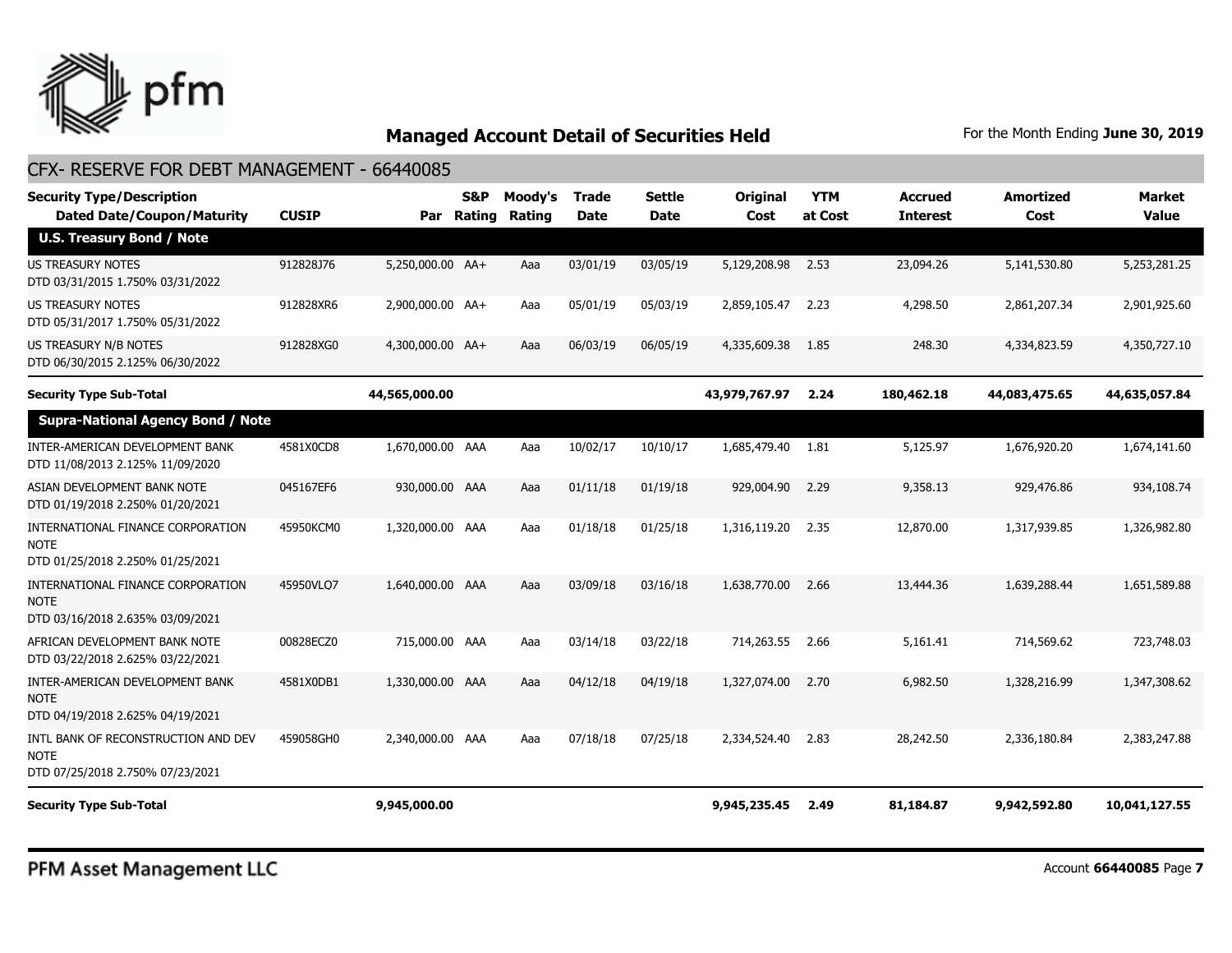## Managed Account Detail of Securities Held

For the Month Ending **June 30, 2019**

### CFX- RESERVE FOR DEBT MANAGEMENT - 66440085

| Security Type/Description Dated Date/Coupon/Maturity | CUSIP | Par | S&P Rating | Moody's Rating | Trade Date | Settle Date | Original Cost | YTM at Cost | Accrued Interest | Amortized Cost | Market Value |
|---|---|---|---|---|---|---|---|---|---|---|---|
| **U.S. Treasury Bond / Note** | | | | | | | | | | | |
| US TREASURY NOTES DTD 03/31/2015 1.750% 03/31/2022 | 912828J76 | 5,250,000.00 | AA+ | Aaa | 03/01/19 | 03/05/19 | 5,129,208.98 | 2.53 | 23,094.26 | 5,141,530.80 | 5,253,281.25 |
| US TREASURY NOTES DTD 05/31/2017 1.750% 05/31/2022 | 912828XR6 | 2,900,000.00 | AA+ | Aaa | 05/01/19 | 05/03/19 | 2,859,105.47 | 2.23 | 4,298.50 | 2,861,207.34 | 2,901,925.60 |
| US TREASURY N/B NOTES DTD 06/30/2015 2.125% 06/30/2022 | 912828XG0 | 4,300,000.00 | AA+ | Aaa | 06/03/19 | 06/05/19 | 4,335,609.38 | 1.85 | 248.30 | 4,334,823.59 | 4,350,727.10 |
| **Security Type Sub-Total** | | **44,565,000.00** | | | | | **43,979,767.97** | **2.24** | **180,462.18** | **44,083,475.65** | **44,635,057.84** |
| **Supra-National Agency Bond / Note** | | | | | | | | | | | |
| INTER-AMERICAN DEVELOPMENT BANK DTD 11/08/2013 2.125% 11/09/2020 | 4581X0CD8 | 1,670,000.00 | AAA | Aaa | 10/02/17 | 10/10/17 | 1,685,479.40 | 1.81 | 5,125.97 | 1,676,920.20 | 1,674,141.60 |
| ASIAN DEVELOPMENT BANK NOTE DTD 01/19/2018 2.250% 01/20/2021 | 045167EF6 | 930,000.00 | AAA | Aaa | 01/11/18 | 01/19/18 | 929,004.90 | 2.29 | 9,358.13 | 929,476.86 | 934,108.74 |
| INTERNATIONAL FINANCE CORPORATION NOTE DTD 01/25/2018 2.250% 01/25/2021 | 45950KCM0 | 1,320,000.00 | AAA | Aaa | 01/18/18 | 01/25/18 | 1,316,119.20 | 2.35 | 12,870.00 | 1,317,939.85 | 1,326,982.80 |
| INTERNATIONAL FINANCE CORPORATION NOTE DTD 03/16/2018 2.635% 03/09/2021 | 45950VLQ7 | 1,640,000.00 | AAA | Aaa | 03/09/18 | 03/16/18 | 1,638,770.00 | 2.66 | 13,444.36 | 1,639,288.44 | 1,651,589.88 |
| AFRICAN DEVELOPMENT BANK NOTE DTD 03/22/2018 2.625% 03/22/2021 | 00828ECZ0 | 715,000.00 | AAA | Aaa | 03/14/18 | 03/22/18 | 714,263.55 | 2.66 | 5,161.41 | 714,569.62 | 723,748.03 |
| INTER-AMERICAN DEVELOPMENT BANK NOTE DTD 04/19/2018 2.625% 04/19/2021 | 4581X0DB1 | 1,330,000.00 | AAA | Aaa | 04/12/18 | 04/19/18 | 1,327,074.00 | 2.70 | 6,982.50 | 1,328,216.99 | 1,347,308.62 |
| INTL BANK OF RECONSTRUCTION AND DEV NOTE DTD 07/25/2018 2.750% 07/23/2021 | 459058GH0 | 2,340,000.00 | AAA | Aaa | 07/18/18 | 07/25/18 | 2,334,524.40 | 2.83 | 28,242.50 | 2,336,180.84 | 2,383,247.88 |
| **Security Type Sub-Total** | | **9,945,000.00** | | | | | **9,945,235.45** | **2.49** | **81,184.87** | **9,942,592.80** | **10,041,127.55** |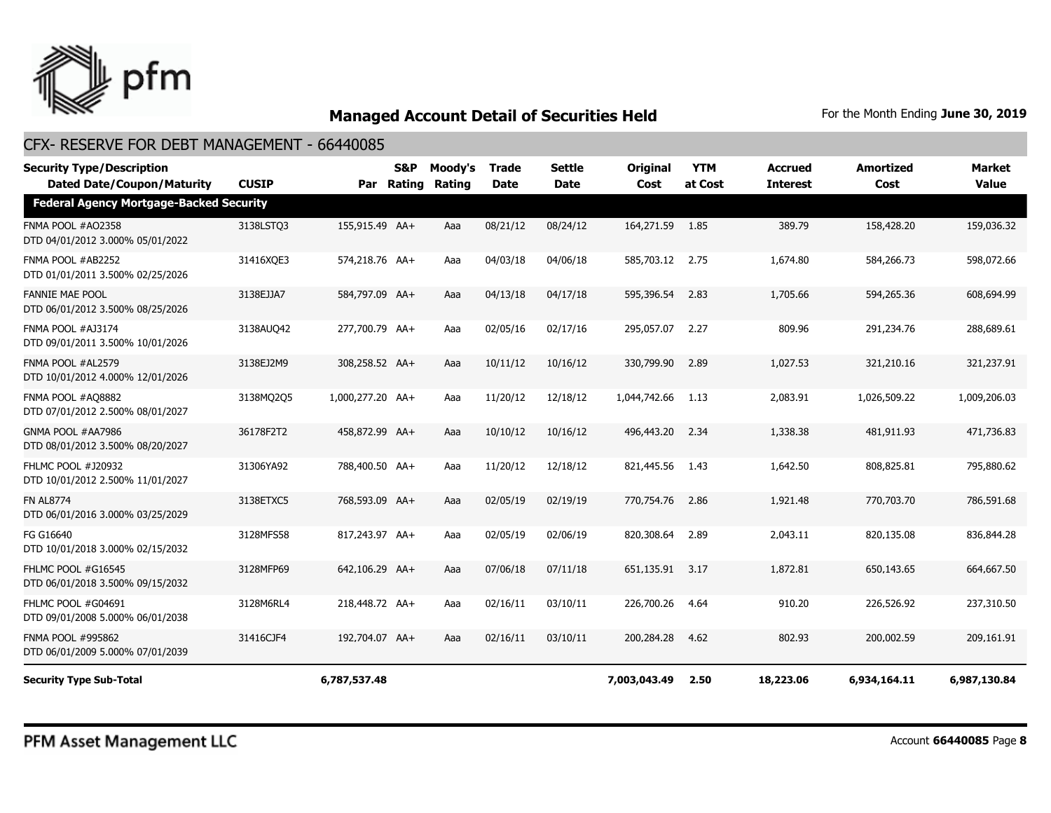# Managed Account Detail of Securities Held

For the Month Ending **June 30, 2019**

## CFX- RESERVE FOR DEBT MANAGEMENT - 66440085

| Security Type/Description Dated Date/Coupon/Maturity | CUSIP | Par | S&P Rating | Moody's Rating | Trade Date | Settle Date | Original Cost | YTM at Cost | Accrued Interest | Amortized Cost | Market Value |
|---|---|---|---|---|---|---|---|---|---|---|---|
| **Federal Agency Mortgage-Backed Security** | | | | | | | | | | | |
| FNMA POOL #AO2358 DTD 04/01/2012 3.000% 05/01/2022 | 3138LSTQ3 | 155,915.49 | AA+ | Aaa | 08/21/12 | 08/24/12 | 164,271.59 | 1.85 | 389.79 | 158,428.20 | 159,036.32 |
| FNMA POOL #AB2252 DTD 01/01/2011 3.500% 02/25/2026 | 31416XQE3 | 574,218.76 | AA+ | Aaa | 04/03/18 | 04/06/18 | 585,703.12 | 2.75 | 1,674.80 | 584,266.73 | 598,072.66 |
| FANNIE MAE POOL DTD 06/01/2012 3.500% 08/25/2026 | 3138EJJA7 | 584,797.09 | AA+ | Aaa | 04/13/18 | 04/17/18 | 595,396.54 | 2.83 | 1,705.66 | 594,265.36 | 608,694.99 |
| FNMA POOL #AJ3174 DTD 09/01/2011 3.500% 10/01/2026 | 3138AUQ42 | 277,700.79 | AA+ | Aaa | 02/05/16 | 02/17/16 | 295,057.07 | 2.27 | 809.96 | 291,234.76 | 288,689.61 |
| FNMA POOL #AL2579 DTD 10/01/2012 4.000% 12/01/2026 | 3138EJ2M9 | 308,258.52 | AA+ | Aaa | 10/11/12 | 10/16/12 | 330,799.90 | 2.89 | 1,027.53 | 321,210.16 | 321,237.91 |
| FNMA POOL #AQ8882 DTD 07/01/2012 2.500% 08/01/2027 | 3138MQ2Q5 | 1,000,277.20 | AA+ | Aaa | 11/20/12 | 12/18/12 | 1,044,742.66 | 1.13 | 2,083.91 | 1,026,509.22 | 1,009,206.03 |
| GNMA POOL #AA7986 DTD 08/01/2012 3.500% 08/20/2027 | 36178F2T2 | 458,872.99 | AA+ | Aaa | 10/10/12 | 10/16/12 | 496,443.20 | 2.34 | 1,338.38 | 481,911.93 | 471,736.83 |
| FHLMC POOL #J20932 DTD 10/01/2012 2.500% 11/01/2027 | 31306YA92 | 788,400.50 | AA+ | Aaa | 11/20/12 | 12/18/12 | 821,445.56 | 1.43 | 1,642.50 | 808,825.81 | 795,880.62 |
| FN AL8774 DTD 06/01/2016 3.000% 03/25/2029 | 3138ETXC5 | 768,593.09 | AA+ | Aaa | 02/05/19 | 02/19/19 | 770,754.76 | 2.86 | 1,921.48 | 770,703.70 | 786,591.68 |
| FG G16640 DTD 10/01/2018 3.000% 02/15/2032 | 3128MFS58 | 817,243.97 | AA+ | Aaa | 02/05/19 | 02/06/19 | 820,308.64 | 2.89 | 2,043.11 | 820,135.08 | 836,844.28 |
| FHLMC POOL #G16545 DTD 06/01/2018 3.500% 09/15/2032 | 3128MFP69 | 642,106.29 | AA+ | Aaa | 07/06/18 | 07/11/18 | 651,135.91 | 3.17 | 1,872.81 | 650,143.65 | 664,667.50 |
| FHLMC POOL #G04691 DTD 09/01/2008 5.000% 06/01/2038 | 3128M6RL4 | 218,448.72 | AA+ | Aaa | 02/16/11 | 03/10/11 | 226,700.26 | 4.64 | 910.20 | 226,526.92 | 237,310.50 |
| FNMA POOL #995862 DTD 06/01/2009 5.000% 07/01/2039 | 31416CJF4 | 192,704.07 | AA+ | Aaa | 02/16/11 | 03/10/11 | 200,284.28 | 4.62 | 802.93 | 200,002.59 | 209,161.91 |
| **Security Type Sub-Total** | | **6,787,537.48** | | | | | **7,003,043.49** | **2.50** | **18,223.06** | **6,934,164.11** | **6,987,130.84** |

PFM Asset Management LLC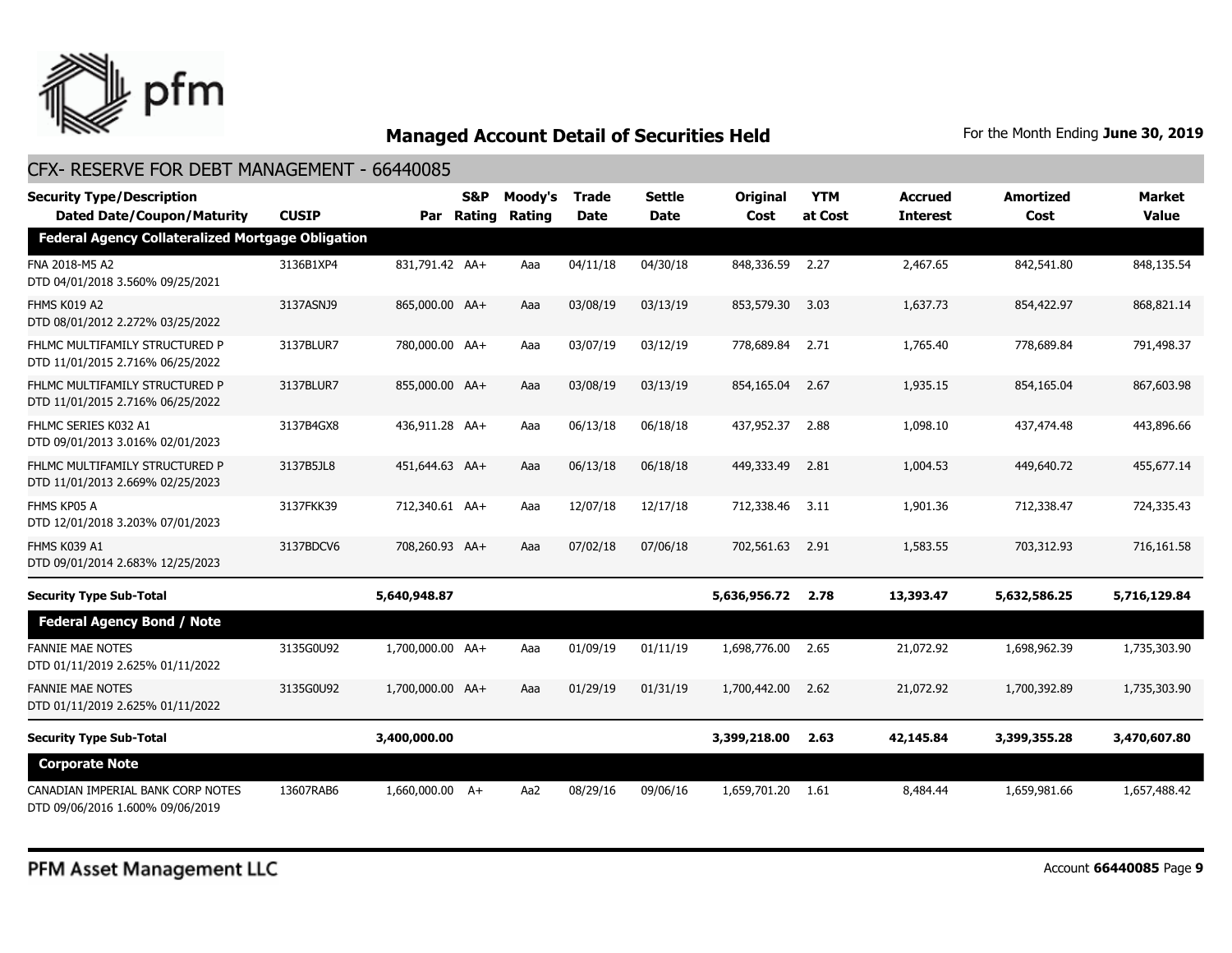# Managed Account Detail of Securities Held

For the Month Ending **June 30, 2019**

## CFX- RESERVE FOR DEBT MANAGEMENT - 66440085

| Security Type/Description Dated Date/Coupon/Maturity | CUSIP | Par | S&P Rating | Moody's Rating | Trade Date | Settle Date | Original Cost | YTM at Cost | Accrued Interest | Amortized Cost | Market Value |
|---|---|---|---|---|---|---|---|---|---|---|---|
| **Federal Agency Collateralized Mortgage Obligation** | | | | | | | | | | | |
| FNA 2018-M5 A2 DTD 04/01/2018 3.560% 09/25/2021 | 3136B1XP4 | 831,791.42 | AA+ | Aaa | 04/11/18 | 04/30/18 | 848,336.59 | 2.27 | 2,467.65 | 842,541.80 | 848,135.54 |
| FHMS K019 A2 DTD 08/01/2012 2.272% 03/25/2022 | 3137ASNJ9 | 865,000.00 | AA+ | Aaa | 03/08/19 | 03/13/19 | 853,579.30 | 3.03 | 1,637.73 | 854,422.97 | 868,821.14 |
| FHLMC MULTIFAMILY STRUCTURED P DTD 11/01/2015 2.716% 06/25/2022 | 3137BLUR7 | 780,000.00 | AA+ | Aaa | 03/07/19 | 03/12/19 | 778,689.84 | 2.71 | 1,765.40 | 778,689.84 | 791,498.37 |
| FHLMC MULTIFAMILY STRUCTURED P DTD 11/01/2015 2.716% 06/25/2022 | 3137BLUR7 | 855,000.00 | AA+ | Aaa | 03/08/19 | 03/13/19 | 854,165.04 | 2.67 | 1,935.15 | 854,165.04 | 867,603.98 |
| FHLMC SERIES K032 A1 DTD 09/01/2013 3.016% 02/01/2023 | 3137B4GX8 | 436,911.28 | AA+ | Aaa | 06/13/18 | 06/18/18 | 437,952.37 | 2.88 | 1,098.10 | 437,474.48 | 443,896.66 |
| FHLMC MULTIFAMILY STRUCTURED P DTD 11/01/2013 2.669% 02/25/2023 | 3137B5JL8 | 451,644.63 | AA+ | Aaa | 06/13/18 | 06/18/18 | 449,333.49 | 2.81 | 1,004.53 | 449,640.72 | 455,677.14 |
| FHMS KP05 A DTD 12/01/2018 3.203% 07/01/2023 | 3137FKK39 | 712,340.61 | AA+ | Aaa | 12/07/18 | 12/17/18 | 712,338.46 | 3.11 | 1,901.36 | 712,338.47 | 724,335.43 |
| FHMS K039 A1 DTD 09/01/2014 2.683% 12/25/2023 | 3137BDCV6 | 708,260.93 | AA+ | Aaa | 07/02/18 | 07/06/18 | 702,561.63 | 2.91 | 1,583.55 | 703,312.93 | 716,161.58 |
| **Security Type Sub-Total** | | **5,640,948.87** | | | | | **5,636,956.72** | **2.78** | **13,393.47** | **5,632,586.25** | **5,716,129.84** |
| **Federal Agency Bond / Note** | | | | | | | | | | | |
| FANNIE MAE NOTES DTD 01/11/2019 2.625% 01/11/2022 | 3135G0U92 | 1,700,000.00 | AA+ | Aaa | 01/09/19 | 01/11/19 | 1,698,776.00 | 2.65 | 21,072.92 | 1,698,962.39 | 1,735,303.90 |
| FANNIE MAE NOTES DTD 01/11/2019 2.625% 01/11/2022 | 3135G0U92 | 1,700,000.00 | AA+ | Aaa | 01/29/19 | 01/31/19 | 1,700,442.00 | 2.62 | 21,072.92 | 1,700,392.89 | 1,735,303.90 |
| **Security Type Sub-Total** | | **3,400,000.00** | | | | | **3,399,218.00** | **2.63** | **42,145.84** | **3,399,355.28** | **3,470,607.80** |
| **Corporate Note** | | | | | | | | | | | |
| CANADIAN IMPERIAL BANK CORP NOTES DTD 09/06/2016 1.600% 09/06/2019 | 13607RAB6 | 1,660,000.00 | A+ | Aa2 | 08/29/16 | 09/06/16 | 1,659,701.20 | 1.61 | 8,484.44 | 1,659,981.66 | 1,657,488.42 |

PFM Asset Management LLC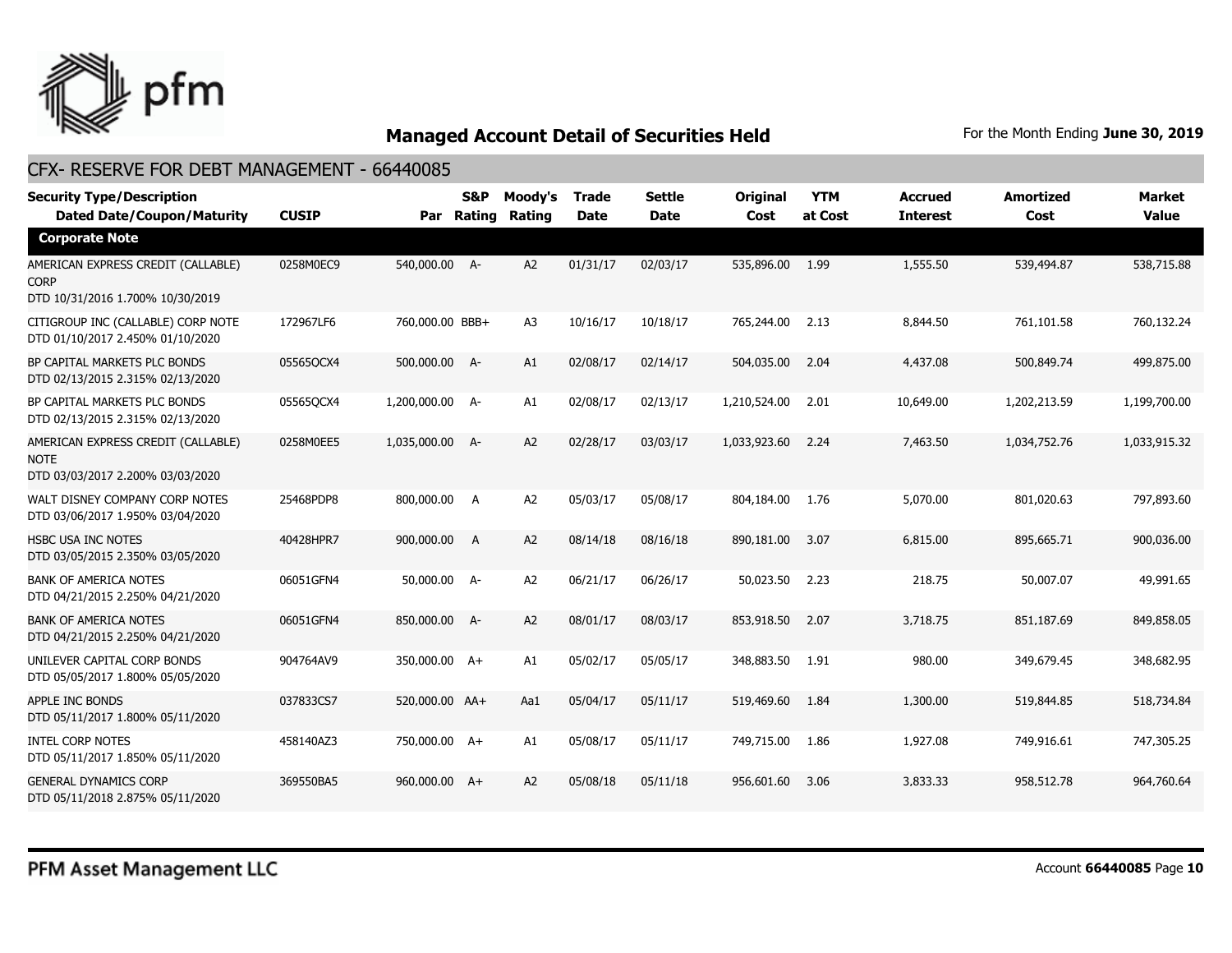# Managed Account Detail of Securities Held

For the Month Ending **June 30, 2019**

## CFX- RESERVE FOR DEBT MANAGEMENT - 66440085

| Security Type/Description Dated Date/Coupon/Maturity | CUSIP | Par | S&P Rating | Moody's Rating | Trade Date | Settle Date | Original Cost | YTM at Cost | Accrued Interest | Amortized Cost | Market Value |
|---|---|---|---|---|---|---|---|---|---|---|---|
| **Corporate Note** | | | | | | | | | | | |
| AMERICAN EXPRESS CREDIT (CALLABLE) CORP DTD 10/31/2016 1.700% 10/30/2019 | 0258M0EC9 | 540,000.00 | A- | A2 | 01/31/17 | 02/03/17 | 535,896.00 | 1.99 | 1,555.50 | 539,494.87 | 538,715.88 |
| CITIGROUP INC (CALLABLE) CORP NOTE DTD 01/10/2017 2.450% 01/10/2020 | 172967LF6 | 760,000.00 | BBB+ | A3 | 10/16/17 | 10/18/17 | 765,244.00 | 2.13 | 8,844.50 | 761,101.58 | 760,132.24 |
| BP CAPITAL MARKETS PLC BONDS DTD 02/13/2015 2.315% 02/13/2020 | 05565QCX4 | 500,000.00 | A- | A1 | 02/08/17 | 02/14/17 | 504,035.00 | 2.04 | 4,437.08 | 500,849.74 | 499,875.00 |
| BP CAPITAL MARKETS PLC BONDS DTD 02/13/2015 2.315% 02/13/2020 | 05565QCX4 | 1,200,000.00 | A- | A1 | 02/08/17 | 02/13/17 | 1,210,524.00 | 2.01 | 10,649.00 | 1,202,213.59 | 1,199,700.00 |
| AMERICAN EXPRESS CREDIT (CALLABLE) NOTE DTD 03/03/2017 2.200% 03/03/2020 | 0258M0EE5 | 1,035,000.00 | A- | A2 | 02/28/17 | 03/03/17 | 1,033,923.60 | 2.24 | 7,463.50 | 1,034,752.76 | 1,033,915.32 |
| WALT DISNEY COMPANY CORP NOTES DTD 03/06/2017 1.950% 03/04/2020 | 25468PDP8 | 800,000.00 | A | A2 | 05/03/17 | 05/08/17 | 804,184.00 | 1.76 | 5,070.00 | 801,020.63 | 797,893.60 |
| HSBC USA INC NOTES DTD 03/05/2015 2.350% 03/05/2020 | 40428HPR7 | 900,000.00 | A | A2 | 08/14/18 | 08/16/18 | 890,181.00 | 3.07 | 6,815.00 | 895,665.71 | 900,036.00 |
| BANK OF AMERICA NOTES DTD 04/21/2015 2.250% 04/21/2020 | 06051GFN4 | 50,000.00 | A- | A2 | 06/21/17 | 06/26/17 | 50,023.50 | 2.23 | 218.75 | 50,007.07 | 49,991.65 |
| BANK OF AMERICA NOTES DTD 04/21/2015 2.250% 04/21/2020 | 06051GFN4 | 850,000.00 | A- | A2 | 08/01/17 | 08/03/17 | 853,918.50 | 2.07 | 3,718.75 | 851,187.69 | 849,858.05 |
| UNILEVER CAPITAL CORP BONDS DTD 05/05/2017 1.800% 05/05/2020 | 904764AV9 | 350,000.00 | A+ | A1 | 05/02/17 | 05/05/17 | 348,883.50 | 1.91 | 980.00 | 349,679.45 | 348,682.95 |
| APPLE INC BONDS DTD 05/11/2017 1.800% 05/11/2020 | 037833CS7 | 520,000.00 | AA+ | Aa1 | 05/04/17 | 05/11/17 | 519,469.60 | 1.84 | 1,300.00 | 519,844.85 | 518,734.84 |
| INTEL CORP NOTES DTD 05/11/2017 1.850% 05/11/2020 | 458140AZ3 | 750,000.00 | A+ | A1 | 05/08/17 | 05/11/17 | 749,715.00 | 1.86 | 1,927.08 | 749,916.61 | 747,305.25 |
| GENERAL DYNAMICS CORP DTD 05/11/2018 2.875% 05/11/2020 | 369550BA5 | 960,000.00 | A+ | A2 | 05/08/18 | 05/11/18 | 956,601.60 | 3.06 | 3,833.33 | 958,512.78 | 964,760.64 |

PFM Asset Management LLC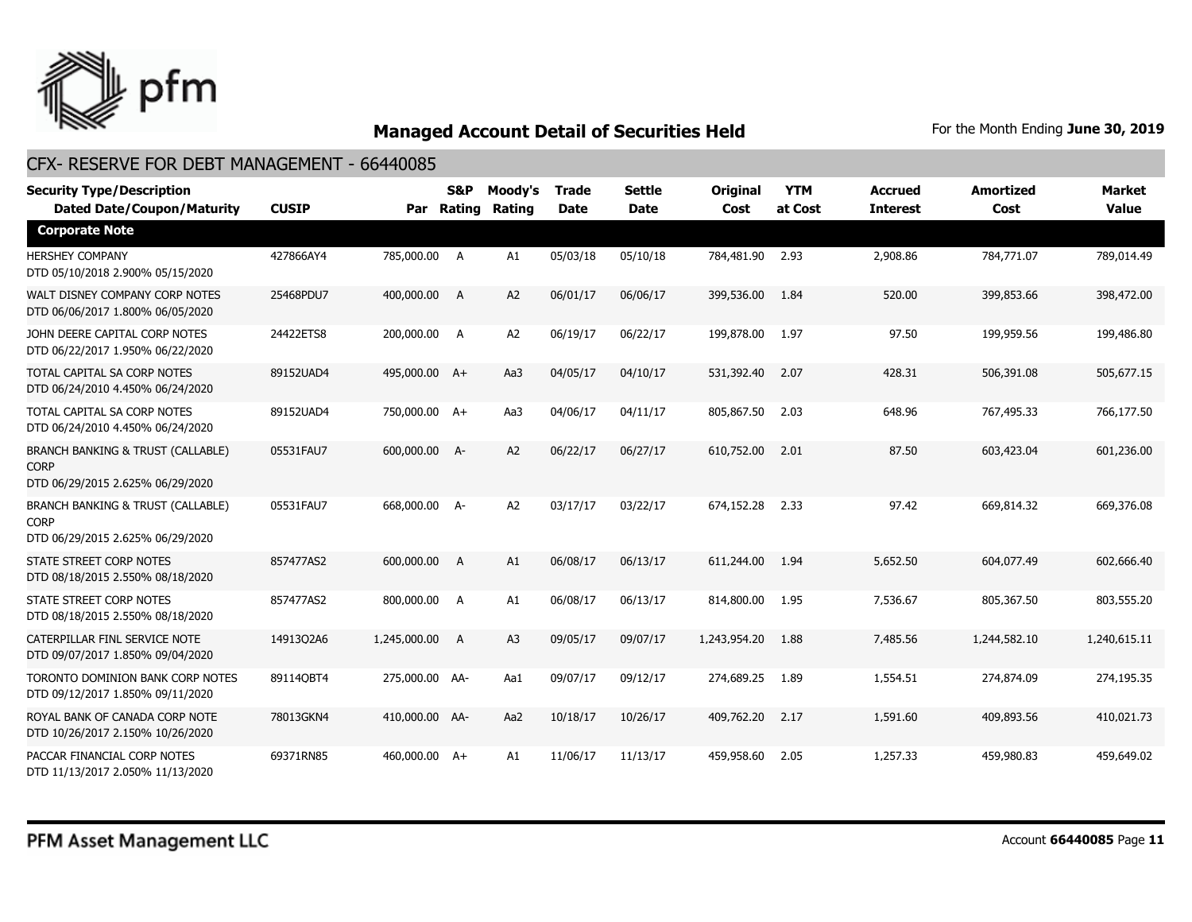# Managed Account Detail of Securities Held

For the Month Ending **June 30, 2019**

## CFX- RESERVE FOR DEBT MANAGEMENT - 66440085

| Security Type/Description Dated Date/Coupon/Maturity | CUSIP | Par | S&P Rating | Moody's Rating | Trade Date | Settle Date | Original Cost | YTM at Cost | Accrued Interest | Amortized Cost | Market Value |
|---|---|---|---|---|---|---|---|---|---|---|---|
| **Corporate Note** | | | | | | | | | | | |
| HERSHEY COMPANY DTD 05/10/2018 2.900% 05/15/2020 | 427866AY4 | 785,000.00 | A | A1 | 05/03/18 | 05/10/18 | 784,481.90 | 2.93 | 2,908.86 | 784,771.07 | 789,014.49 |
| WALT DISNEY COMPANY CORP NOTES DTD 06/06/2017 1.800% 06/05/2020 | 25468PDU7 | 400,000.00 | A | A2 | 06/01/17 | 06/06/17 | 399,536.00 | 1.84 | 520.00 | 399,853.66 | 398,472.00 |
| JOHN DEERE CAPITAL CORP NOTES DTD 06/22/2017 1.950% 06/22/2020 | 24422ETS8 | 200,000.00 | A | A2 | 06/19/17 | 06/22/17 | 199,878.00 | 1.97 | 97.50 | 199,959.56 | 199,486.80 |
| TOTAL CAPITAL SA CORP NOTES DTD 06/24/2010 4.450% 06/24/2020 | 89152UAD4 | 495,000.00 | A+ | Aa3 | 04/05/17 | 04/10/17 | 531,392.40 | 2.07 | 428.31 | 506,391.08 | 505,677.15 |
| TOTAL CAPITAL SA CORP NOTES DTD 06/24/2010 4.450% 06/24/2020 | 89152UAD4 | 750,000.00 | A+ | Aa3 | 04/06/17 | 04/11/17 | 805,867.50 | 2.03 | 648.96 | 767,495.33 | 766,177.50 |
| BRANCH BANKING & TRUST (CALLABLE) CORP DTD 06/29/2015 2.625% 06/29/2020 | 05531FAU7 | 600,000.00 | A- | A2 | 06/22/17 | 06/27/17 | 610,752.00 | 2.01 | 87.50 | 603,423.04 | 601,236.00 |
| BRANCH BANKING & TRUST (CALLABLE) CORP DTD 06/29/2015 2.625% 06/29/2020 | 05531FAU7 | 668,000.00 | A- | A2 | 03/17/17 | 03/22/17 | 674,152.28 | 2.33 | 97.42 | 669,814.32 | 669,376.08 |
| STATE STREET CORP NOTES DTD 08/18/2015 2.550% 08/18/2020 | 857477AS2 | 600,000.00 | A | A1 | 06/08/17 | 06/13/17 | 611,244.00 | 1.94 | 5,652.50 | 604,077.49 | 602,666.40 |
| STATE STREET CORP NOTES DTD 08/18/2015 2.550% 08/18/2020 | 857477AS2 | 800,000.00 | A | A1 | 06/08/17 | 06/13/17 | 814,800.00 | 1.95 | 7,536.67 | 805,367.50 | 803,555.20 |
| CATERPILLAR FINL SERVICE NOTE DTD 09/07/2017 1.850% 09/04/2020 | 14913Q2A6 | 1,245,000.00 | A | A3 | 09/05/17 | 09/07/17 | 1,243,954.20 | 1.88 | 7,485.56 | 1,244,582.10 | 1,240,615.11 |
| TORONTO DOMINION BANK CORP NOTES DTD 09/12/2017 1.850% 09/11/2020 | 89114QBT4 | 275,000.00 | AA- | Aa1 | 09/07/17 | 09/12/17 | 274,689.25 | 1.89 | 1,554.51 | 274,874.09 | 274,195.35 |
| ROYAL BANK OF CANADA CORP NOTE DTD 10/26/2017 2.150% 10/26/2020 | 78013GKN4 | 410,000.00 | AA- | Aa2 | 10/18/17 | 10/26/17 | 409,762.20 | 2.17 | 1,591.60 | 409,893.56 | 410,021.73 |
| PACCAR FINANCIAL CORP NOTES DTD 11/13/2017 2.050% 11/13/2020 | 69371RN85 | 460,000.00 | A+ | A1 | 11/06/17 | 11/13/17 | 459,958.60 | 2.05 | 1,257.33 | 459,980.83 | 459,649.02 |

PFM Asset Management LLC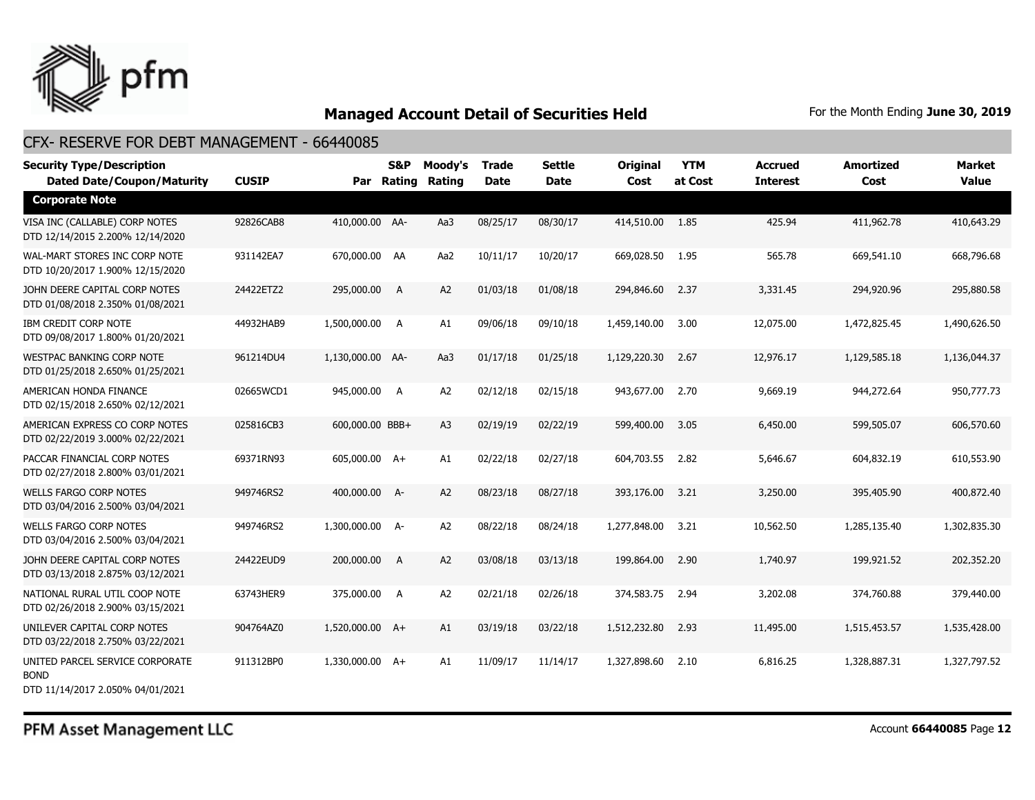## Managed Account Detail of Securities Held

For the Month Ending **June 30, 2019**

### CFX- RESERVE FOR DEBT MANAGEMENT - 66440085

| Security Type/Description Dated Date/Coupon/Maturity | CUSIP | Par | S&P Rating | Moody's Rating | Trade Date | Settle Date | Original Cost | YTM at Cost | Accrued Interest | Amortized Cost | Market Value |
|---|---|---|---|---|---|---|---|---|---|---|---|
| **Corporate Note** | | | | | | | | | | | |
| VISA INC (CALLABLE) CORP NOTES DTD 12/14/2015 2.200% 12/14/2020 | 92826CAB8 | 410,000.00 | AA- | Aa3 | 08/25/17 | 08/30/17 | 414,510.00 | 1.85 | 425.94 | 411,962.78 | 410,643.29 |
| WAL-MART STORES INC CORP NOTE DTD 10/20/2017 1.900% 12/15/2020 | 931142EA7 | 670,000.00 | AA | Aa2 | 10/11/17 | 10/20/17 | 669,028.50 | 1.95 | 565.78 | 669,541.10 | 668,796.68 |
| JOHN DEERE CAPITAL CORP NOTES DTD 01/08/2018 2.350% 01/08/2021 | 24422ETZ2 | 295,000.00 | A | A2 | 01/03/18 | 01/08/18 | 294,846.60 | 2.37 | 3,331.45 | 294,920.96 | 295,880.58 |
| IBM CREDIT CORP NOTE DTD 09/08/2017 1.800% 01/20/2021 | 44932HAB9 | 1,500,000.00 | A | A1 | 09/06/18 | 09/10/18 | 1,459,140.00 | 3.00 | 12,075.00 | 1,472,825.45 | 1,490,626.50 |
| WESTPAC BANKING CORP NOTE DTD 01/25/2018 2.650% 01/25/2021 | 961214DU4 | 1,130,000.00 | AA- | Aa3 | 01/17/18 | 01/25/18 | 1,129,220.30 | 2.67 | 12,976.17 | 1,129,585.18 | 1,136,044.37 |
| AMERICAN HONDA FINANCE DTD 02/15/2018 2.650% 02/12/2021 | 02665WCD1 | 945,000.00 | A | A2 | 02/12/18 | 02/15/18 | 943,677.00 | 2.70 | 9,669.19 | 944,272.64 | 950,777.73 |
| AMERICAN EXPRESS CO CORP NOTES DTD 02/22/2019 3.000% 02/22/2021 | 025816CB3 | 600,000.00 | BBB+ | A3 | 02/19/19 | 02/22/19 | 599,400.00 | 3.05 | 6,450.00 | 599,505.07 | 606,570.60 |
| PACCAR FINANCIAL CORP NOTES DTD 02/27/2018 2.800% 03/01/2021 | 69371RN93 | 605,000.00 | A+ | A1 | 02/22/18 | 02/27/18 | 604,703.55 | 2.82 | 5,646.67 | 604,832.19 | 610,553.90 |
| WELLS FARGO CORP NOTES DTD 03/04/2016 2.500% 03/04/2021 | 949746RS2 | 400,000.00 | A- | A2 | 08/23/18 | 08/27/18 | 393,176.00 | 3.21 | 3,250.00 | 395,405.90 | 400,872.40 |
| WELLS FARGO CORP NOTES DTD 03/04/2016 2.500% 03/04/2021 | 949746RS2 | 1,300,000.00 | A- | A2 | 08/22/18 | 08/24/18 | 1,277,848.00 | 3.21 | 10,562.50 | 1,285,135.40 | 1,302,835.30 |
| JOHN DEERE CAPITAL CORP NOTES DTD 03/13/2018 2.875% 03/12/2021 | 24422EUD9 | 200,000.00 | A | A2 | 03/08/18 | 03/13/18 | 199,864.00 | 2.90 | 1,740.97 | 199,921.52 | 202,352.20 |
| NATIONAL RURAL UTIL COOP NOTE DTD 02/26/2018 2.900% 03/15/2021 | 63743HER9 | 375,000.00 | A | A2 | 02/21/18 | 02/26/18 | 374,583.75 | 2.94 | 3,202.08 | 374,760.88 | 379,440.00 |
| UNILEVER CAPITAL CORP NOTES DTD 03/22/2018 2.750% 03/22/2021 | 904764AZ0 | 1,520,000.00 | A+ | A1 | 03/19/18 | 03/22/18 | 1,512,232.80 | 2.93 | 11,495.00 | 1,515,453.57 | 1,535,428.00 |
| UNITED PARCEL SERVICE CORPORATE BOND DTD 11/14/2017 2.050% 04/01/2021 | 911312BP0 | 1,330,000.00 | A+ | A1 | 11/09/17 | 11/14/17 | 1,327,898.60 | 2.10 | 6,816.25 | 1,328,887.31 | 1,327,797.52 |

PFM Asset Management LLC

Account **66440085** Page **12**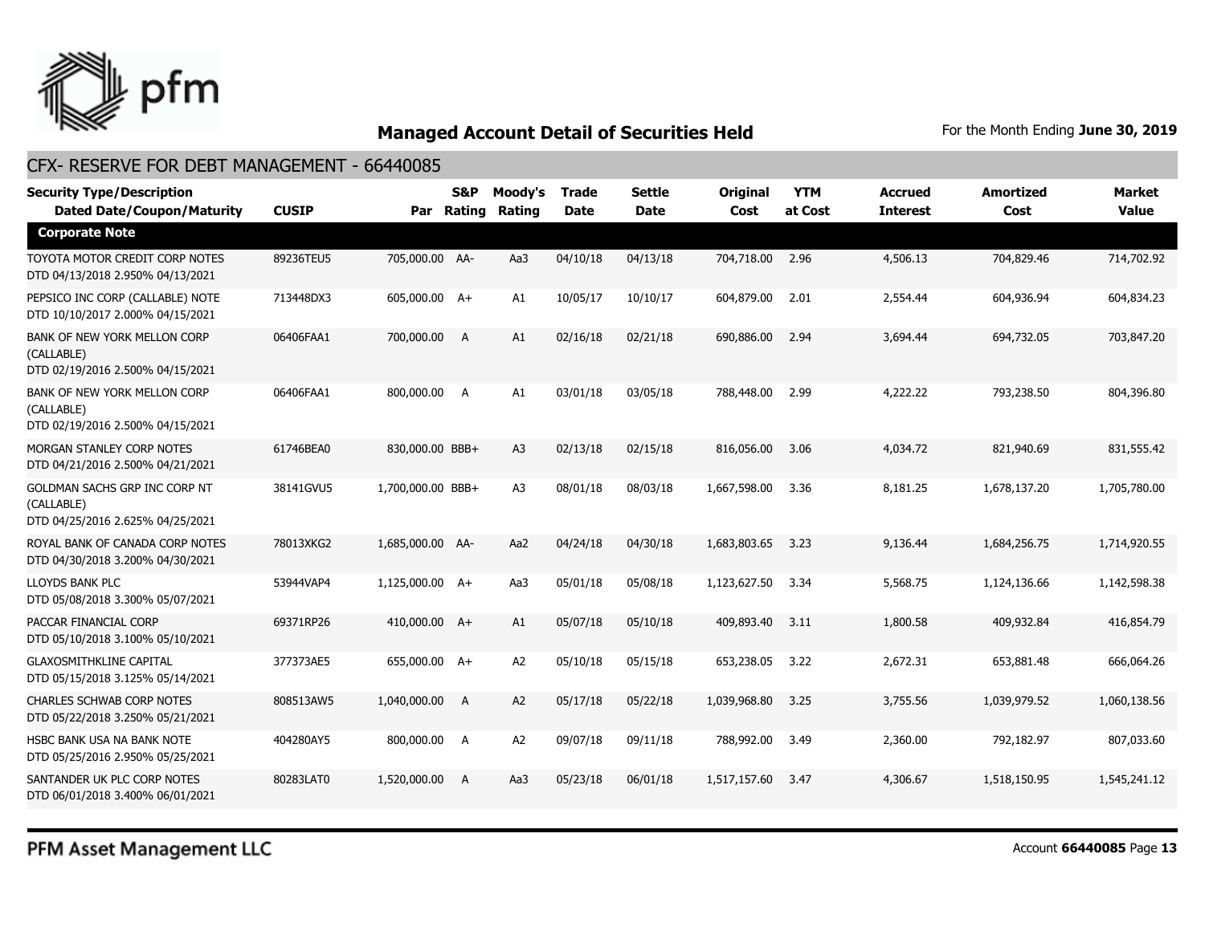# Managed Account Detail of Securities Held

For the Month Ending **June 30, 2019**

## CFX- RESERVE FOR DEBT MANAGEMENT - 66440085

| Security Type/Description Dated Date/Coupon/Maturity | CUSIP | Par | S&P Rating | Moody's Rating | Trade Date | Settle Date | Original Cost | YTM at Cost | Accrued Interest | Amortized Cost | Market Value |
|---|---|---|---|---|---|---|---|---|---|---|---|
| **Corporate Note** | | | | | | | | | | | |
| TOYOTA MOTOR CREDIT CORP NOTES DTD 04/13/2018 2.950% 04/13/2021 | 89236TEU5 | 705,000.00 | AA- | Aa3 | 04/10/18 | 04/13/18 | 704,718.00 | 2.96 | 4,506.13 | 704,829.46 | 714,702.92 |
| PEPSICO INC CORP (CALLABLE) NOTE DTD 10/10/2017 2.000% 04/15/2021 | 713448DX3 | 605,000.00 | A+ | A1 | 10/05/17 | 10/10/17 | 604,879.00 | 2.01 | 2,554.44 | 604,936.94 | 604,834.23 |
| BANK OF NEW YORK MELLON CORP (CALLABLE) DTD 02/19/2016 2.500% 04/15/2021 | 06406FAA1 | 700,000.00 | A | A1 | 02/16/18 | 02/21/18 | 690,886.00 | 2.94 | 3,694.44 | 694,732.05 | 703,847.20 |
| BANK OF NEW YORK MELLON CORP (CALLABLE) DTD 02/19/2016 2.500% 04/15/2021 | 06406FAA1 | 800,000.00 | A | A1 | 03/01/18 | 03/05/18 | 788,448.00 | 2.99 | 4,222.22 | 793,238.50 | 804,396.80 |
| MORGAN STANLEY CORP NOTES DTD 04/21/2016 2.500% 04/21/2021 | 61746BEA0 | 830,000.00 | BBB+ | A3 | 02/13/18 | 02/15/18 | 816,056.00 | 3.06 | 4,034.72 | 821,940.69 | 831,555.42 |
| GOLDMAN SACHS GRP INC CORP NT (CALLABLE) DTD 04/25/2016 2.625% 04/25/2021 | 38141GVU5 | 1,700,000.00 | BBB+ | A3 | 08/01/18 | 08/03/18 | 1,667,598.00 | 3.36 | 8,181.25 | 1,678,137.20 | 1,705,780.00 |
| ROYAL BANK OF CANADA CORP NOTES DTD 04/30/2018 3.200% 04/30/2021 | 78013XKG2 | 1,685,000.00 | AA- | Aa2 | 04/24/18 | 04/30/18 | 1,683,803.65 | 3.23 | 9,136.44 | 1,684,256.75 | 1,714,920.55 |
| LLOYDS BANK PLC DTD 05/08/2018 3.300% 05/07/2021 | 53944VAP4 | 1,125,000.00 | A+ | Aa3 | 05/01/18 | 05/08/18 | 1,123,627.50 | 3.34 | 5,568.75 | 1,124,136.66 | 1,142,598.38 |
| PACCAR FINANCIAL CORP DTD 05/10/2018 3.100% 05/10/2021 | 69371RP26 | 410,000.00 | A+ | A1 | 05/07/18 | 05/10/18 | 409,893.40 | 3.11 | 1,800.58 | 409,932.84 | 416,854.79 |
| GLAXOSMITHKLINE CAPITAL DTD 05/15/2018 3.125% 05/14/2021 | 377373AE5 | 655,000.00 | A+ | A2 | 05/10/18 | 05/15/18 | 653,238.05 | 3.22 | 2,672.31 | 653,881.48 | 666,064.26 |
| CHARLES SCHWAB CORP NOTES DTD 05/22/2018 3.250% 05/21/2021 | 808513AW5 | 1,040,000.00 | A | A2 | 05/17/18 | 05/22/18 | 1,039,968.80 | 3.25 | 3,755.56 | 1,039,979.52 | 1,060,138.56 |
| HSBC BANK USA NA BANK NOTE DTD 05/25/2016 2.950% 05/25/2021 | 404280AY5 | 800,000.00 | A | A2 | 09/07/18 | 09/11/18 | 788,992.00 | 3.49 | 2,360.00 | 792,182.97 | 807,033.60 |
| SANTANDER UK PLC CORP NOTES DTD 06/01/2018 3.400% 06/01/2021 | 80283LAT0 | 1,520,000.00 | A | Aa3 | 05/23/18 | 06/01/18 | 1,517,157.60 | 3.47 | 4,306.67 | 1,518,150.95 | 1,545,241.12 |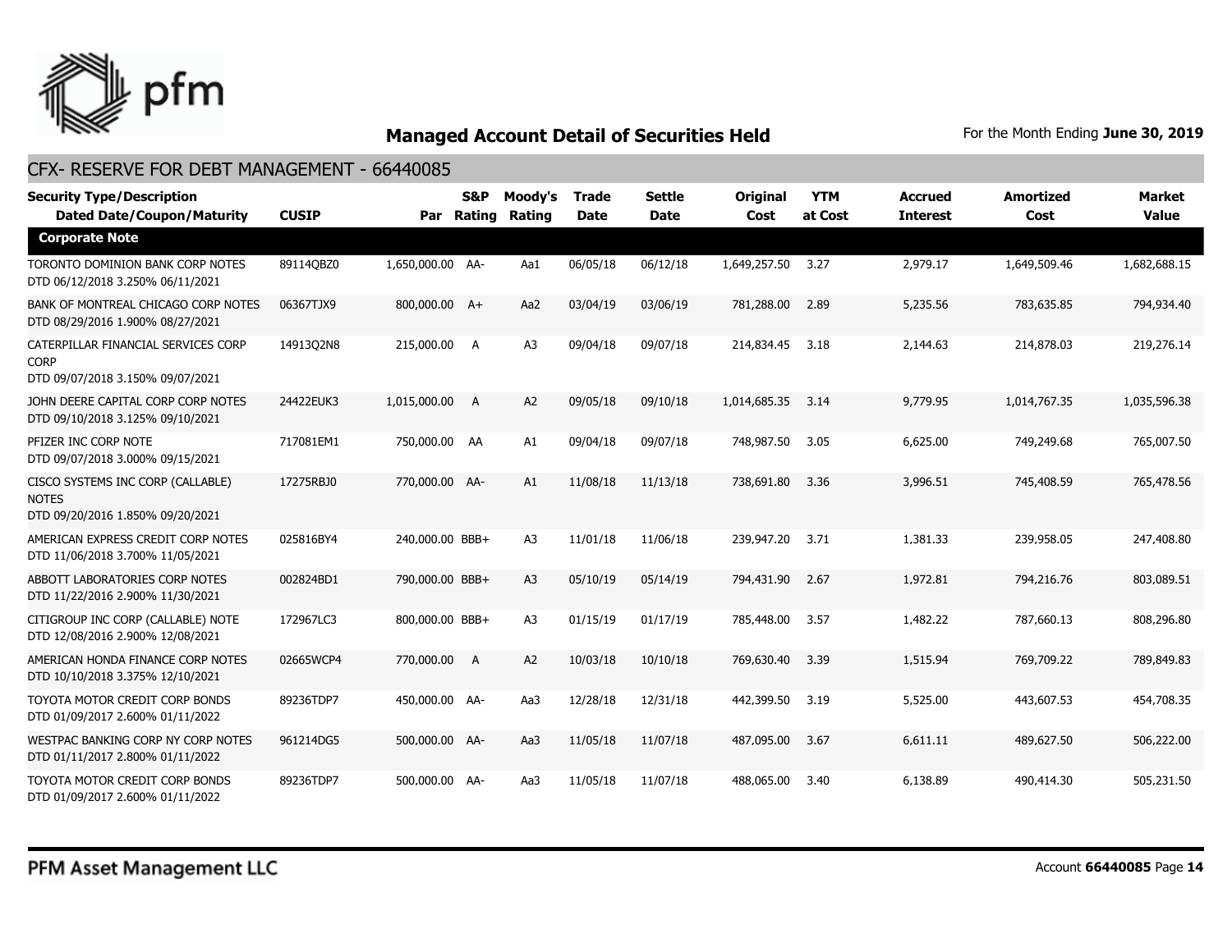# Managed Account Detail of Securities Held

For the Month Ending **June 30, 2019**

## CFX- RESERVE FOR DEBT MANAGEMENT - 66440085

| Security Type/Description Dated Date/Coupon/Maturity | CUSIP | Par | S&P Rating | Moody's Rating | Trade Date | Settle Date | Original Cost | YTM at Cost | Accrued Interest | Amortized Cost | Market Value |
|---|---|---|---|---|---|---|---|---|---|---|---|
| **Corporate Note** | | | | | | | | | | | |
| TORONTO DOMINION BANK CORP NOTES DTD 06/12/2018 3.250% 06/11/2021 | 89114QBZ0 | 1,650,000.00 | AA- | Aa1 | 06/05/18 | 06/12/18 | 1,649,257.50 | 3.27 | 2,979.17 | 1,649,509.46 | 1,682,688.15 |
| BANK OF MONTREAL CHICAGO CORP NOTES DTD 08/29/2016 1.900% 08/27/2021 | 06367TJX9 | 800,000.00 | A+ | Aa2 | 03/04/19 | 03/06/19 | 781,288.00 | 2.89 | 5,235.56 | 783,635.85 | 794,934.40 |
| CATERPILLAR FINANCIAL SERVICES CORP CORP DTD 09/07/2018 3.150% 09/07/2021 | 14913Q2N8 | 215,000.00 | A | A3 | 09/04/18 | 09/07/18 | 214,834.45 | 3.18 | 2,144.63 | 214,878.03 | 219,276.14 |
| JOHN DEERE CAPITAL CORP CORP NOTES DTD 09/10/2018 3.125% 09/10/2021 | 24422EUK3 | 1,015,000.00 | A | A2 | 09/05/18 | 09/10/18 | 1,014,685.35 | 3.14 | 9,779.95 | 1,014,767.35 | 1,035,596.38 |
| PFIZER INC CORP NOTE DTD 09/07/2018 3.000% 09/15/2021 | 717081EM1 | 750,000.00 | AA | A1 | 09/04/18 | 09/07/18 | 748,987.50 | 3.05 | 6,625.00 | 749,249.68 | 765,007.50 |
| CISCO SYSTEMS INC CORP (CALLABLE) NOTES DTD 09/20/2016 1.850% 09/20/2021 | 17275RBJ0 | 770,000.00 | AA- | A1 | 11/08/18 | 11/13/18 | 738,691.80 | 3.36 | 3,996.51 | 745,408.59 | 765,478.56 |
| AMERICAN EXPRESS CREDIT CORP NOTES DTD 11/06/2018 3.700% 11/05/2021 | 025816BY4 | 240,000.00 | BBB+ | A3 | 11/01/18 | 11/06/18 | 239,947.20 | 3.71 | 1,381.33 | 239,958.05 | 247,408.80 |
| ABBOTT LABORATORIES CORP NOTES DTD 11/22/2016 2.900% 11/30/2021 | 002824BD1 | 790,000.00 | BBB+ | A3 | 05/10/19 | 05/14/19 | 794,431.90 | 2.67 | 1,972.81 | 794,216.76 | 803,089.51 |
| CITIGROUP INC CORP (CALLABLE) NOTE DTD 12/08/2016 2.900% 12/08/2021 | 172967LC3 | 800,000.00 | BBB+ | A3 | 01/15/19 | 01/17/19 | 785,448.00 | 3.57 | 1,482.22 | 787,660.13 | 808,296.80 |
| AMERICAN HONDA FINANCE CORP NOTES DTD 10/10/2018 3.375% 12/10/2021 | 02665WCP4 | 770,000.00 | A | A2 | 10/03/18 | 10/10/18 | 769,630.40 | 3.39 | 1,515.94 | 769,709.22 | 789,849.83 |
| TOYOTA MOTOR CREDIT CORP BONDS DTD 01/09/2017 2.600% 01/11/2022 | 89236TDP7 | 450,000.00 | AA- | Aa3 | 12/28/18 | 12/31/18 | 442,399.50 | 3.19 | 5,525.00 | 443,607.53 | 454,708.35 |
| WESTPAC BANKING CORP NY CORP NOTES DTD 01/11/2017 2.800% 01/11/2022 | 961214DG5 | 500,000.00 | AA- | Aa3 | 11/05/18 | 11/07/18 | 487,095.00 | 3.67 | 6,611.11 | 489,627.50 | 506,222.00 |
| TOYOTA MOTOR CREDIT CORP BONDS DTD 01/09/2017 2.600% 01/11/2022 | 89236TDP7 | 500,000.00 | AA- | Aa3 | 11/05/18 | 11/07/18 | 488,065.00 | 3.40 | 6,138.89 | 490,414.30 | 505,231.50 |

PFM Asset Management LLC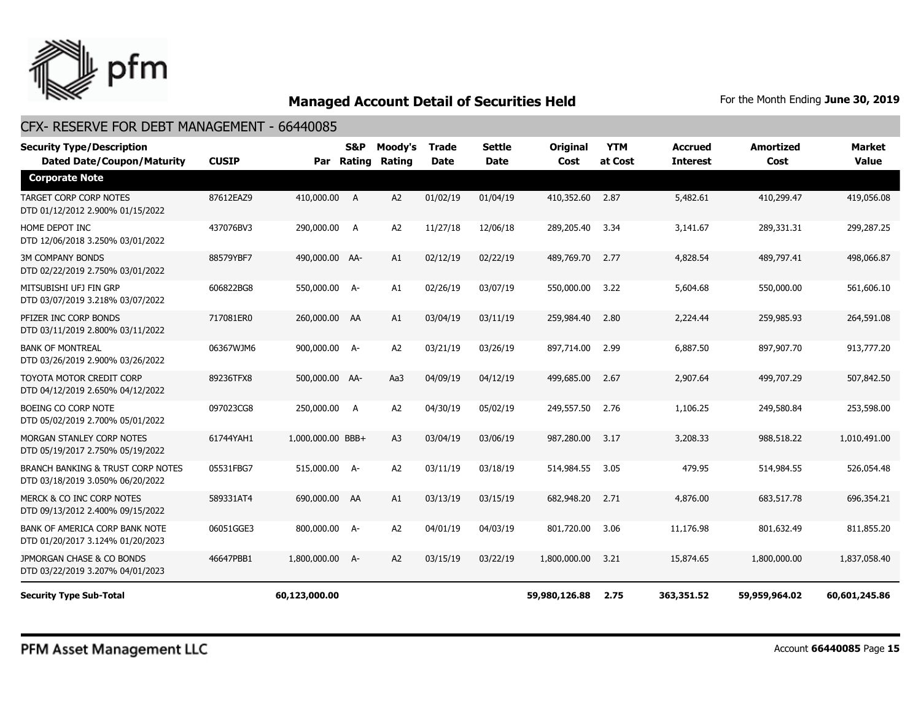## Managed Account Detail of Securities Held

For the Month Ending **June 30, 2019**

### CFX- RESERVE FOR DEBT MANAGEMENT - 66440085

| Security Type/Description Dated Date/Coupon/Maturity | CUSIP | Par | S&P Rating | Moody's Rating | Trade Date | Settle Date | Original Cost | YTM at Cost | Accrued Interest | Amortized Cost | Market Value |
|---|---|---|---|---|---|---|---|---|---|---|---|
| **Corporate Note** | | | | | | | | | | | |
| TARGET CORP CORP NOTES DTD 01/12/2012 2.900% 01/15/2022 | 87612EAZ9 | 410,000.00 | A | A2 | 01/02/19 | 01/04/19 | 410,352.60 | 2.87 | 5,482.61 | 410,299.47 | 419,056.08 |
| HOME DEPOT INC DTD 12/06/2018 3.250% 03/01/2022 | 437076BV3 | 290,000.00 | A | A2 | 11/27/18 | 12/06/18 | 289,205.40 | 3.34 | 3,141.67 | 289,331.31 | 299,287.25 |
| 3M COMPANY BONDS DTD 02/22/2019 2.750% 03/01/2022 | 88579YBF7 | 490,000.00 | AA- | A1 | 02/12/19 | 02/22/19 | 489,769.70 | 2.77 | 4,828.54 | 489,797.41 | 498,066.87 |
| MITSUBISHI UFJ FIN GRP DTD 03/07/2019 3.218% 03/07/2022 | 606822BG8 | 550,000.00 | A- | A1 | 02/26/19 | 03/07/19 | 550,000.00 | 3.22 | 5,604.68 | 550,000.00 | 561,606.10 |
| PFIZER INC CORP BONDS DTD 03/11/2019 2.800% 03/11/2022 | 717081ER0 | 260,000.00 | AA | A1 | 03/04/19 | 03/11/19 | 259,984.40 | 2.80 | 2,224.44 | 259,985.93 | 264,591.08 |
| BANK OF MONTREAL DTD 03/26/2019 2.900% 03/26/2022 | 06367WJM6 | 900,000.00 | A- | A2 | 03/21/19 | 03/26/19 | 897,714.00 | 2.99 | 6,887.50 | 897,907.70 | 913,777.20 |
| TOYOTA MOTOR CREDIT CORP DTD 04/12/2019 2.650% 04/12/2022 | 89236TFX8 | 500,000.00 | AA- | Aa3 | 04/09/19 | 04/12/19 | 499,685.00 | 2.67 | 2,907.64 | 499,707.29 | 507,842.50 |
| BOEING CO CORP NOTE DTD 05/02/2019 2.700% 05/01/2022 | 097023CG8 | 250,000.00 | A | A2 | 04/30/19 | 05/02/19 | 249,557.50 | 2.76 | 1,106.25 | 249,580.84 | 253,598.00 |
| MORGAN STANLEY CORP NOTES DTD 05/19/2017 2.750% 05/19/2022 | 61744YAH1 | 1,000,000.00 | BBB+ | A3 | 03/04/19 | 03/06/19 | 987,280.00 | 3.17 | 3,208.33 | 988,518.22 | 1,010,491.00 |
| BRANCH BANKING & TRUST CORP NOTES DTD 03/18/2019 3.050% 06/20/2022 | 05531FBG7 | 515,000.00 | A- | A2 | 03/11/19 | 03/18/19 | 514,984.55 | 3.05 | 479.95 | 514,984.55 | 526,054.48 |
| MERCK & CO INC CORP NOTES DTD 09/13/2012 2.400% 09/15/2022 | 589331AT4 | 690,000.00 | AA | A1 | 03/13/19 | 03/15/19 | 682,948.20 | 2.71 | 4,876.00 | 683,517.78 | 696,354.21 |
| BANK OF AMERICA CORP BANK NOTE DTD 01/20/2017 3.124% 01/20/2023 | 06051GGE3 | 800,000.00 | A- | A2 | 04/01/19 | 04/03/19 | 801,720.00 | 3.06 | 11,176.98 | 801,632.49 | 811,855.20 |
| JPMORGAN CHASE & CO BONDS DTD 03/22/2019 3.207% 04/01/2023 | 46647PBB1 | 1,800,000.00 | A- | A2 | 03/15/19 | 03/22/19 | 1,800,000.00 | 3.21 | 15,874.65 | 1,800,000.00 | 1,837,058.40 |
| **Security Type Sub-Total** | | **60,123,000.00** | | | | | **59,980,126.88** | **2.75** | **363,351.52** | **59,959,964.02** | **60,601,245.86** |

PFM Asset Management LLC

Account **66440085**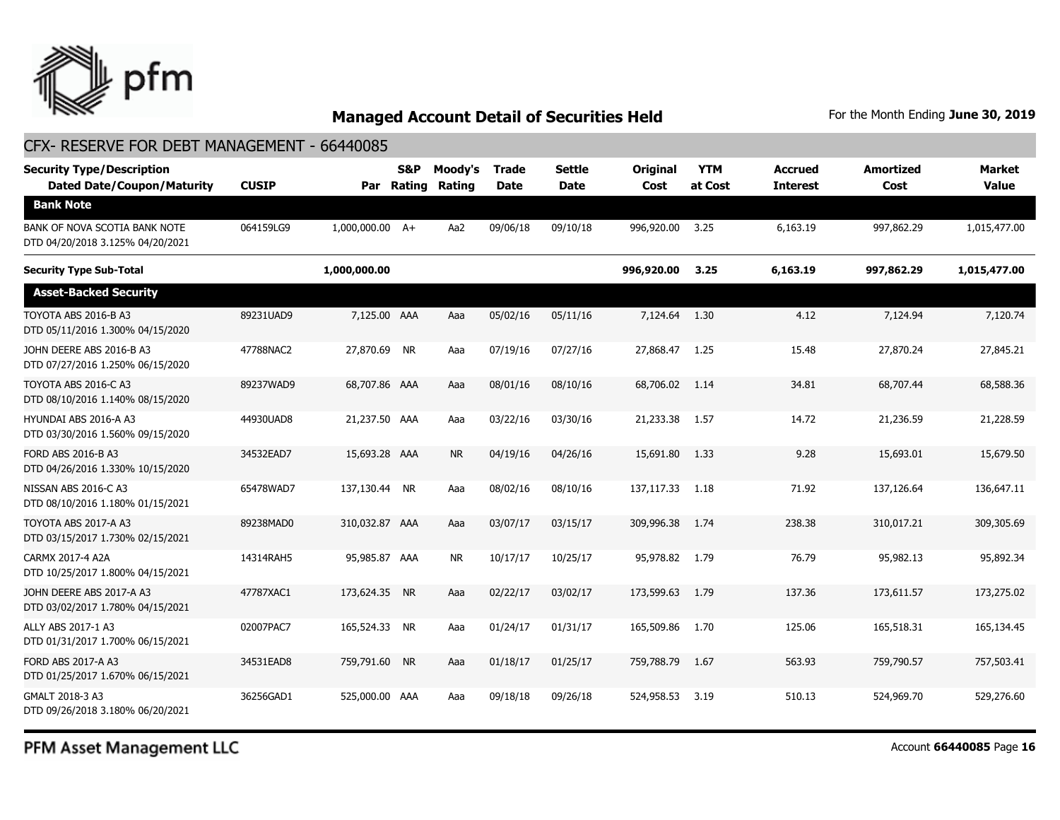# Managed Account Detail of Securities Held

For the Month Ending **June 30, 2019**

## CFX- RESERVE FOR DEBT MANAGEMENT - 66440085

| Security Type/Description Dated Date/Coupon/Maturity | CUSIP | Par | S&P Rating | Moody's Rating | Trade Date | Settle Date | Original Cost | YTM at Cost | Accrued Interest | Amortized Cost | Market Value |
|---|---|---|---|---|---|---|---|---|---|---|---|
| **Bank Note** | | | | | | | | | | | |
| BANK OF NOVA SCOTIA BANK NOTE DTD 04/20/2018 3.125% 04/20/2021 | 064159LG9 | 1,000,000.00 | A+ | Aa2 | 09/06/18 | 09/10/18 | 996,920.00 | 3.25 | 6,163.19 | 997,862.29 | 1,015,477.00 |
| **Security Type Sub-Total** | | **1,000,000.00** | | | | | **996,920.00** | **3.25** | **6,163.19** | **997,862.29** | **1,015,477.00** |
| **Asset-Backed Security** | | | | | | | | | | | |
| TOYOTA ABS 2016-B A3 DTD 05/11/2016 1.300% 04/15/2020 | 89231UAD9 | 7,125.00 | AAA | Aaa | 05/02/16 | 05/11/16 | 7,124.64 | 1.30 | 4.12 | 7,124.94 | 7,120.74 |
| JOHN DEERE ABS 2016-B A3 DTD 07/27/2016 1.250% 06/15/2020 | 47788NAC2 | 27,870.69 | NR | Aaa | 07/19/16 | 07/27/16 | 27,868.47 | 1.25 | 15.48 | 27,870.24 | 27,845.21 |
| TOYOTA ABS 2016-C A3 DTD 08/10/2016 1.140% 08/15/2020 | 89237WAD9 | 68,707.86 | AAA | Aaa | 08/01/16 | 08/10/16 | 68,706.02 | 1.14 | 34.81 | 68,707.44 | 68,588.36 |
| HYUNDAI ABS 2016-A A3 DTD 03/30/2016 1.560% 09/15/2020 | 44930UAD8 | 21,237.50 | AAA | Aaa | 03/22/16 | 03/30/16 | 21,233.38 | 1.57 | 14.72 | 21,236.59 | 21,228.59 |
| FORD ABS 2016-B A3 DTD 04/26/2016 1.330% 10/15/2020 | 34532EAD7 | 15,693.28 | AAA | NR | 04/19/16 | 04/26/16 | 15,691.80 | 1.33 | 9.28 | 15,693.01 | 15,679.50 |
| NISSAN ABS 2016-C A3 DTD 08/10/2016 1.180% 01/15/2021 | 65478WAD7 | 137,130.44 | NR | Aaa | 08/02/16 | 08/10/16 | 137,117.33 | 1.18 | 71.92 | 137,126.64 | 136,647.11 |
| TOYOTA ABS 2017-A A3 DTD 03/15/2017 1.730% 02/15/2021 | 89238MAD0 | 310,032.87 | AAA | Aaa | 03/07/17 | 03/15/17 | 309,996.38 | 1.74 | 238.38 | 310,017.21 | 309,305.69 |
| CARMX 2017-4 A2A DTD 10/25/2017 1.800% 04/15/2021 | 14314RAH5 | 95,985.87 | AAA | NR | 10/17/17 | 10/25/17 | 95,978.82 | 1.79 | 76.79 | 95,982.13 | 95,892.34 |
| JOHN DEERE ABS 2017-A A3 DTD 03/02/2017 1.780% 04/15/2021 | 47787XAC1 | 173,624.35 | NR | Aaa | 02/22/17 | 03/02/17 | 173,599.63 | 1.79 | 137.36 | 173,611.57 | 173,275.02 |
| ALLY ABS 2017-1 A3 DTD 01/31/2017 1.700% 06/15/2021 | 02007PAC7 | 165,524.33 | NR | Aaa | 01/24/17 | 01/31/17 | 165,509.86 | 1.70 | 125.06 | 165,518.31 | 165,134.45 |
| FORD ABS 2017-A A3 DTD 01/25/2017 1.670% 06/15/2021 | 34531EAD8 | 759,791.60 | NR | Aaa | 01/18/17 | 01/25/17 | 759,788.79 | 1.67 | 563.93 | 759,790.57 | 757,503.41 |
| GMALT 2018-3 A3 DTD 09/26/2018 3.180% 06/20/2021 | 36256GAD1 | 525,000.00 | AAA | Aaa | 09/18/18 | 09/26/18 | 524,958.53 | 3.19 | 510.13 | 524,969.70 | 529,276.60 |

PFM Asset Management LLC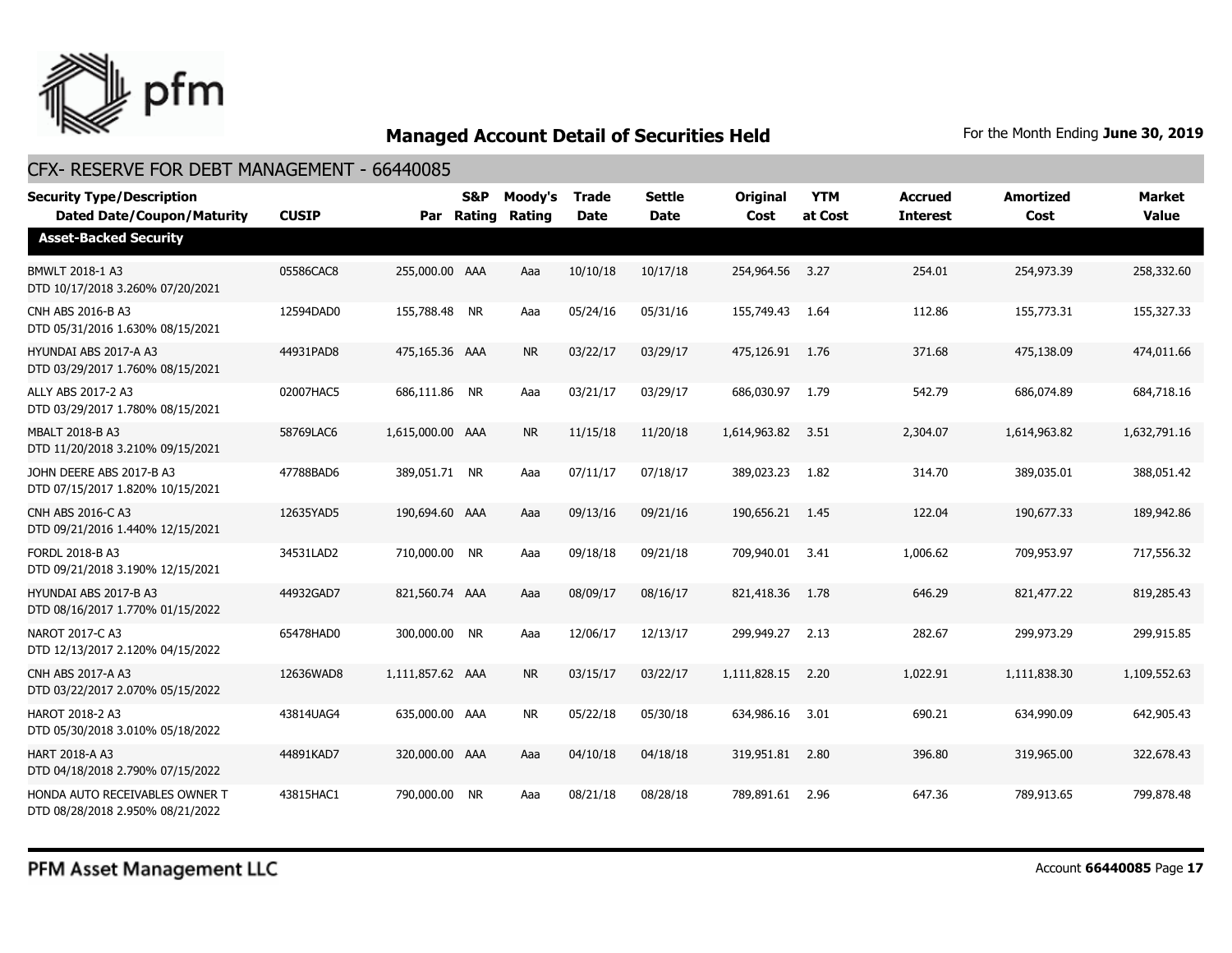# Managed Account Detail of Securities Held

For the Month Ending **June 30, 2019**

## CFX- RESERVE FOR DEBT MANAGEMENT - 66440085

| Security Type/Description Dated Date/Coupon/Maturity | CUSIP | Par | S&P Rating | Moody's Rating | Trade Date | Settle Date | Original Cost | YTM at Cost | Accrued Interest | Amortized Cost | Market Value |
|---|---|---|---|---|---|---|---|---|---|---|---|
| **Asset-Backed Security** | | | | | | | | | | | |
| BMWLT 2018-1 A3 DTD 10/17/2018 3.260% 07/20/2021 | 05586CAC8 | 255,000.00 | AAA | Aaa | 10/10/18 | 10/17/18 | 254,964.56 | 3.27 | 254.01 | 254,973.39 | 258,332.60 |
| CNH ABS 2016-B A3 DTD 05/31/2016 1.630% 08/15/2021 | 12594DAD0 | 155,788.48 | NR | Aaa | 05/24/16 | 05/31/16 | 155,749.43 | 1.64 | 112.86 | 155,773.31 | 155,327.33 |
| HYUNDAI ABS 2017-A A3 DTD 03/29/2017 1.760% 08/15/2021 | 44931PAD8 | 475,165.36 | AAA | NR | 03/22/17 | 03/29/17 | 475,126.91 | 1.76 | 371.68 | 475,138.09 | 474,011.66 |
| ALLY ABS 2017-2 A3 DTD 03/29/2017 1.780% 08/15/2021 | 02007HAC5 | 686,111.86 | NR | Aaa | 03/21/17 | 03/29/17 | 686,030.97 | 1.79 | 542.79 | 686,074.89 | 684,718.16 |
| MBALT 2018-B A3 DTD 11/20/2018 3.210% 09/15/2021 | 58769LAC6 | 1,615,000.00 | AAA | NR | 11/15/18 | 11/20/18 | 1,614,963.82 | 3.51 | 2,304.07 | 1,614,963.82 | 1,632,791.16 |
| JOHN DEERE ABS 2017-B A3 DTD 07/15/2017 1.820% 10/15/2021 | 47788BAD6 | 389,051.71 | NR | Aaa | 07/11/17 | 07/18/17 | 389,023.23 | 1.82 | 314.70 | 389,035.01 | 388,051.42 |
| CNH ABS 2016-C A3 DTD 09/21/2016 1.440% 12/15/2021 | 12635YAD5 | 190,694.60 | AAA | Aaa | 09/13/16 | 09/21/16 | 190,656.21 | 1.45 | 122.04 | 190,677.33 | 189,942.86 |
| FORDL 2018-B A3 DTD 09/21/2018 3.190% 12/15/2021 | 34531LAD2 | 710,000.00 | NR | Aaa | 09/18/18 | 09/21/18 | 709,940.01 | 3.41 | 1,006.62 | 709,953.97 | 717,556.32 |
| HYUNDAI ABS 2017-B A3 DTD 08/16/2017 1.770% 01/15/2022 | 44932GAD7 | 821,560.74 | AAA | Aaa | 08/09/17 | 08/16/17 | 821,418.36 | 1.78 | 646.29 | 821,477.22 | 819,285.43 |
| NAROT 2017-C A3 DTD 12/13/2017 2.120% 04/15/2022 | 65478HAD0 | 300,000.00 | NR | Aaa | 12/06/17 | 12/13/17 | 299,949.27 | 2.13 | 282.67 | 299,973.29 | 299,915.85 |
| CNH ABS 2017-A A3 DTD 03/22/2017 2.070% 05/15/2022 | 12636WAD8 | 1,111,857.62 | AAA | NR | 03/15/17 | 03/22/17 | 1,111,828.15 | 2.20 | 1,022.91 | 1,111,838.30 | 1,109,552.63 |
| HAROT 2018-2 A3 DTD 05/30/2018 3.010% 05/18/2022 | 43814UAG4 | 635,000.00 | AAA | NR | 05/22/18 | 05/30/18 | 634,986.16 | 3.01 | 690.21 | 634,990.09 | 642,905.43 |
| HART 2018-A A3 DTD 04/18/2018 2.790% 07/15/2022 | 44891KAD7 | 320,000.00 | AAA | Aaa | 04/10/18 | 04/18/18 | 319,951.81 | 2.80 | 396.80 | 319,965.00 | 322,678.43 |
| HONDA AUTO RECEIVABLES OWNER T DTD 08/28/2018 2.950% 08/21/2022 | 43815HAC1 | 790,000.00 | NR | Aaa | 08/21/18 | 08/28/18 | 789,891.61 | 2.96 | 647.36 | 789,913.65 | 799,878.48 |

PFM Asset Management LLC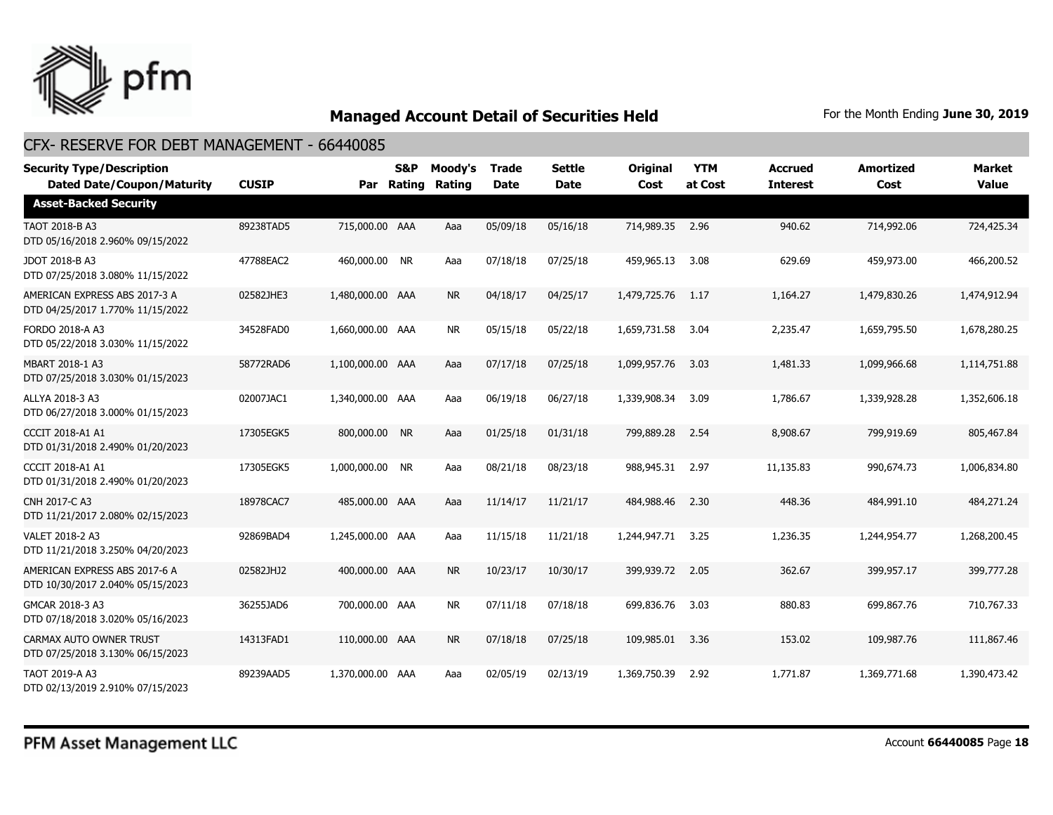## Managed Account Detail of Securities Held

For the Month Ending **June 30, 2019**

### CFX- RESERVE FOR DEBT MANAGEMENT - 66440085

| Security Type/Description Dated Date/Coupon/Maturity | CUSIP | Par | S&P Rating | Moody's Rating | Trade Date | Settle Date | Original Cost | YTM at Cost | Accrued Interest | Amortized Cost | Market Value |
|---|---|---|---|---|---|---|---|---|---|---|---|
| **Asset-Backed Security** | | | | | | | | | | | |
| TAOT 2018-B A3 DTD 05/16/2018 2.960% 09/15/2022 | 89238TAD5 | 715,000.00 | AAA | Aaa | 05/09/18 | 05/16/18 | 714,989.35 | 2.96 | 940.62 | 714,992.06 | 724,425.34 |
| JDOT 2018-B A3 DTD 07/25/2018 3.080% 11/15/2022 | 47788EAC2 | 460,000.00 | NR | Aaa | 07/18/18 | 07/25/18 | 459,965.13 | 3.08 | 629.69 | 459,973.00 | 466,200.52 |
| AMERICAN EXPRESS ABS 2017-3 A DTD 04/25/2017 1.770% 11/15/2022 | 02582JHE3 | 1,480,000.00 | AAA | NR | 04/18/17 | 04/25/17 | 1,479,725.76 | 1.17 | 1,164.27 | 1,479,830.26 | 1,474,912.94 |
| FORDO 2018-A A3 DTD 05/22/2018 3.030% 11/15/2022 | 34528FAD0 | 1,660,000.00 | AAA | NR | 05/15/18 | 05/22/18 | 1,659,731.58 | 3.04 | 2,235.47 | 1,659,795.50 | 1,678,280.25 |
| MBART 2018-1 A3 DTD 07/25/2018 3.030% 01/15/2023 | 58772RAD6 | 1,100,000.00 | AAA | Aaa | 07/17/18 | 07/25/18 | 1,099,957.76 | 3.03 | 1,481.33 | 1,099,966.68 | 1,114,751.88 |
| ALLYA 2018-3 A3 DTD 06/27/2018 3.000% 01/15/2023 | 02007JAC1 | 1,340,000.00 | AAA | Aaa | 06/19/18 | 06/27/18 | 1,339,908.34 | 3.09 | 1,786.67 | 1,339,928.28 | 1,352,606.18 |
| CCCIT 2018-A1 A1 DTD 01/31/2018 2.490% 01/20/2023 | 17305EGK5 | 800,000.00 | NR | Aaa | 01/25/18 | 01/31/18 | 799,889.28 | 2.54 | 8,908.67 | 799,919.69 | 805,467.84 |
| CCCIT 2018-A1 A1 DTD 01/31/2018 2.490% 01/20/2023 | 17305EGK5 | 1,000,000.00 | NR | Aaa | 08/21/18 | 08/23/18 | 988,945.31 | 2.97 | 11,135.83 | 990,674.73 | 1,006,834.80 |
| CNH 2017-C A3 DTD 11/21/2017 2.080% 02/15/2023 | 18978CAC7 | 485,000.00 | AAA | Aaa | 11/14/17 | 11/21/17 | 484,988.46 | 2.30 | 448.36 | 484,991.10 | 484,271.24 |
| VALET 2018-2 A3 DTD 11/21/2018 3.250% 04/20/2023 | 92869BAD4 | 1,245,000.00 | AAA | Aaa | 11/15/18 | 11/21/18 | 1,244,947.71 | 3.25 | 1,236.35 | 1,244,954.77 | 1,268,200.45 |
| AMERICAN EXPRESS ABS 2017-6 A DTD 10/30/2017 2.040% 05/15/2023 | 02582JHJ2 | 400,000.00 | AAA | NR | 10/23/17 | 10/30/17 | 399,939.72 | 2.05 | 362.67 | 399,957.17 | 399,777.28 |
| GMCAR 2018-3 A3 DTD 07/18/2018 3.020% 05/16/2023 | 36255JAD6 | 700,000.00 | AAA | NR | 07/11/18 | 07/18/18 | 699,836.76 | 3.03 | 880.83 | 699,867.76 | 710,767.33 |
| CARMAX AUTO OWNER TRUST DTD 07/25/2018 3.130% 06/15/2023 | 14313FAD1 | 110,000.00 | AAA | NR | 07/18/18 | 07/25/18 | 109,985.01 | 3.36 | 153.02 | 109,987.76 | 111,867.46 |
| TAOT 2019-A A3 DTD 02/13/2019 2.910% 07/15/2023 | 89239AAD5 | 1,370,000.00 | AAA | Aaa | 02/05/19 | 02/13/19 | 1,369,750.39 | 2.92 | 1,771.87 | 1,369,771.68 | 1,390,473.42 |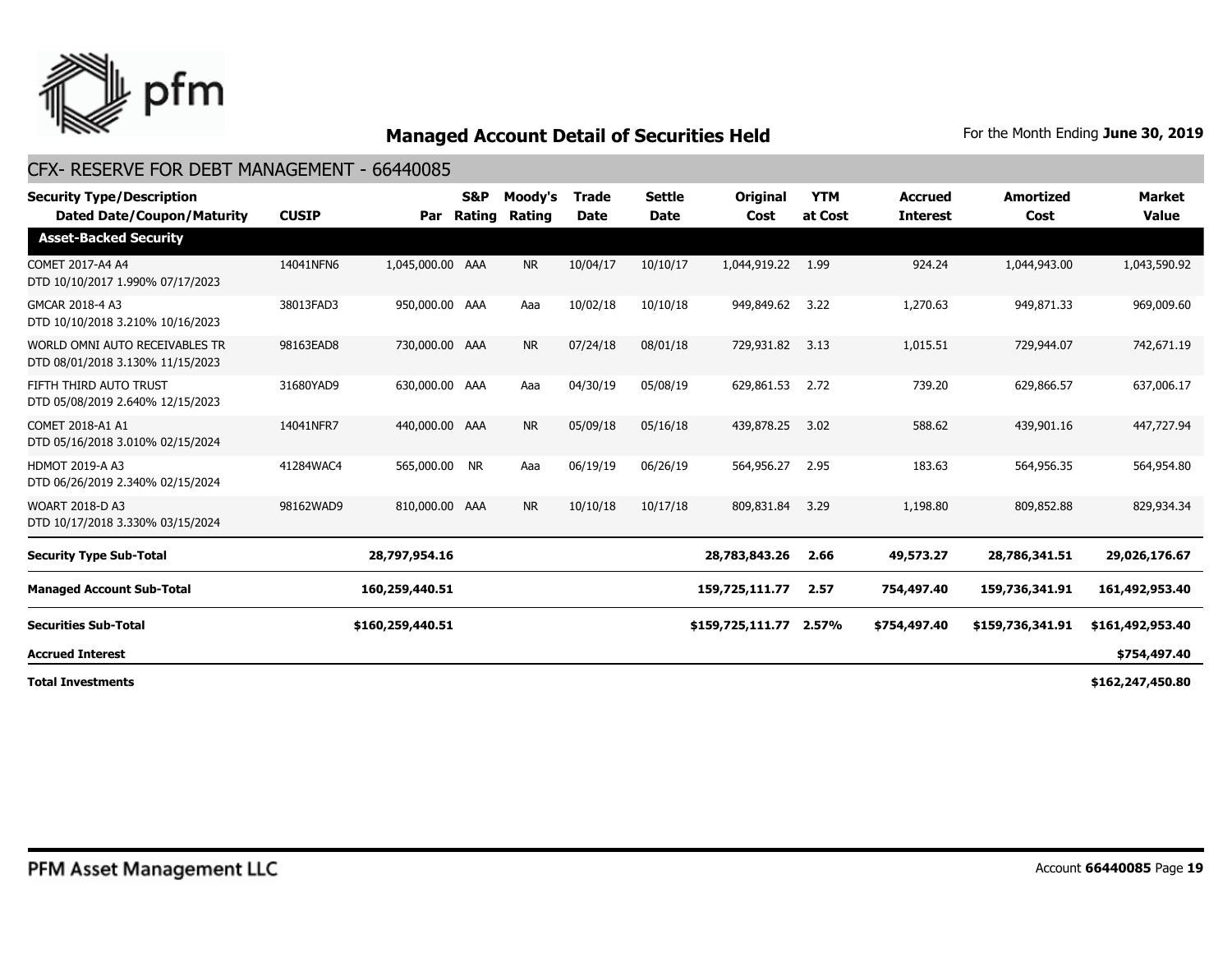## Managed Account Detail of Securities Held

For the Month Ending **June 30, 2019**

### CFX- RESERVE FOR DEBT MANAGEMENT - 66440085

| Security Type/Description Dated Date/Coupon/Maturity | CUSIP | Par | S&P Rating | Moody's Rating | Trade Date | Settle Date | Original Cost | YTM at Cost | Accrued Interest | Amortized Cost | Market Value |
|---|---|---|---|---|---|---|---|---|---|---|---|
| **Asset-Backed Security** | | | | | | | | | | | |
| COMET 2017-A4 A4 DTD 10/10/2017 1.990% 07/17/2023 | 14041NFN6 | 1,045,000.00 | AAA | NR | 10/04/17 | 10/10/17 | 1,044,919.22 | 1.99 | 924.24 | 1,044,943.00 | 1,043,590.92 |
| GMCAR 2018-4 A3 DTD 10/10/2018 3.210% 10/16/2023 | 38013FAD3 | 950,000.00 | AAA | Aaa | 10/02/18 | 10/10/18 | 949,849.62 | 3.22 | 1,270.63 | 949,871.33 | 969,009.60 |
| WORLD OMNI AUTO RECEIVABLES TR DTD 08/01/2018 3.130% 11/15/2023 | 98163EAD8 | 730,000.00 | AAA | NR | 07/24/18 | 08/01/18 | 729,931.82 | 3.13 | 1,015.51 | 729,944.07 | 742,671.19 |
| FIFTH THIRD AUTO TRUST DTD 05/08/2019 2.640% 12/15/2023 | 31680YAD9 | 630,000.00 | AAA | Aaa | 04/30/19 | 05/08/19 | 629,861.53 | 2.72 | 739.20 | 629,866.57 | 637,006.17 |
| COMET 2018-A1 A1 DTD 05/16/2018 3.010% 02/15/2024 | 14041NFR7 | 440,000.00 | AAA | NR | 05/09/18 | 05/16/18 | 439,878.25 | 3.02 | 588.62 | 439,901.16 | 447,727.94 |
| HDMOT 2019-A A3 DTD 06/26/2019 2.340% 02/15/2024 | 41284WAC4 | 565,000.00 | NR | Aaa | 06/19/19 | 06/26/19 | 564,956.27 | 2.95 | 183.63 | 564,956.35 | 564,954.80 |
| WOART 2018-D A3 DTD 10/17/2018 3.330% 03/15/2024 | 98162WAD9 | 810,000.00 | AAA | NR | 10/10/18 | 10/17/18 | 809,831.84 | 3.29 | 1,198.80 | 809,852.88 | 829,934.34 |
| **Security Type Sub-Total** | | **28,797,954.16** | | | | | **28,783,843.26** | **2.66** | **49,573.27** | **28,786,341.51** | **29,026,176.67** |
| **Managed Account Sub-Total** | | **160,259,440.51** | | | | | **159,725,111.77** | **2.57** | **754,497.40** | **159,736,341.91** | **161,492,953.40** |
| **Securities Sub-Total** | | **$160,259,440.51** | | | | | **$159,725,111.77** | **2.57%** | **$754,497.40** | **$159,736,341.91** | **$161,492,953.40** |
| **Accrued Interest** | | | | | | | | | | | **$754,497.40** |
| **Total Investments** | | | | | | | | | | | **$162,247,450.80** |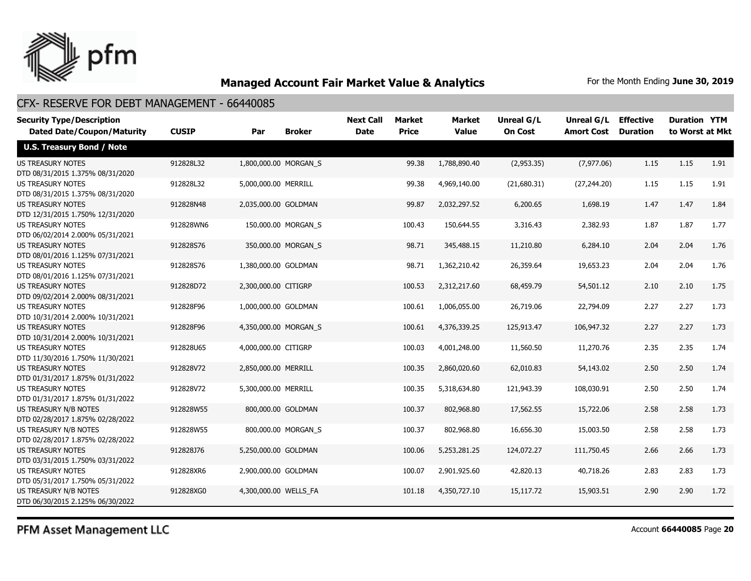# Managed Account Fair Market Value & Analytics

For the Month Ending **June 30, 2019**

## CFX- RESERVE FOR DEBT MANAGEMENT - 66440085

| Security Type/Description Dated Date/Coupon/Maturity | CUSIP | Par | Broker | Next Call Date | Market Price | Market Value | Unreal G/L On Cost | Unreal G/L Amort Cost | Effective Duration | Duration to Worst | YTM at Mkt |
|---|---|---|---|---|---|---|---|---|---|---|---|
| **U.S. Treasury Bond / Note** | | | | | | | | | | | |
| US TREASURY NOTES DTD 08/31/2015 1.375% 08/31/2020 | 912828L32 | 1,800,000.00 | MORGAN_S | | 99.38 | 1,788,890.40 | (2,953.35) | (7,977.06) | 1.15 | 1.15 | 1.91 |
| US TREASURY NOTES DTD 08/31/2015 1.375% 08/31/2020 | 912828L32 | 5,000,000.00 | MERRILL | | 99.38 | 4,969,140.00 | (21,680.31) | (27,244.20) | 1.15 | 1.15 | 1.91 |
| US TREASURY NOTES DTD 12/31/2015 1.750% 12/31/2020 | 912828N48 | 2,035,000.00 | GOLDMAN | | 99.87 | 2,032,297.52 | 6,200.65 | 1,698.19 | 1.47 | 1.47 | 1.84 |
| US TREASURY NOTES DTD 06/02/2014 2.000% 05/31/2021 | 912828WN6 | 150,000.00 | MORGAN_S | | 100.43 | 150,644.55 | 3,316.43 | 2,382.93 | 1.87 | 1.87 | 1.77 |
| US TREASURY NOTES DTD 08/01/2016 1.125% 07/31/2021 | 912828S76 | 350,000.00 | MORGAN_S | | 98.71 | 345,488.15 | 11,210.80 | 6,284.10 | 2.04 | 2.04 | 1.76 |
| US TREASURY NOTES DTD 08/01/2016 1.125% 07/31/2021 | 912828S76 | 1,380,000.00 | GOLDMAN | | 98.71 | 1,362,210.42 | 26,359.64 | 19,653.23 | 2.04 | 2.04 | 1.76 |
| US TREASURY NOTES DTD 09/02/2014 2.000% 08/31/2021 | 912828D72 | 2,300,000.00 | CITIGRP | | 100.53 | 2,312,217.60 | 68,459.79 | 54,501.12 | 2.10 | 2.10 | 1.75 |
| US TREASURY NOTES DTD 10/31/2014 2.000% 10/31/2021 | 912828F96 | 1,000,000.00 | GOLDMAN | | 100.61 | 1,006,055.00 | 26,719.06 | 22,794.09 | 2.27 | 2.27 | 1.73 |
| US TREASURY NOTES DTD 10/31/2014 2.000% 10/31/2021 | 912828F96 | 4,350,000.00 | MORGAN_S | | 100.61 | 4,376,339.25 | 125,913.47 | 106,947.32 | 2.27 | 2.27 | 1.73 |
| US TREASURY NOTES DTD 11/30/2016 1.750% 11/30/2021 | 912828U65 | 4,000,000.00 | CITIGRP | | 100.03 | 4,001,248.00 | 11,560.50 | 11,270.76 | 2.35 | 2.35 | 1.74 |
| US TREASURY NOTES DTD 01/31/2017 1.875% 01/31/2022 | 912828V72 | 2,850,000.00 | MERRILL | | 100.35 | 2,860,020.60 | 62,010.83 | 54,143.02 | 2.50 | 2.50 | 1.74 |
| US TREASURY NOTES DTD 01/31/2017 1.875% 01/31/2022 | 912828V72 | 5,300,000.00 | MERRILL | | 100.35 | 5,318,634.80 | 121,943.39 | 108,030.91 | 2.50 | 2.50 | 1.74 |
| US TREASURY N/B NOTES DTD 02/28/2017 1.875% 02/28/2022 | 912828W55 | 800,000.00 | GOLDMAN | | 100.37 | 802,968.80 | 17,562.55 | 15,722.06 | 2.58 | 2.58 | 1.73 |
| US TREASURY N/B NOTES DTD 02/28/2017 1.875% 02/28/2022 | 912828W55 | 800,000.00 | MORGAN_S | | 100.37 | 802,968.80 | 16,656.30 | 15,003.50 | 2.58 | 2.58 | 1.73 |
| US TREASURY NOTES DTD 03/31/2015 1.750% 03/31/2022 | 912828J76 | 5,250,000.00 | GOLDMAN | | 100.06 | 5,253,281.25 | 124,072.27 | 111,750.45 | 2.66 | 2.66 | 1.73 |
| US TREASURY NOTES DTD 05/31/2017 1.750% 05/31/2022 | 912828XR6 | 2,900,000.00 | GOLDMAN | | 100.07 | 2,901,925.60 | 42,820.13 | 40,718.26 | 2.83 | 2.83 | 1.73 |
| US TREASURY N/B NOTES DTD 06/30/2015 2.125% 06/30/2022 | 912828XG0 | 4,300,000.00 | WELLS_FA | | 101.18 | 4,350,727.10 | 15,117.72 | 15,903.51 | 2.90 | 2.90 | 1.72 |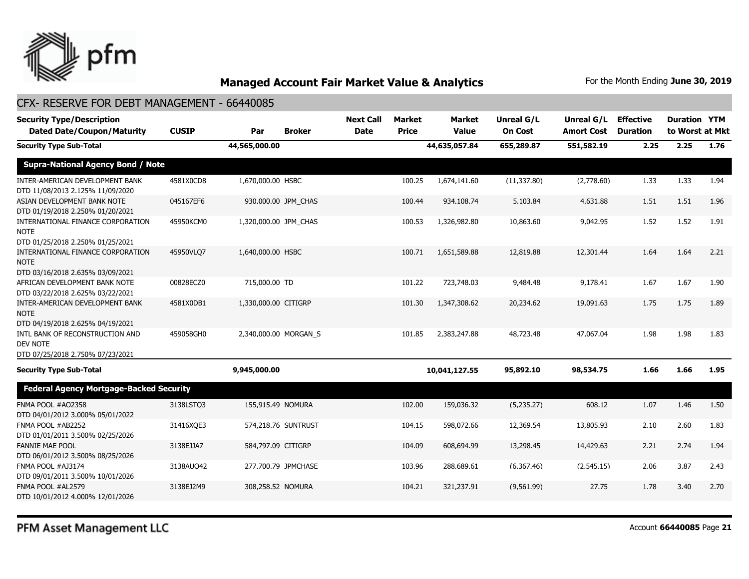# Managed Account Fair Market Value & Analytics

For the Month Ending **June 30, 2019**

## CFX- RESERVE FOR DEBT MANAGEMENT - 66440085

| Security Type/Description Dated Date/Coupon/Maturity | CUSIP | Par | Broker | Next Call Date | Market Price | Market Value | Unreal G/L On Cost | Unreal G/L Amort Cost | Effective Duration | Duration to Worst | YTM at Mkt |
|---|---|---|---|---|---|---|---|---|---|---|---|
| **Security Type Sub-Total** | | **44,565,000.00** | | | | **44,635,057.84** | **655,289.87** | **551,582.19** | **2.25** | **2.25** | **1.76** |
| **Supra-National Agency Bond / Note** | | | | | | | | | | | |
| INTER-AMERICAN DEVELOPMENT BANK DTD 11/08/2013 2.125% 11/09/2020 | 4581X0CD8 | 1,670,000.00 | HSBC | | 100.25 | 1,674,141.60 | (11,337.80) | (2,778.60) | 1.33 | 1.33 | 1.94 |
| ASIAN DEVELOPMENT BANK NOTE DTD 01/19/2018 2.250% 01/20/2021 | 045167EF6 | 930,000.00 | JPM_CHAS | | 100.44 | 934,108.74 | 5,103.84 | 4,631.88 | 1.51 | 1.51 | 1.96 |
| INTERNATIONAL FINANCE CORPORATION NOTE DTD 01/25/2018 2.250% 01/25/2021 | 45950KCM0 | 1,320,000.00 | JPM_CHAS | | 100.53 | 1,326,982.80 | 10,863.60 | 9,042.95 | 1.52 | 1.52 | 1.91 |
| INTERNATIONAL FINANCE CORPORATION NOTE DTD 03/16/2018 2.635% 03/09/2021 | 45950VLQ7 | 1,640,000.00 | HSBC | | 100.71 | 1,651,589.88 | 12,819.88 | 12,301.44 | 1.64 | 1.64 | 2.21 |
| AFRICAN DEVELOPMENT BANK NOTE DTD 03/22/2018 2.625% 03/22/2021 | 00828ECZ0 | 715,000.00 | TD | | 101.22 | 723,748.03 | 9,484.48 | 9,178.41 | 1.67 | 1.67 | 1.90 |
| INTER-AMERICAN DEVELOPMENT BANK NOTE DTD 04/19/2018 2.625% 04/19/2021 | 4581X0DB1 | 1,330,000.00 | CITIGRP | | 101.30 | 1,347,308.62 | 20,234.62 | 19,091.63 | 1.75 | 1.75 | 1.89 |
| INTL BANK OF RECONSTRUCTION AND DEV NOTE DTD 07/25/2018 2.750% 07/23/2021 | 459058GH0 | 2,340,000.00 | MORGAN_S | | 101.85 | 2,383,247.88 | 48,723.48 | 47,067.04 | 1.98 | 1.98 | 1.83 |
| **Security Type Sub-Total** | | **9,945,000.00** | | | | **10,041,127.55** | **95,892.10** | **98,534.75** | **1.66** | **1.66** | **1.95** |
| **Federal Agency Mortgage-Backed Security** | | | | | | | | | | | |
| FNMA POOL #AO2358 DTD 04/01/2012 3.000% 05/01/2022 | 3138LSTQ3 | 155,915.49 | NOMURA | | 102.00 | 159,036.32 | (5,235.27) | 608.12 | 1.07 | 1.46 | 1.50 |
| FNMA POOL #AB2252 DTD 01/01/2011 3.500% 02/25/2026 | 31416XQE3 | 574,218.76 | SUNTRUST | | 104.15 | 598,072.66 | 12,369.54 | 13,805.93 | 2.10 | 2.60 | 1.83 |
| FANNIE MAE POOL DTD 06/01/2012 3.500% 08/25/2026 | 3138EJJA7 | 584,797.09 | CITIGRP | | 104.09 | 608,694.99 | 13,298.45 | 14,429.63 | 2.21 | 2.74 | 1.94 |
| FNMA POOL #AJ3174 DTD 09/01/2011 3.500% 10/01/2026 | 3138AUQ42 | 277,700.79 | JPMCHASE | | 103.96 | 288,689.61 | (6,367.46) | (2,545.15) | 2.06 | 3.87 | 2.43 |
| FNMA POOL #AL2579 DTD 10/01/2012 4.000% 12/01/2026 | 3138EJ2M9 | 308,258.52 | NOMURA | | 104.21 | 321,237.91 | (9,561.99) | 27.75 | 1.78 | 3.40 | 2.70 |

PFM Asset Management LLC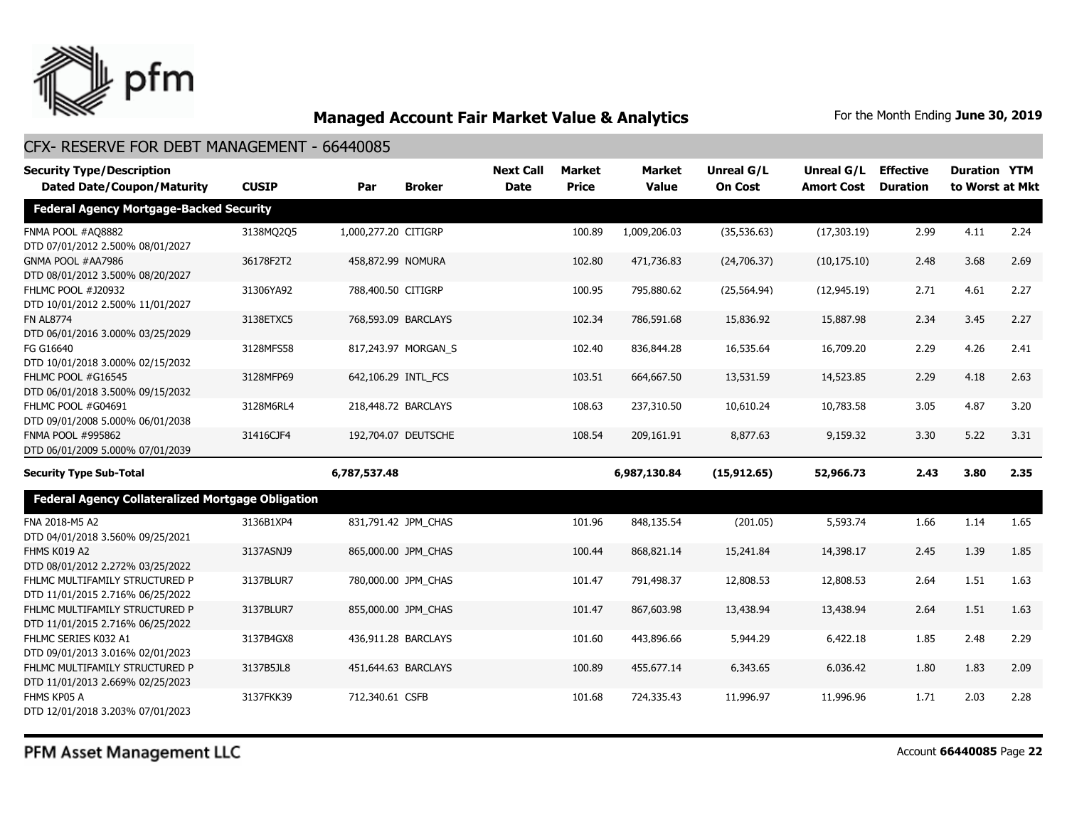## Managed Account Fair Market Value & Analytics

For the Month Ending **June 30, 2019**

### CFX- RESERVE FOR DEBT MANAGEMENT - 66440085

| Security Type/Description Dated Date/Coupon/Maturity | CUSIP | Par | Broker | Next Call Date | Market Price | Market Value | Unreal G/L On Cost | Unreal G/L Amort Cost | Effective Duration | Duration to Worst | YTM at Mkt |
|---|---|---|---|---|---|---|---|---|---|---|---|
| **Federal Agency Mortgage-Backed Security** | | | | | | | | | | | |
| FNMA POOL #AQ8882 DTD 07/01/2012 2.500% 08/01/2027 | 3138MQ2Q5 | 1,000,277.20 | CITIGRP | | 100.89 | 1,009,206.03 | (35,536.63) | (17,303.19) | 2.99 | 4.11 | 2.24 |
| GNMA POOL #AA7986 DTD 08/01/2012 3.500% 08/20/2027 | 36178F2T2 | 458,872.99 | NOMURA | | 102.80 | 471,736.83 | (24,706.37) | (10,175.10) | 2.48 | 3.68 | 2.69 |
| FHLMC POOL #J20932 DTD 10/01/2012 2.500% 11/01/2027 | 31306YA92 | 788,400.50 | CITIGRP | | 100.95 | 795,880.62 | (25,564.94) | (12,945.19) | 2.71 | 4.61 | 2.27 |
| FN AL8774 DTD 06/01/2016 3.000% 03/25/2029 | 3138ETXC5 | 768,593.09 | BARCLAYS | | 102.34 | 786,591.68 | 15,836.92 | 15,887.98 | 2.34 | 3.45 | 2.27 |
| FG G16640 DTD 10/01/2018 3.000% 02/15/2032 | 3128MFS58 | 817,243.97 | MORGAN_S | | 102.40 | 836,844.28 | 16,535.64 | 16,709.20 | 2.29 | 4.26 | 2.41 |
| FHLMC POOL #G16545 DTD 06/01/2018 3.500% 09/15/2032 | 3128MFP69 | 642,106.29 | INTL_FCS | | 103.51 | 664,667.50 | 13,531.59 | 14,523.85 | 2.29 | 4.18 | 2.63 |
| FHLMC POOL #G04691 DTD 09/01/2008 5.000% 06/01/2038 | 3128M6RL4 | 218,448.72 | BARCLAYS | | 108.63 | 237,310.50 | 10,610.24 | 10,783.58 | 3.05 | 4.87 | 3.20 |
| FNMA POOL #995862 DTD 06/01/2009 5.000% 07/01/2039 | 31416CJF4 | 192,704.07 | DEUTSCHE | | 108.54 | 209,161.91 | 8,877.63 | 9,159.32 | 3.30 | 5.22 | 3.31 |
| **Security Type Sub-Total** | | **6,787,537.48** | | | | **6,987,130.84** | **(15,912.65)** | **52,966.73** | **2.43** | **3.80** | **2.35** |
| **Federal Agency Collateralized Mortgage Obligation** | | | | | | | | | | | |
| FNA 2018-M5 A2 DTD 04/01/2018 3.560% 09/25/2021 | 3136B1XP4 | 831,791.42 | JPM_CHAS | | 101.96 | 848,135.54 | (201.05) | 5,593.74 | 1.66 | 1.14 | 1.65 |
| FHMS K019 A2 DTD 08/01/2012 2.272% 03/25/2022 | 3137ASNJ9 | 865,000.00 | JPM_CHAS | | 100.44 | 868,821.14 | 15,241.84 | 14,398.17 | 2.45 | 1.39 | 1.85 |
| FHLMC MULTIFAMILY STRUCTURED P DTD 11/01/2015 2.716% 06/25/2022 | 3137BLUR7 | 780,000.00 | JPM_CHAS | | 101.47 | 791,498.37 | 12,808.53 | 12,808.53 | 2.64 | 1.51 | 1.63 |
| FHLMC MULTIFAMILY STRUCTURED P DTD 11/01/2015 2.716% 06/25/2022 | 3137BLUR7 | 855,000.00 | JPM_CHAS | | 101.47 | 867,603.98 | 13,438.94 | 13,438.94 | 2.64 | 1.51 | 1.63 |
| FHLMC SERIES K032 A1 DTD 09/01/2013 3.016% 02/01/2023 | 3137B4GX8 | 436,911.28 | BARCLAYS | | 101.60 | 443,896.66 | 5,944.29 | 6,422.18 | 1.85 | 2.48 | 2.29 |
| FHLMC MULTIFAMILY STRUCTURED P DTD 11/01/2013 2.669% 02/25/2023 | 3137B5JL8 | 451,644.63 | BARCLAYS | | 100.89 | 455,677.14 | 6,343.65 | 6,036.42 | 1.80 | 1.83 | 2.09 |
| FHMS KP05 A DTD 12/01/2018 3.203% 07/01/2023 | 3137FKK39 | 712,340.61 | CSFB | | 101.68 | 724,335.43 | 11,996.97 | 11,996.96 | 1.71 | 2.03 | 2.28 |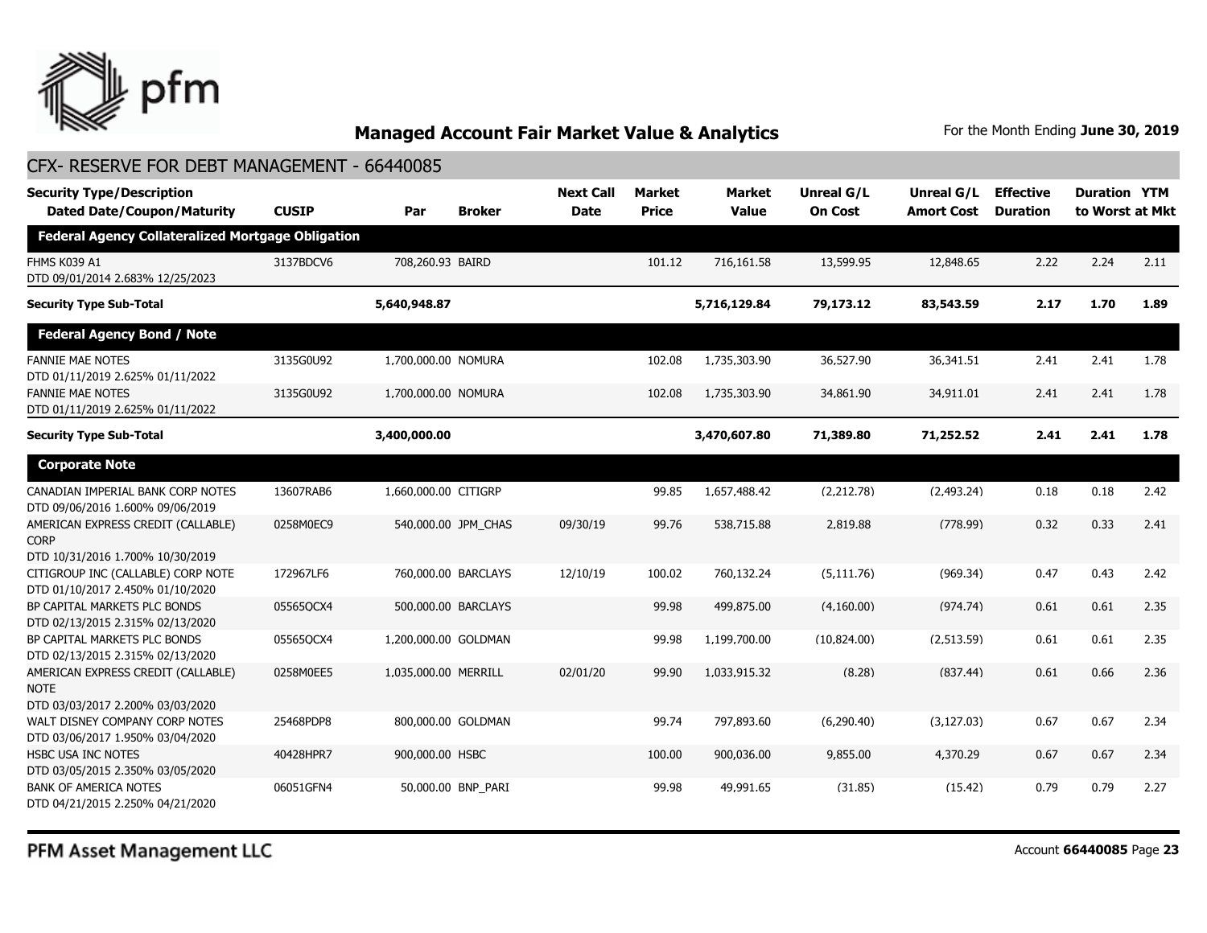## Managed Account Fair Market Value & Analytics

For the Month Ending **June 30, 2019**

### CFX- RESERVE FOR DEBT MANAGEMENT - 66440085

| Security Type/Description Dated Date/Coupon/Maturity | CUSIP | Par | Broker | Next Call Date | Market Price | Market Value | Unreal G/L On Cost | Unreal G/L Amort Cost | Effective Duration | Duration to Worst | YTM at Mkt |
|---|---|---|---|---|---|---|---|---|---|---|---|
| **Federal Agency Collateralized Mortgage Obligation** | | | | | | | | | | | |
| FHMS K039 A1 DTD 09/01/2014 2.683% 12/25/2023 | 3137BDCV6 | 708,260.93 | BAIRD | | 101.12 | 716,161.58 | 13,599.95 | 12,848.65 | 2.22 | 2.24 | 2.11 |
| **Security Type Sub-Total** | | **5,640,948.87** | | | | **5,716,129.84** | **79,173.12** | **83,543.59** | **2.17** | **1.70** | **1.89** |
| **Federal Agency Bond / Note** | | | | | | | | | | | |
| FANNIE MAE NOTES DTD 01/11/2019 2.625% 01/11/2022 | 3135G0U92 | 1,700,000.00 | NOMURA | | 102.08 | 1,735,303.90 | 36,527.90 | 36,341.51 | 2.41 | 2.41 | 1.78 |
| FANNIE MAE NOTES DTD 01/11/2019 2.625% 01/11/2022 | 3135G0U92 | 1,700,000.00 | NOMURA | | 102.08 | 1,735,303.90 | 34,861.90 | 34,911.01 | 2.41 | 2.41 | 1.78 |
| **Security Type Sub-Total** | | **3,400,000.00** | | | | **3,470,607.80** | **71,389.80** | **71,252.52** | **2.41** | **2.41** | **1.78** |
| **Corporate Note** | | | | | | | | | | | |
| CANADIAN IMPERIAL BANK CORP NOTES DTD 09/06/2016 1.600% 09/06/2019 | 13607RAB6 | 1,660,000.00 | CITIGRP | | 99.85 | 1,657,488.42 | (2,212.78) | (2,493.24) | 0.18 | 0.18 | 2.42 |
| AMERICAN EXPRESS CREDIT (CALLABLE) CORP DTD 10/31/2016 1.700% 10/30/2019 | 0258M0EC9 | 540,000.00 | JPM_CHAS | 09/30/19 | 99.76 | 538,715.88 | 2,819.88 | (778.99) | 0.32 | 0.33 | 2.41 |
| CITIGROUP INC (CALLABLE) CORP NOTE DTD 01/10/2017 2.450% 01/10/2020 | 172967LF6 | 760,000.00 | BARCLAYS | 12/10/19 | 100.02 | 760,132.24 | (5,111.76) | (969.34) | 0.47 | 0.43 | 2.42 |
| BP CAPITAL MARKETS PLC BONDS DTD 02/13/2015 2.315% 02/13/2020 | 05565QCX4 | 500,000.00 | BARCLAYS | | 99.98 | 499,875.00 | (4,160.00) | (974.74) | 0.61 | 0.61 | 2.35 |
| BP CAPITAL MARKETS PLC BONDS DTD 02/13/2015 2.315% 02/13/2020 | 05565QCX4 | 1,200,000.00 | GOLDMAN | | 99.98 | 1,199,700.00 | (10,824.00) | (2,513.59) | 0.61 | 0.61 | 2.35 |
| AMERICAN EXPRESS CREDIT (CALLABLE) NOTE DTD 03/03/2017 2.200% 03/03/2020 | 0258M0EE5 | 1,035,000.00 | MERRILL | 02/01/20 | 99.90 | 1,033,915.32 | (8.28) | (837.44) | 0.61 | 0.66 | 2.36 |
| WALT DISNEY COMPANY CORP NOTES DTD 03/06/2017 1.950% 03/04/2020 | 25468PDP8 | 800,000.00 | GOLDMAN | | 99.74 | 797,893.60 | (6,290.40) | (3,127.03) | 0.67 | 0.67 | 2.34 |
| HSBC USA INC NOTES DTD 03/05/2015 2.350% 03/05/2020 | 40428HPR7 | 900,000.00 | HSBC | | 100.00 | 900,036.00 | 9,855.00 | 4,370.29 | 0.67 | 0.67 | 2.34 |
| BANK OF AMERICA NOTES DTD 04/21/2015 2.250% 04/21/2020 | 06051GFN4 | 50,000.00 | BNP_PARI | | 99.98 | 49,991.65 | (31.85) | (15.42) | 0.79 | 0.79 | 2.27 |

PFM Asset Management LLC

Account **66440085**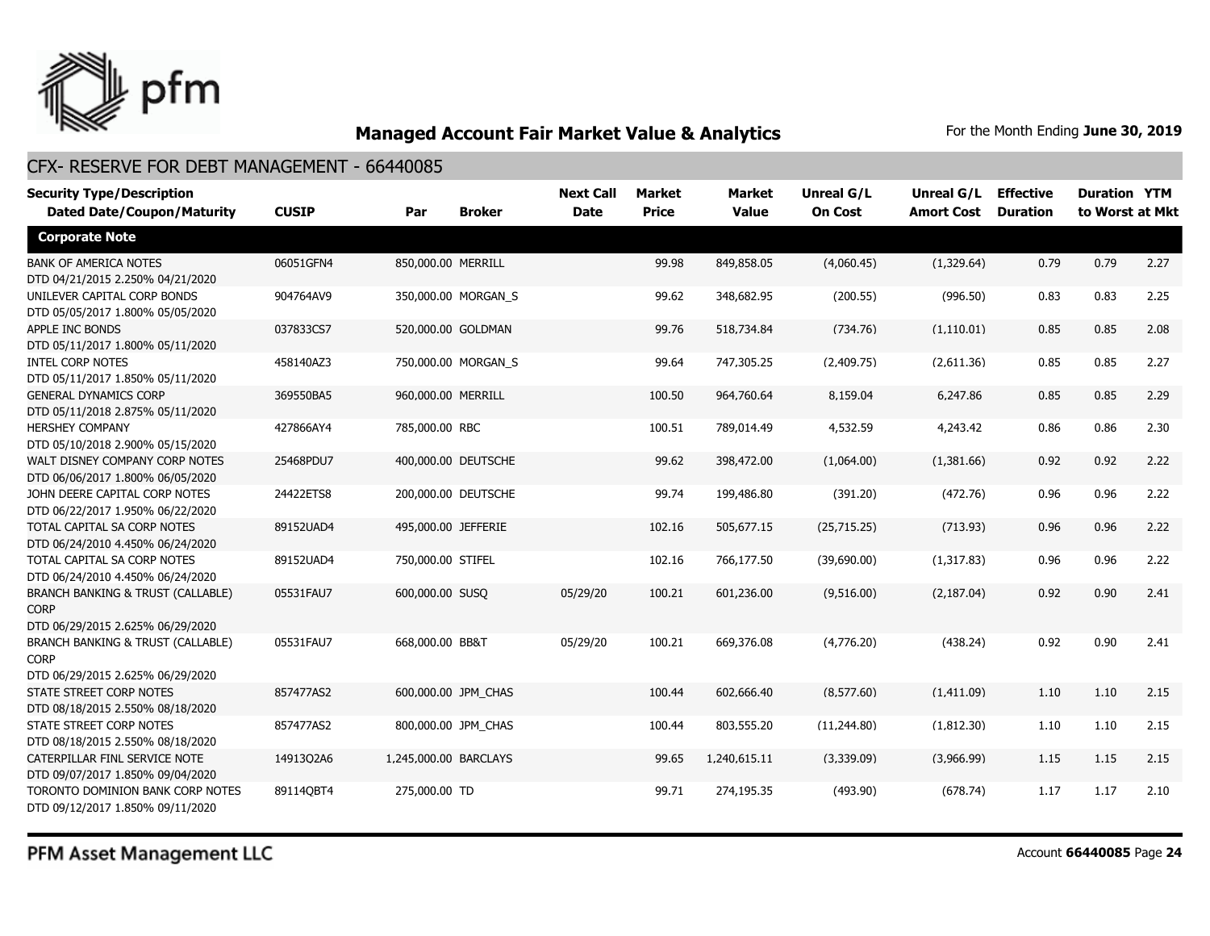## Managed Account Fair Market Value & Analytics

For the Month Ending **June 30, 2019**

### CFX- RESERVE FOR DEBT MANAGEMENT - 66440085

| Security Type/Description<br>Dated Date/Coupon/Maturity | CUSIP | Par | Broker | Next Call Date | Market Price | Market Value | Unreal G/L On Cost | Unreal G/L Amort Cost | Effective Duration | Duration to Worst | YTM at Mkt |
|---|---|---|---|---|---|---|---|---|---|---|---|
| **Corporate Note** | | | | | | | | | | | |
| BANK OF AMERICA NOTES<br>DTD 04/21/2015 2.250% 04/21/2020 | 06051GFN4 | 850,000.00 | MERRILL | | 99.98 | 849,858.05 | (4,060.45) | (1,329.64) | 0.79 | 0.79 | 2.27 |
| UNILEVER CAPITAL CORP BONDS<br>DTD 05/05/2017 1.800% 05/05/2020 | 904764AV9 | 350,000.00 | MORGAN_S | | 99.62 | 348,682.95 | (200.55) | (996.50) | 0.83 | 0.83 | 2.25 |
| APPLE INC BONDS<br>DTD 05/11/2017 1.800% 05/11/2020 | 037833CS7 | 520,000.00 | GOLDMAN | | 99.76 | 518,734.84 | (734.76) | (1,110.01) | 0.85 | 0.85 | 2.08 |
| INTEL CORP NOTES<br>DTD 05/11/2017 1.850% 05/11/2020 | 458140AZ3 | 750,000.00 | MORGAN_S | | 99.64 | 747,305.25 | (2,409.75) | (2,611.36) | 0.85 | 0.85 | 2.27 |
| GENERAL DYNAMICS CORP<br>DTD 05/11/2018 2.875% 05/11/2020 | 369550BA5 | 960,000.00 | MERRILL | | 100.50 | 964,760.64 | 8,159.04 | 6,247.86 | 0.85 | 0.85 | 2.29 |
| HERSHEY COMPANY<br>DTD 05/10/2018 2.900% 05/15/2020 | 427866AY4 | 785,000.00 | RBC | | 100.51 | 789,014.49 | 4,532.59 | 4,243.42 | 0.86 | 0.86 | 2.30 |
| WALT DISNEY COMPANY CORP NOTES<br>DTD 06/06/2017 1.800% 06/05/2020 | 25468PDU7 | 400,000.00 | DEUTSCHE | | 99.62 | 398,472.00 | (1,064.00) | (1,381.66) | 0.92 | 0.92 | 2.22 |
| JOHN DEERE CAPITAL CORP NOTES<br>DTD 06/22/2017 1.950% 06/22/2020 | 24422ETS8 | 200,000.00 | DEUTSCHE | | 99.74 | 199,486.80 | (391.20) | (472.76) | 0.96 | 0.96 | 2.22 |
| TOTAL CAPITAL SA CORP NOTES<br>DTD 06/24/2010 4.450% 06/24/2020 | 89152UAD4 | 495,000.00 | JEFFERIE | | 102.16 | 505,677.15 | (25,715.25) | (713.93) | 0.96 | 0.96 | 2.22 |
| TOTAL CAPITAL SA CORP NOTES<br>DTD 06/24/2010 4.450% 06/24/2020 | 89152UAD4 | 750,000.00 | STIFEL | | 102.16 | 766,177.50 | (39,690.00) | (1,317.83) | 0.96 | 0.96 | 2.22 |
| BRANCH BANKING & TRUST (CALLABLE) CORP<br>DTD 06/29/2015 2.625% 06/29/2020 | 05531FAU7 | 600,000.00 | SUSQ | 05/29/20 | 100.21 | 601,236.00 | (9,516.00) | (2,187.04) | 0.92 | 0.90 | 2.41 |
| BRANCH BANKING & TRUST (CALLABLE) CORP<br>DTD 06/29/2015 2.625% 06/29/2020 | 05531FAU7 | 668,000.00 | BB&T | 05/29/20 | 100.21 | 669,376.08 | (4,776.20) | (438.24) | 0.92 | 0.90 | 2.41 |
| STATE STREET CORP NOTES<br>DTD 08/18/2015 2.550% 08/18/2020 | 857477AS2 | 600,000.00 | JPM_CHAS | | 100.44 | 602,666.40 | (8,577.60) | (1,411.09) | 1.10 | 1.10 | 2.15 |
| STATE STREET CORP NOTES<br>DTD 08/18/2015 2.550% 08/18/2020 | 857477AS2 | 800,000.00 | JPM_CHAS | | 100.44 | 803,555.20 | (11,244.80) | (1,812.30) | 1.10 | 1.10 | 2.15 |
| CATERPILLAR FINL SERVICE NOTE<br>DTD 09/07/2017 1.850% 09/04/2020 | 14913Q2A6 | 1,245,000.00 | BARCLAYS | | 99.65 | 1,240,615.11 | (3,339.09) | (3,966.99) | 1.15 | 1.15 | 2.15 |
| TORONTO DOMINION BANK CORP NOTES<br>DTD 09/12/2017 1.850% 09/11/2020 | 89114QBT4 | 275,000.00 | TD | | 99.71 | 274,195.35 | (493.90) | (678.74) | 1.17 | 1.17 | 2.10 |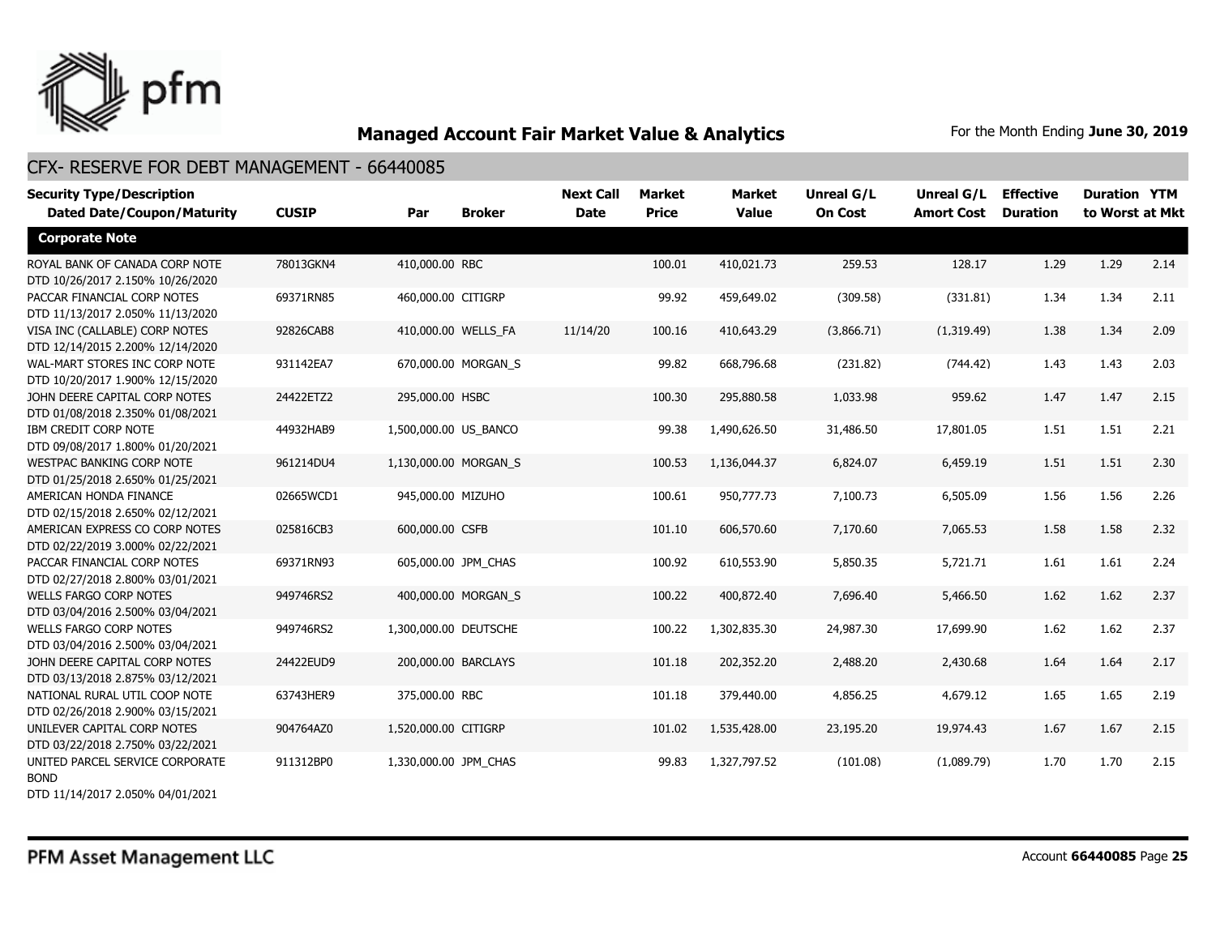# Managed Account Fair Market Value & Analytics

For the Month Ending **June 30, 2019**

## CFX- RESERVE FOR DEBT MANAGEMENT - 66440085

| Security Type/Description Dated Date/Coupon/Maturity | CUSIP | Par | Broker | Next Call Date | Market Price | Market Value | Unreal G/L On Cost | Unreal G/L Amort Cost | Effective Duration | Duration to Worst | YTM at Mkt |
|---|---|---|---|---|---|---|---|---|---|---|---|
| **Corporate Note** | | | | | | | | | | | |
| ROYAL BANK OF CANADA CORP NOTE DTD 10/26/2017 2.150% 10/26/2020 | 78013GKN4 | 410,000.00 | RBC | | 100.01 | 410,021.73 | 259.53 | 128.17 | 1.29 | 1.29 | 2.14 |
| PACCAR FINANCIAL CORP NOTES DTD 11/13/2017 2.050% 11/13/2020 | 69371RN85 | 460,000.00 | CITIGRP | | 99.92 | 459,649.02 | (309.58) | (331.81) | 1.34 | 1.34 | 2.11 |
| VISA INC (CALLABLE) CORP NOTES DTD 12/14/2015 2.200% 12/14/2020 | 92826CAB8 | 410,000.00 | WELLS_FA | 11/14/20 | 100.16 | 410,643.29 | (3,866.71) | (1,319.49) | 1.38 | 1.34 | 2.09 |
| WAL-MART STORES INC CORP NOTE DTD 10/20/2017 1.900% 12/15/2020 | 931142EA7 | 670,000.00 | MORGAN_S | | 99.82 | 668,796.68 | (231.82) | (744.42) | 1.43 | 1.43 | 2.03 |
| JOHN DEERE CAPITAL CORP NOTES DTD 01/08/2018 2.350% 01/08/2021 | 24422ETZ2 | 295,000.00 | HSBC | | 100.30 | 295,880.58 | 1,033.98 | 959.62 | 1.47 | 1.47 | 2.15 |
| IBM CREDIT CORP NOTE DTD 09/08/2017 1.800% 01/20/2021 | 44932HAB9 | 1,500,000.00 | US_BANCO | | 99.38 | 1,490,626.50 | 31,486.50 | 17,801.05 | 1.51 | 1.51 | 2.21 |
| WESTPAC BANKING CORP NOTE DTD 01/25/2018 2.650% 01/25/2021 | 961214DU4 | 1,130,000.00 | MORGAN_S | | 100.53 | 1,136,044.37 | 6,824.07 | 6,459.19 | 1.51 | 1.51 | 2.30 |
| AMERICAN HONDA FINANCE DTD 02/15/2018 2.650% 02/12/2021 | 02665WCD1 | 945,000.00 | MIZUHO | | 100.61 | 950,777.73 | 7,100.73 | 6,505.09 | 1.56 | 1.56 | 2.26 |
| AMERICAN EXPRESS CO CORP NOTES DTD 02/22/2019 3.000% 02/22/2021 | 025816CB3 | 600,000.00 | CSFB | | 101.10 | 606,570.60 | 7,170.60 | 7,065.53 | 1.58 | 1.58 | 2.32 |
| PACCAR FINANCIAL CORP NOTES DTD 02/27/2018 2.800% 03/01/2021 | 69371RN93 | 605,000.00 | JPM_CHAS | | 100.92 | 610,553.90 | 5,850.35 | 5,721.71 | 1.61 | 1.61 | 2.24 |
| WELLS FARGO CORP NOTES DTD 03/04/2016 2.500% 03/04/2021 | 949746RS2 | 400,000.00 | MORGAN_S | | 100.22 | 400,872.40 | 7,696.40 | 5,466.50 | 1.62 | 1.62 | 2.37 |
| WELLS FARGO CORP NOTES DTD 03/04/2016 2.500% 03/04/2021 | 949746RS2 | 1,300,000.00 | DEUTSCHE | | 100.22 | 1,302,835.30 | 24,987.30 | 17,699.90 | 1.62 | 1.62 | 2.37 |
| JOHN DEERE CAPITAL CORP NOTES DTD 03/13/2018 2.875% 03/12/2021 | 24422EUD9 | 200,000.00 | BARCLAYS | | 101.18 | 202,352.20 | 2,488.20 | 2,430.68 | 1.64 | 1.64 | 2.17 |
| NATIONAL RURAL UTIL COOP NOTE DTD 02/26/2018 2.900% 03/15/2021 | 63743HER9 | 375,000.00 | RBC | | 101.18 | 379,440.00 | 4,856.25 | 4,679.12 | 1.65 | 1.65 | 2.19 |
| UNILEVER CAPITAL CORP NOTES DTD 03/22/2018 2.750% 03/22/2021 | 904764AZ0 | 1,520,000.00 | CITIGRP | | 101.02 | 1,535,428.00 | 23,195.20 | 19,974.43 | 1.67 | 1.67 | 2.15 |
| UNITED PARCEL SERVICE CORPORATE BOND DTD 11/14/2017 2.050% 04/01/2021 | 911312BP0 | 1,330,000.00 | JPM_CHAS | | 99.83 | 1,327,797.52 | (101.08) | (1,089.79) | 1.70 | 1.70 | 2.15 |

PFM Asset Management LLC

Account **66440085** Page **25**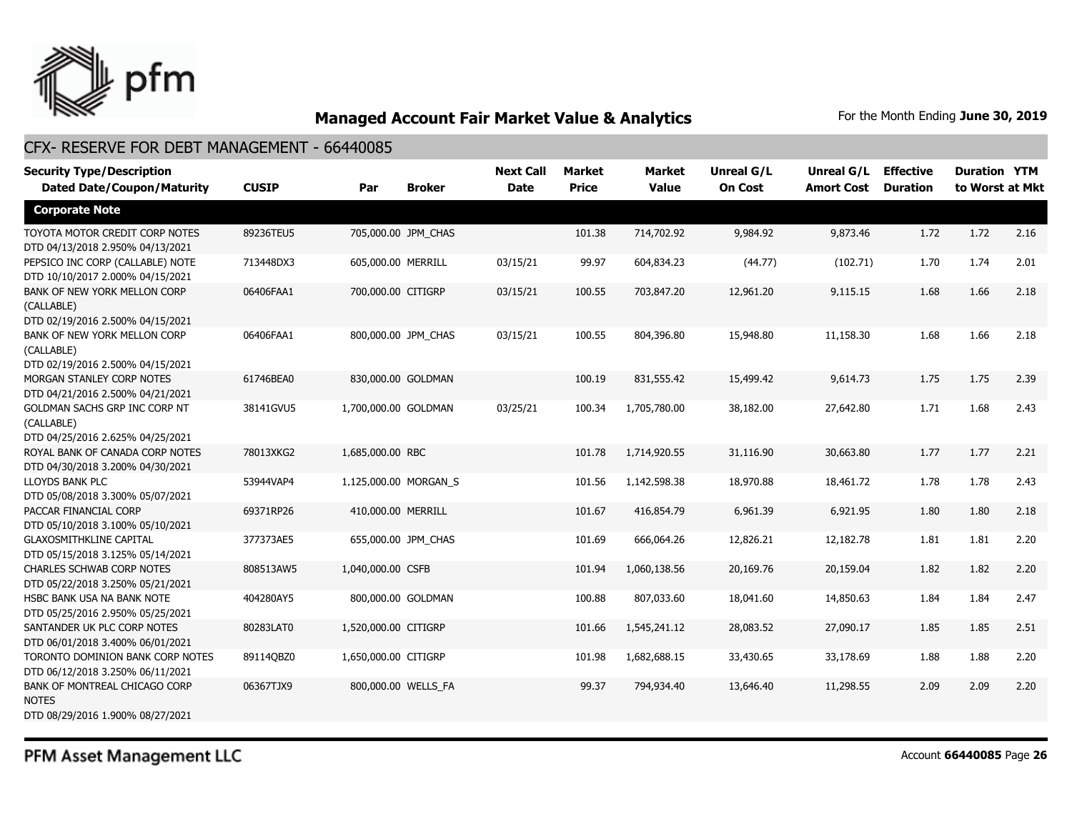## Managed Account Fair Market Value & Analytics

For the Month Ending **June 30, 2019**

### CFX- RESERVE FOR DEBT MANAGEMENT - 66440085

| Security Type/Description Dated Date/Coupon/Maturity | CUSIP | Par | Broker | Next Call Date | Market Price | Market Value | Unreal G/L On Cost | Unreal G/L Amort Cost | Effective Duration | Duration to Worst | YTM at Mkt |
|---|---|---|---|---|---|---|---|---|---|---|---|
| **Corporate Note** | | | | | | | | | | | |
| TOYOTA MOTOR CREDIT CORP NOTES DTD 04/13/2018 2.950% 04/13/2021 | 89236TEU5 | 705,000.00 | JPM_CHAS | | 101.38 | 714,702.92 | 9,984.92 | 9,873.46 | 1.72 | 1.72 | 2.16 |
| PEPSICO INC CORP (CALLABLE) NOTE DTD 10/10/2017 2.000% 04/15/2021 | 713448DX3 | 605,000.00 | MERRILL | 03/15/21 | 99.97 | 604,834.23 | (44.77) | (102.71) | 1.70 | 1.74 | 2.01 |
| BANK OF NEW YORK MELLON CORP (CALLABLE) DTD 02/19/2016 2.500% 04/15/2021 | 06406FAA1 | 700,000.00 | CITIGRP | 03/15/21 | 100.55 | 703,847.20 | 12,961.20 | 9,115.15 | 1.68 | 1.66 | 2.18 |
| BANK OF NEW YORK MELLON CORP (CALLABLE) DTD 02/19/2016 2.500% 04/15/2021 | 06406FAA1 | 800,000.00 | JPM_CHAS | 03/15/21 | 100.55 | 804,396.80 | 15,948.80 | 11,158.30 | 1.68 | 1.66 | 2.18 |
| MORGAN STANLEY CORP NOTES DTD 04/21/2016 2.500% 04/21/2021 | 61746BEA0 | 830,000.00 | GOLDMAN | | 100.19 | 831,555.42 | 15,499.42 | 9,614.73 | 1.75 | 1.75 | 2.39 |
| GOLDMAN SACHS GRP INC CORP NT (CALLABLE) DTD 04/25/2016 2.625% 04/25/2021 | 38141GVU5 | 1,700,000.00 | GOLDMAN | 03/25/21 | 100.34 | 1,705,780.00 | 38,182.00 | 27,642.80 | 1.71 | 1.68 | 2.43 |
| ROYAL BANK OF CANADA CORP NOTES DTD 04/30/2018 3.200% 04/30/2021 | 78013XKG2 | 1,685,000.00 | RBC | | 101.78 | 1,714,920.55 | 31,116.90 | 30,663.80 | 1.77 | 1.77 | 2.21 |
| LLOYDS BANK PLC DTD 05/08/2018 3.300% 05/07/2021 | 53944VAP4 | 1,125,000.00 | MORGAN_S | | 101.56 | 1,142,598.38 | 18,970.88 | 18,461.72 | 1.78 | 1.78 | 2.43 |
| PACCAR FINANCIAL CORP DTD 05/10/2018 3.100% 05/10/2021 | 69371RP26 | 410,000.00 | MERRILL | | 101.67 | 416,854.79 | 6,961.39 | 6,921.95 | 1.80 | 1.80 | 2.18 |
| GLAXOSMITHKLINE CAPITAL DTD 05/15/2018 3.125% 05/14/2021 | 377373AE5 | 655,000.00 | JPM_CHAS | | 101.69 | 666,064.26 | 12,826.21 | 12,182.78 | 1.81 | 1.81 | 2.20 |
| CHARLES SCHWAB CORP NOTES DTD 05/22/2018 3.250% 05/21/2021 | 808513AW5 | 1,040,000.00 | CSFB | | 101.94 | 1,060,138.56 | 20,169.76 | 20,159.04 | 1.82 | 1.82 | 2.20 |
| HSBC BANK USA NA BANK NOTE DTD 05/25/2016 2.950% 05/25/2021 | 404280AY5 | 800,000.00 | GOLDMAN | | 100.88 | 807,033.60 | 18,041.60 | 14,850.63 | 1.84 | 1.84 | 2.47 |
| SANTANDER UK PLC CORP NOTES DTD 06/01/2018 3.400% 06/01/2021 | 80283LAT0 | 1,520,000.00 | CITIGRP | | 101.66 | 1,545,241.12 | 28,083.52 | 27,090.17 | 1.85 | 1.85 | 2.51 |
| TORONTO DOMINION BANK CORP NOTES DTD 06/12/2018 3.250% 06/11/2021 | 89114QBZ0 | 1,650,000.00 | CITIGRP | | 101.98 | 1,682,688.15 | 33,430.65 | 33,178.69 | 1.88 | 1.88 | 2.20 |
| BANK OF MONTREAL CHICAGO CORP NOTES DTD 08/29/2016 1.900% 08/27/2021 | 06367TJX9 | 800,000.00 | WELLS_FA | | 99.37 | 794,934.40 | 13,646.40 | 11,298.55 | 2.09 | 2.09 | 2.20 |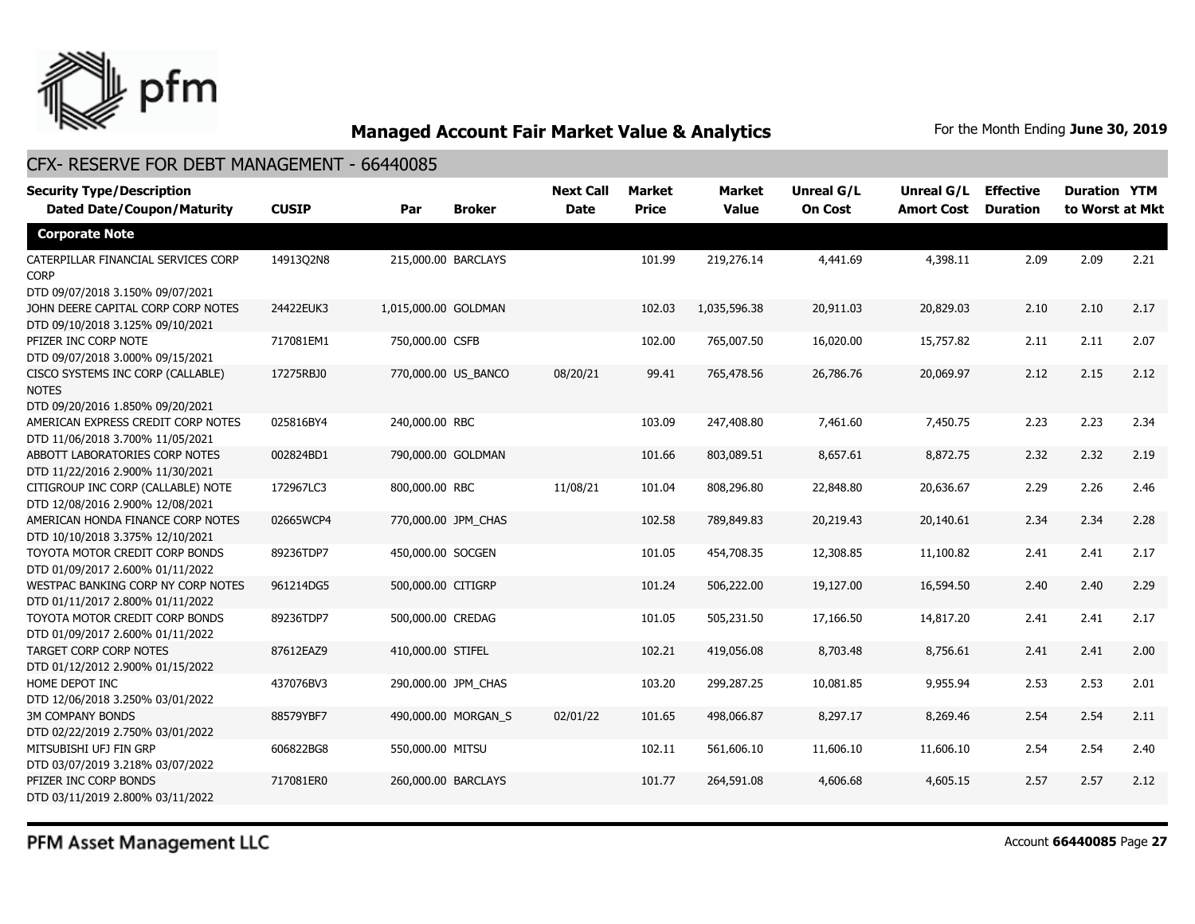## Managed Account Fair Market Value & Analytics

For the Month Ending **June 30, 2019**

### CFX- RESERVE FOR DEBT MANAGEMENT - 66440085

| Security Type/Description Dated Date/Coupon/Maturity | CUSIP | Par | Broker | Next Call Date | Market Price | Market Value | Unreal G/L On Cost | Unreal G/L Amort Cost | Effective Duration | Duration to Worst | YTM at Mkt |
|---|---|---|---|---|---|---|---|---|---|---|---|
| **Corporate Note** | | | | | | | | | | | |
| CATERPILLAR FINANCIAL SERVICES CORP CORP DTD 09/07/2018 3.150% 09/07/2021 | 14913Q2N8 | 215,000.00 | BARCLAYS | | 101.99 | 219,276.14 | 4,441.69 | 4,398.11 | 2.09 | 2.09 | 2.21 |
| JOHN DEERE CAPITAL CORP CORP NOTES DTD 09/10/2018 3.125% 09/10/2021 | 24422EUK3 | 1,015,000.00 | GOLDMAN | | 102.03 | 1,035,596.38 | 20,911.03 | 20,829.03 | 2.10 | 2.10 | 2.17 |
| PFIZER INC CORP NOTE DTD 09/07/2018 3.000% 09/15/2021 | 717081EM1 | 750,000.00 | CSFB | | 102.00 | 765,007.50 | 16,020.00 | 15,757.82 | 2.11 | 2.11 | 2.07 |
| CISCO SYSTEMS INC CORP (CALLABLE) NOTES DTD 09/20/2016 1.850% 09/20/2021 | 17275RBJ0 | 770,000.00 | US_BANCO | 08/20/21 | 99.41 | 765,478.56 | 26,786.76 | 20,069.97 | 2.12 | 2.15 | 2.12 |
| AMERICAN EXPRESS CREDIT CORP NOTES DTD 11/06/2018 3.700% 11/05/2021 | 025816BY4 | 240,000.00 | RBC | | 103.09 | 247,408.80 | 7,461.60 | 7,450.75 | 2.23 | 2.23 | 2.34 |
| ABBOTT LABORATORIES CORP NOTES DTD 11/22/2016 2.900% 11/30/2021 | 002824BD1 | 790,000.00 | GOLDMAN | | 101.66 | 803,089.51 | 8,657.61 | 8,872.75 | 2.32 | 2.32 | 2.19 |
| CITIGROUP INC CORP (CALLABLE) NOTE DTD 12/08/2016 2.900% 12/08/2021 | 172967LC3 | 800,000.00 | RBC | 11/08/21 | 101.04 | 808,296.80 | 22,848.80 | 20,636.67 | 2.29 | 2.26 | 2.46 |
| AMERICAN HONDA FINANCE CORP NOTES DTD 10/10/2018 3.375% 12/10/2021 | 02665WCP4 | 770,000.00 | JPM_CHAS | | 102.58 | 789,849.83 | 20,219.43 | 20,140.61 | 2.34 | 2.34 | 2.28 |
| TOYOTA MOTOR CREDIT CORP BONDS DTD 01/09/2017 2.600% 01/11/2022 | 89236TDP7 | 450,000.00 | SOCGEN | | 101.05 | 454,708.35 | 12,308.85 | 11,100.82 | 2.41 | 2.41 | 2.17 |
| WESTPAC BANKING CORP NY CORP NOTES DTD 01/11/2017 2.800% 01/11/2022 | 961214DG5 | 500,000.00 | CITIGRP | | 101.24 | 506,222.00 | 19,127.00 | 16,594.50 | 2.40 | 2.40 | 2.29 |
| TOYOTA MOTOR CREDIT CORP BONDS DTD 01/09/2017 2.600% 01/11/2022 | 89236TDP7 | 500,000.00 | CREDAG | | 101.05 | 505,231.50 | 17,166.50 | 14,817.20 | 2.41 | 2.41 | 2.17 |
| TARGET CORP CORP NOTES DTD 01/12/2012 2.900% 01/15/2022 | 87612EAZ9 | 410,000.00 | STIFEL | | 102.21 | 419,056.08 | 8,703.48 | 8,756.61 | 2.41 | 2.41 | 2.00 |
| HOME DEPOT INC DTD 12/06/2018 3.250% 03/01/2022 | 437076BV3 | 290,000.00 | JPM_CHAS | | 103.20 | 299,287.25 | 10,081.85 | 9,955.94 | 2.53 | 2.53 | 2.01 |
| 3M COMPANY BONDS DTD 02/22/2019 2.750% 03/01/2022 | 88579YBF7 | 490,000.00 | MORGAN_S | 02/01/22 | 101.65 | 498,066.87 | 8,297.17 | 8,269.46 | 2.54 | 2.54 | 2.11 |
| MITSUBISHI UFJ FIN GRP DTD 03/07/2019 3.218% 03/07/2022 | 606822BG8 | 550,000.00 | MITSU | | 102.11 | 561,606.10 | 11,606.10 | 11,606.10 | 2.54 | 2.54 | 2.40 |
| PFIZER INC CORP BONDS DTD 03/11/2019 2.800% 03/11/2022 | 717081ER0 | 260,000.00 | BARCLAYS | | 101.77 | 264,591.08 | 4,606.68 | 4,605.15 | 2.57 | 2.57 | 2.12 |

PFM Asset Management LLC

Account **66440085**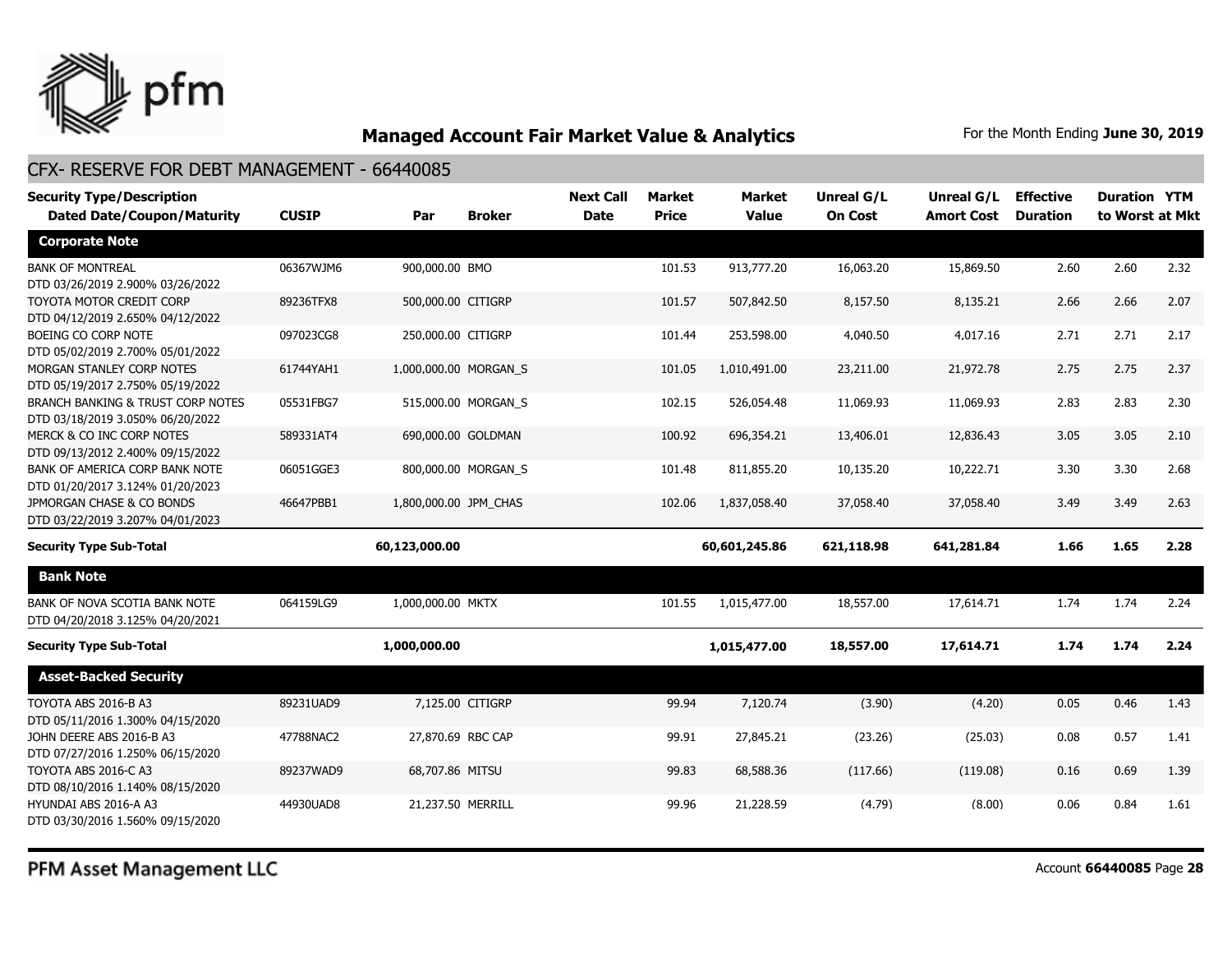## Managed Account Fair Market Value & Analytics

For the Month Ending **June 30, 2019**

### CFX- RESERVE FOR DEBT MANAGEMENT - 66440085

| Security Type/Description Dated Date/Coupon/Maturity | CUSIP | Par | Broker | Next Call Date | Market Price | Market Value | Unreal G/L On Cost | Unreal G/L Amort Cost | Effective Duration | Duration to Worst | YTM at Mkt |
|---|---|---|---|---|---|---|---|---|---|---|---|
| **Corporate Note** | | | | | | | | | | | |
| BANK OF MONTREAL DTD 03/26/2019 2.900% 03/26/2022 | 06367WJM6 | 900,000.00 | BMO | | 101.53 | 913,777.20 | 16,063.20 | 15,869.50 | 2.60 | 2.60 | 2.32 |
| TOYOTA MOTOR CREDIT CORP DTD 04/12/2019 2.650% 04/12/2022 | 89236TFX8 | 500,000.00 | CITIGRP | | 101.57 | 507,842.50 | 8,157.50 | 8,135.21 | 2.66 | 2.66 | 2.07 |
| BOEING CO CORP NOTE DTD 05/02/2019 2.700% 05/01/2022 | 097023CG8 | 250,000.00 | CITIGRP | | 101.44 | 253,598.00 | 4,040.50 | 4,017.16 | 2.71 | 2.71 | 2.17 |
| MORGAN STANLEY CORP NOTES DTD 05/19/2017 2.750% 05/19/2022 | 61744YAH1 | 1,000,000.00 | MORGAN_S | | 101.05 | 1,010,491.00 | 23,211.00 | 21,972.78 | 2.75 | 2.75 | 2.37 |
| BRANCH BANKING & TRUST CORP NOTES DTD 03/18/2019 3.050% 06/20/2022 | 05531FBG7 | 515,000.00 | MORGAN_S | | 102.15 | 526,054.48 | 11,069.93 | 11,069.93 | 2.83 | 2.83 | 2.30 |
| MERCK & CO INC CORP NOTES DTD 09/13/2012 2.400% 09/15/2022 | 589331AT4 | 690,000.00 | GOLDMAN | | 100.92 | 696,354.21 | 13,406.01 | 12,836.43 | 3.05 | 3.05 | 2.10 |
| BANK OF AMERICA CORP BANK NOTE DTD 01/20/2017 3.124% 01/20/2023 | 06051GGE3 | 800,000.00 | MORGAN_S | | 101.48 | 811,855.20 | 10,135.20 | 10,222.71 | 3.30 | 3.30 | 2.68 |
| JPMORGAN CHASE & CO BONDS DTD 03/22/2019 3.207% 04/01/2023 | 46647PBB1 | 1,800,000.00 | JPM_CHAS | | 102.06 | 1,837,058.40 | 37,058.40 | 37,058.40 | 3.49 | 3.49 | 2.63 |
| **Security Type Sub-Total** | | **60,123,000.00** | | | | **60,601,245.86** | **621,118.98** | **641,281.84** | **1.66** | **1.65** | **2.28** |
| **Bank Note** | | | | | | | | | | | |
| BANK OF NOVA SCOTIA BANK NOTE DTD 04/20/2018 3.125% 04/20/2021 | 064159LG9 | 1,000,000.00 | MKTX | | 101.55 | 1,015,477.00 | 18,557.00 | 17,614.71 | 1.74 | 1.74 | 2.24 |
| **Security Type Sub-Total** | | **1,000,000.00** | | | | **1,015,477.00** | **18,557.00** | **17,614.71** | **1.74** | **1.74** | **2.24** |
| **Asset-Backed Security** | | | | | | | | | | | |
| TOYOTA ABS 2016-B A3 DTD 05/11/2016 1.300% 04/15/2020 | 89231UAD9 | 7,125.00 | CITIGRP | | 99.94 | 7,120.74 | (3.90) | (4.20) | 0.05 | 0.46 | 1.43 |
| JOHN DEERE ABS 2016-B A3 DTD 07/27/2016 1.250% 06/15/2020 | 47788NAC2 | 27,870.69 | RBC CAP | | 99.91 | 27,845.21 | (23.26) | (25.03) | 0.08 | 0.57 | 1.41 |
| TOYOTA ABS 2016-C A3 DTD 08/10/2016 1.140% 08/15/2020 | 89237WAD9 | 68,707.86 | MITSU | | 99.83 | 68,588.36 | (117.66) | (119.08) | 0.16 | 0.69 | 1.39 |
| HYUNDAI ABS 2016-A A3 DTD 03/30/2016 1.560% 09/15/2020 | 44930UAD8 | 21,237.50 | MERRILL | | 99.96 | 21,228.59 | (4.79) | (8.00) | 0.06 | 0.84 | 1.61 |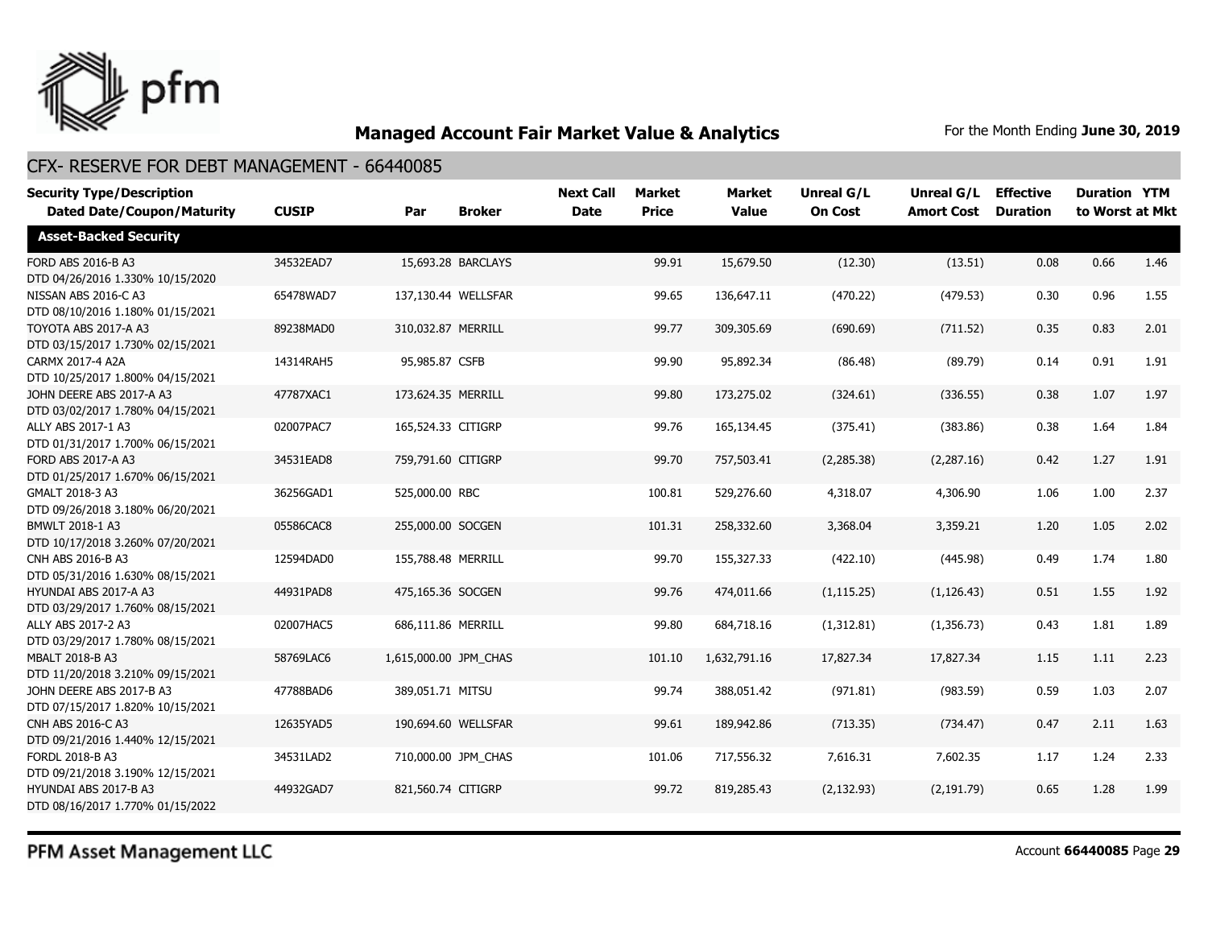## Managed Account Fair Market Value & Analytics

For the Month Ending **June 30, 2019**

### CFX- RESERVE FOR DEBT MANAGEMENT - 66440085

| Security Type/Description Dated Date/Coupon/Maturity | CUSIP | Par | Broker | Next Call Date | Market Price | Market Value | Unreal G/L On Cost | Unreal G/L Amort Cost | Effective Duration | Duration to Worst | YTM at Mkt |
|---|---|---|---|---|---|---|---|---|---|---|---|
| **Asset-Backed Security** | | | | | | | | | | | |
| FORD ABS 2016-B A3 DTD 04/26/2016 1.330% 10/15/2020 | 34532EAD7 | 15,693.28 | BARCLAYS | | 99.91 | 15,679.50 | (12.30) | (13.51) | 0.08 | 0.66 | 1.46 |
| NISSAN ABS 2016-C A3 DTD 08/10/2016 1.180% 01/15/2021 | 65478WAD7 | 137,130.44 | WELLSFAR | | 99.65 | 136,647.11 | (470.22) | (479.53) | 0.30 | 0.96 | 1.55 |
| TOYOTA ABS 2017-A A3 DTD 03/15/2017 1.730% 02/15/2021 | 89238MAD0 | 310,032.87 | MERRILL | | 99.77 | 309,305.69 | (690.69) | (711.52) | 0.35 | 0.83 | 2.01 |
| CARMX 2017-4 A2A DTD 10/25/2017 1.800% 04/15/2021 | 14314RAH5 | 95,985.87 | CSFB | | 99.90 | 95,892.34 | (86.48) | (89.79) | 0.14 | 0.91 | 1.91 |
| JOHN DEERE ABS 2017-A A3 DTD 03/02/2017 1.780% 04/15/2021 | 47787XAC1 | 173,624.35 | MERRILL | | 99.80 | 173,275.02 | (324.61) | (336.55) | 0.38 | 1.07 | 1.97 |
| ALLY ABS 2017-1 A3 DTD 01/31/2017 1.700% 06/15/2021 | 02007PAC7 | 165,524.33 | CITIGRP | | 99.76 | 165,134.45 | (375.41) | (383.86) | 0.38 | 1.64 | 1.84 |
| FORD ABS 2017-A A3 DTD 01/25/2017 1.670% 06/15/2021 | 34531EAD8 | 759,791.60 | CITIGRP | | 99.70 | 757,503.41 | (2,285.38) | (2,287.16) | 0.42 | 1.27 | 1.91 |
| GMALT 2018-3 A3 DTD 09/26/2018 3.180% 06/20/2021 | 36256GAD1 | 525,000.00 | RBC | | 100.81 | 529,276.60 | 4,318.07 | 4,306.90 | 1.06 | 1.00 | 2.37 |
| BMWLT 2018-1 A3 DTD 10/17/2018 3.260% 07/20/2021 | 05586CAC8 | 255,000.00 | SOCGEN | | 101.31 | 258,332.60 | 3,368.04 | 3,359.21 | 1.20 | 1.05 | 2.02 |
| CNH ABS 2016-B A3 DTD 05/31/2016 1.630% 08/15/2021 | 12594DAD0 | 155,788.48 | MERRILL | | 99.70 | 155,327.33 | (422.10) | (445.98) | 0.49 | 1.74 | 1.80 |
| HYUNDAI ABS 2017-A A3 DTD 03/29/2017 1.760% 08/15/2021 | 44931PAD8 | 475,165.36 | SOCGEN | | 99.76 | 474,011.66 | (1,115.25) | (1,126.43) | 0.51 | 1.55 | 1.92 |
| ALLY ABS 2017-2 A3 DTD 03/29/2017 1.780% 08/15/2021 | 02007HAC5 | 686,111.86 | MERRILL | | 99.80 | 684,718.16 | (1,312.81) | (1,356.73) | 0.43 | 1.81 | 1.89 |
| MBALT 2018-B A3 DTD 11/20/2018 3.210% 09/15/2021 | 58769LAC6 | 1,615,000.00 | JPM_CHAS | | 101.10 | 1,632,791.16 | 17,827.34 | 17,827.34 | 1.15 | 1.11 | 2.23 |
| JOHN DEERE ABS 2017-B A3 DTD 07/15/2017 1.820% 10/15/2021 | 47788BAD6 | 389,051.71 | MITSU | | 99.74 | 388,051.42 | (971.81) | (983.59) | 0.59 | 1.03 | 2.07 |
| CNH ABS 2016-C A3 DTD 09/21/2016 1.440% 12/15/2021 | 12635YAD5 | 190,694.60 | WELLSFAR | | 99.61 | 189,942.86 | (713.35) | (734.47) | 0.47 | 2.11 | 1.63 |
| FORDL 2018-B A3 DTD 09/21/2018 3.190% 12/15/2021 | 34531LAD2 | 710,000.00 | JPM_CHAS | | 101.06 | 717,556.32 | 7,616.31 | 7,602.35 | 1.17 | 1.24 | 2.33 |
| HYUNDAI ABS 2017-B A3 DTD 08/16/2017 1.770% 01/15/2022 | 44932GAD7 | 821,560.74 | CITIGRP | | 99.72 | 819,285.43 | (2,132.93) | (2,191.79) | 0.65 | 1.28 | 1.99 |

PFM Asset Management LLC

Account **66440085**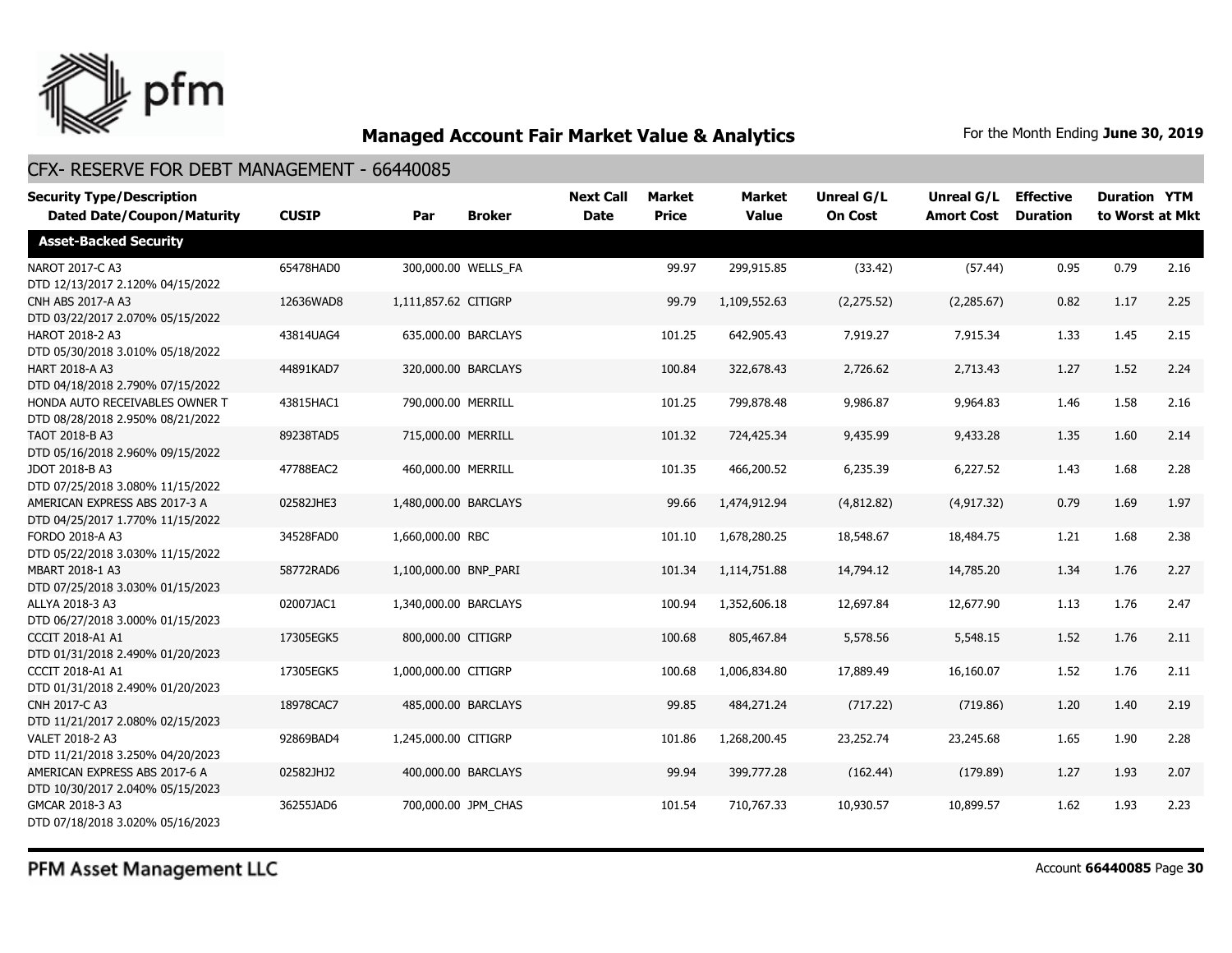# Managed Account Fair Market Value & Analytics

For the Month Ending **June 30, 2019**

## CFX- RESERVE FOR DEBT MANAGEMENT - 66440085

| Security Type/Description Dated Date/Coupon/Maturity | CUSIP | Par | Broker | Next Call Date | Market Price | Market Value | Unreal G/L On Cost | Unreal G/L Amort Cost | Effective Duration | Duration to Worst | YTM at Mkt |
|---|---|---|---|---|---|---|---|---|---|---|---|
| **Asset-Backed Security** | | | | | | | | | | | |
| NAROT 2017-C A3 DTD 12/13/2017 2.120% 04/15/2022 | 65478HAD0 | 300,000.00 | WELLS_FA | | 99.97 | 299,915.85 | (33.42) | (57.44) | 0.95 | 0.79 | 2.16 |
| CNH ABS 2017-A A3 DTD 03/22/2017 2.070% 05/15/2022 | 12636WAD8 | 1,111,857.62 | CITIGRP | | 99.79 | 1,109,552.63 | (2,275.52) | (2,285.67) | 0.82 | 1.17 | 2.25 |
| HAROT 2018-2 A3 DTD 05/30/2018 3.010% 05/18/2022 | 43814UAG4 | 635,000.00 | BARCLAYS | | 101.25 | 642,905.43 | 7,919.27 | 7,915.34 | 1.33 | 1.45 | 2.15 |
| HART 2018-A A3 DTD 04/18/2018 2.790% 07/15/2022 | 44891KAD7 | 320,000.00 | BARCLAYS | | 100.84 | 322,678.43 | 2,726.62 | 2,713.43 | 1.27 | 1.52 | 2.24 |
| HONDA AUTO RECEIVABLES OWNER T DTD 08/28/2018 2.950% 08/21/2022 | 43815HAC1 | 790,000.00 | MERRILL | | 101.25 | 799,878.48 | 9,986.87 | 9,964.83 | 1.46 | 1.58 | 2.16 |
| TAOT 2018-B A3 DTD 05/16/2018 2.960% 09/15/2022 | 89238TAD5 | 715,000.00 | MERRILL | | 101.32 | 724,425.34 | 9,435.99 | 9,433.28 | 1.35 | 1.60 | 2.14 |
| JDOT 2018-B A3 DTD 07/25/2018 3.080% 11/15/2022 | 47788EAC2 | 460,000.00 | MERRILL | | 101.35 | 466,200.52 | 6,235.39 | 6,227.52 | 1.43 | 1.68 | 2.28 |
| AMERICAN EXPRESS ABS 2017-3 A DTD 04/25/2017 1.770% 11/15/2022 | 02582JHE3 | 1,480,000.00 | BARCLAYS | | 99.66 | 1,474,912.94 | (4,812.82) | (4,917.32) | 0.79 | 1.69 | 1.97 |
| FORDO 2018-A A3 DTD 05/22/2018 3.030% 11/15/2022 | 34528FAD0 | 1,660,000.00 | RBC | | 101.10 | 1,678,280.25 | 18,548.67 | 18,484.75 | 1.21 | 1.68 | 2.38 |
| MBART 2018-1 A3 DTD 07/25/2018 3.030% 01/15/2023 | 58772RAD6 | 1,100,000.00 | BNP_PARI | | 101.34 | 1,114,751.88 | 14,794.12 | 14,785.20 | 1.34 | 1.76 | 2.27 |
| ALLYA 2018-3 A3 DTD 06/27/2018 3.000% 01/15/2023 | 02007JAC1 | 1,340,000.00 | BARCLAYS | | 100.94 | 1,352,606.18 | 12,697.84 | 12,677.90 | 1.13 | 1.76 | 2.47 |
| CCCIT 2018-A1 A1 DTD 01/31/2018 2.490% 01/20/2023 | 17305EGK5 | 800,000.00 | CITIGRP | | 100.68 | 805,467.84 | 5,578.56 | 5,548.15 | 1.52 | 1.76 | 2.11 |
| CCCIT 2018-A1 A1 DTD 01/31/2018 2.490% 01/20/2023 | 17305EGK5 | 1,000,000.00 | CITIGRP | | 100.68 | 1,006,834.80 | 17,889.49 | 16,160.07 | 1.52 | 1.76 | 2.11 |
| CNH 2017-C A3 DTD 11/21/2017 2.080% 02/15/2023 | 18978CAC7 | 485,000.00 | BARCLAYS | | 99.85 | 484,271.24 | (717.22) | (719.86) | 1.20 | 1.40 | 2.19 |
| VALET 2018-2 A3 DTD 11/21/2018 3.250% 04/20/2023 | 92869BAD4 | 1,245,000.00 | CITIGRP | | 101.86 | 1,268,200.45 | 23,252.74 | 23,245.68 | 1.65 | 1.90 | 2.28 |
| AMERICAN EXPRESS ABS 2017-6 A DTD 10/30/2017 2.040% 05/15/2023 | 02582JHJ2 | 400,000.00 | BARCLAYS | | 99.94 | 399,777.28 | (162.44) | (179.89) | 1.27 | 1.93 | 2.07 |
| GMCAR 2018-3 A3 DTD 07/18/2018 3.020% 05/16/2023 | 36255JAD6 | 700,000.00 | JPM_CHAS | | 101.54 | 710,767.33 | 10,930.57 | 10,899.57 | 1.62 | 1.93 | 2.23 |

PFM Asset Management LLC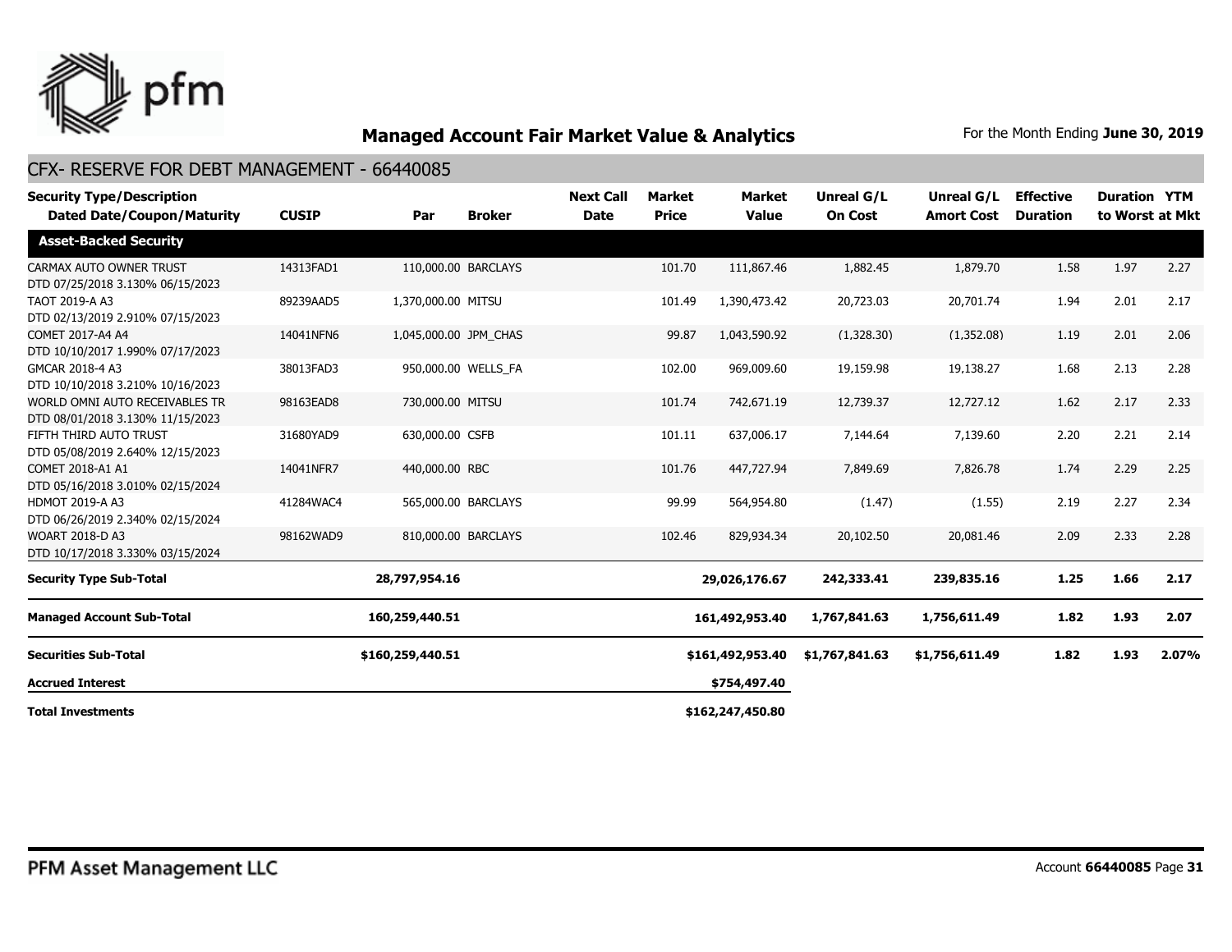## Managed Account Fair Market Value & Analytics

For the Month Ending **June 30, 2019**

### CFX- RESERVE FOR DEBT MANAGEMENT - 66440085

| Security Type/Description Dated Date/Coupon/Maturity | CUSIP | Par | Broker | Next Call Date | Market Price | Market Value | Unreal G/L On Cost | Unreal G/L Amort Cost | Effective Duration | Duration to Worst | YTM at Mkt |
|---|---|---|---|---|---|---|---|---|---|---|---|
| **Asset-Backed Security** | | | | | | | | | | | |
| CARMAX AUTO OWNER TRUST DTD 07/25/2018 3.130% 06/15/2023 | 14313FAD1 | 110,000.00 | BARCLAYS | | 101.70 | 111,867.46 | 1,882.45 | 1,879.70 | 1.58 | 1.97 | 2.27 |
| TAOT 2019-A A3 DTD 02/13/2019 2.910% 07/15/2023 | 89239AAD5 | 1,370,000.00 | MITSU | | 101.49 | 1,390,473.42 | 20,723.03 | 20,701.74 | 1.94 | 2.01 | 2.17 |
| COMET 2017-A4 A4 DTD 10/10/2017 1.990% 07/17/2023 | 14041NFN6 | 1,045,000.00 | JPM_CHAS | | 99.87 | 1,043,590.92 | (1,328.30) | (1,352.08) | 1.19 | 2.01 | 2.06 |
| GMCAR 2018-4 A3 DTD 10/10/2018 3.210% 10/16/2023 | 38013FAD3 | 950,000.00 | WELLS_FA | | 102.00 | 969,009.60 | 19,159.98 | 19,138.27 | 1.68 | 2.13 | 2.28 |
| WORLD OMNI AUTO RECEIVABLES TR DTD 08/01/2018 3.130% 11/15/2023 | 98163EAD8 | 730,000.00 | MITSU | | 101.74 | 742,671.19 | 12,739.37 | 12,727.12 | 1.62 | 2.17 | 2.33 |
| FIFTH THIRD AUTO TRUST DTD 05/08/2019 2.640% 12/15/2023 | 31680YAD9 | 630,000.00 | CSFB | | 101.11 | 637,006.17 | 7,144.64 | 7,139.60 | 2.20 | 2.21 | 2.14 |
| COMET 2018-A1 A1 DTD 05/16/2018 3.010% 02/15/2024 | 14041NFR7 | 440,000.00 | RBC | | 101.76 | 447,727.94 | 7,849.69 | 7,826.78 | 1.74 | 2.29 | 2.25 |
| HDMOT 2019-A A3 DTD 06/26/2019 2.340% 02/15/2024 | 41284WAC4 | 565,000.00 | BARCLAYS | | 99.99 | 564,954.80 | (1.47) | (1.55) | 2.19 | 2.27 | 2.34 |
| WOART 2018-D A3 DTD 10/17/2018 3.330% 03/15/2024 | 98162WAD9 | 810,000.00 | BARCLAYS | | 102.46 | 829,934.34 | 20,102.50 | 20,081.46 | 2.09 | 2.33 | 2.28 |
| **Security Type Sub-Total** | | **28,797,954.16** | | | | **29,026,176.67** | **242,333.41** | **239,835.16** | **1.25** | **1.66** | **2.17** |
| **Managed Account Sub-Total** | | **160,259,440.51** | | | | **161,492,953.40** | **1,767,841.63** | **1,756,611.49** | **1.82** | **1.93** | **2.07** |
| **Securities Sub-Total** | | **$160,259,440.51** | | | | **$161,492,953.40** | **$1,767,841.63** | **$1,756,611.49** | **1.82** | **1.93** | **2.07%** |
| **Accrued Interest** | | | | | | **$754,497.40** | | | | | |
| **Total Investments** | | | | | | **$162,247,450.80** | | | | | |

PFM Asset Management LLC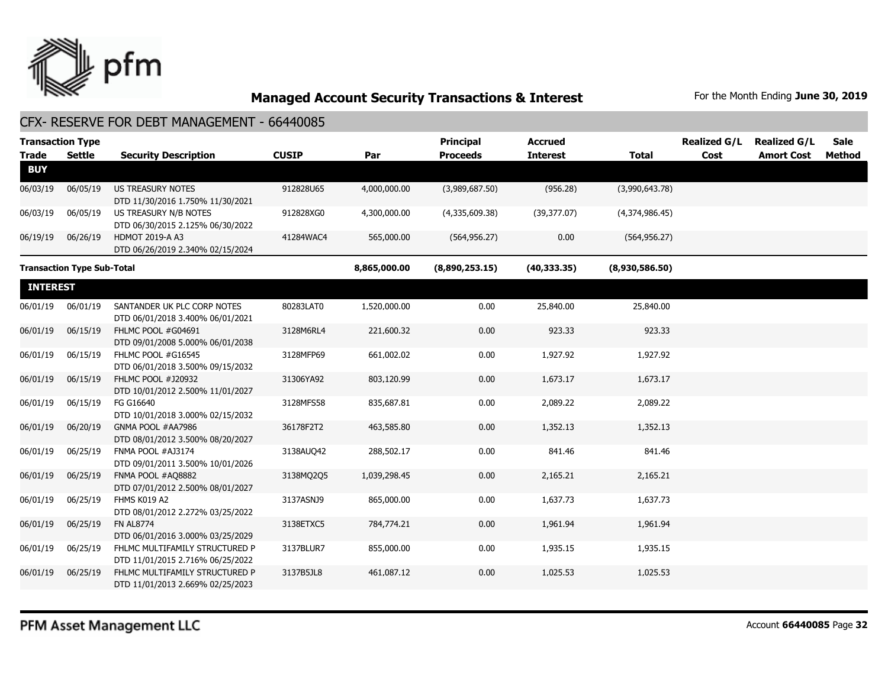# Managed Account Security Transactions & Interest

For the Month Ending **June 30, 2019**

## CFX- RESERVE FOR DEBT MANAGEMENT - 66440085

| Transaction Type Trade | Settle | Security Description | CUSIP | Par | Principal Proceeds | Accrued Interest | Total | Realized G/L Cost | Realized G/L Amort Cost | Sale Method |
|---|---|---|---|---|---|---|---|---|---|---|
| **BUY** | | | | | | | | | | |
| 06/03/19 | 06/05/19 | US TREASURY NOTES DTD 11/30/2016 1.750% 11/30/2021 | 912828U65 | 4,000,000.00 | (3,989,687.50) | (956.28) | (3,990,643.78) | | | |
| 06/03/19 | 06/05/19 | US TREASURY N/B NOTES DTD 06/30/2015 2.125% 06/30/2022 | 912828XG0 | 4,300,000.00 | (4,335,609.38) | (39,377.07) | (4,374,986.45) | | | |
| 06/19/19 | 06/26/19 | HDMOT 2019-A A3 DTD 06/26/2019 2.340% 02/15/2024 | 41284WAC4 | 565,000.00 | (564,956.27) | 0.00 | (564,956.27) | | | |
| **Transaction Type Sub-Total** | | | | **8,865,000.00** | **(8,890,253.15)** | **(40,333.35)** | **(8,930,586.50)** | | | |
| **INTEREST** | | | | | | | | | | |
| 06/01/19 | 06/01/19 | SANTANDER UK PLC CORP NOTES DTD 06/01/2018 3.400% 06/01/2021 | 80283LAT0 | 1,520,000.00 | 0.00 | 25,840.00 | 25,840.00 | | | |
| 06/01/19 | 06/15/19 | FHLMC POOL #G04691 DTD 09/01/2008 5.000% 06/01/2038 | 3128M6RL4 | 221,600.32 | 0.00 | 923.33 | 923.33 | | | |
| 06/01/19 | 06/15/19 | FHLMC POOL #G16545 DTD 06/01/2018 3.500% 09/15/2032 | 3128MFP69 | 661,002.02 | 0.00 | 1,927.92 | 1,927.92 | | | |
| 06/01/19 | 06/15/19 | FHLMC POOL #J20932 DTD 10/01/2012 2.500% 11/01/2027 | 31306YA92 | 803,120.99 | 0.00 | 1,673.17 | 1,673.17 | | | |
| 06/01/19 | 06/15/19 | FG G16640 DTD 10/01/2018 3.000% 02/15/2032 | 3128MFS58 | 835,687.81 | 0.00 | 2,089.22 | 2,089.22 | | | |
| 06/01/19 | 06/20/19 | GNMA POOL #AA7986 DTD 08/01/2012 3.500% 08/20/2027 | 36178F2T2 | 463,585.80 | 0.00 | 1,352.13 | 1,352.13 | | | |
| 06/01/19 | 06/25/19 | FNMA POOL #AJ3174 DTD 09/01/2011 3.500% 10/01/2026 | 3138AUQ42 | 288,502.17 | 0.00 | 841.46 | 841.46 | | | |
| 06/01/19 | 06/25/19 | FNMA POOL #AQ8882 DTD 07/01/2012 2.500% 08/01/2027 | 3138MQ2Q5 | 1,039,298.45 | 0.00 | 2,165.21 | 2,165.21 | | | |
| 06/01/19 | 06/25/19 | FHMS K019 A2 DTD 08/01/2012 2.272% 03/25/2022 | 3137ASNJ9 | 865,000.00 | 0.00 | 1,637.73 | 1,637.73 | | | |
| 06/01/19 | 06/25/19 | FN AL8774 DTD 06/01/2016 3.000% 03/25/2029 | 3138ETXC5 | 784,774.21 | 0.00 | 1,961.94 | 1,961.94 | | | |
| 06/01/19 | 06/25/19 | FHLMC MULTIFAMILY STRUCTURED P DTD 11/01/2015 2.716% 06/25/2022 | 3137BLUR7 | 855,000.00 | 0.00 | 1,935.15 | 1,935.15 | | | |
| 06/01/19 | 06/25/19 | FHLMC MULTIFAMILY STRUCTURED P DTD 11/01/2013 2.669% 02/25/2023 | 3137B5JL8 | 461,087.12 | 0.00 | 1,025.53 | 1,025.53 | | | |

PFM Asset Management LLC

Account **66440085**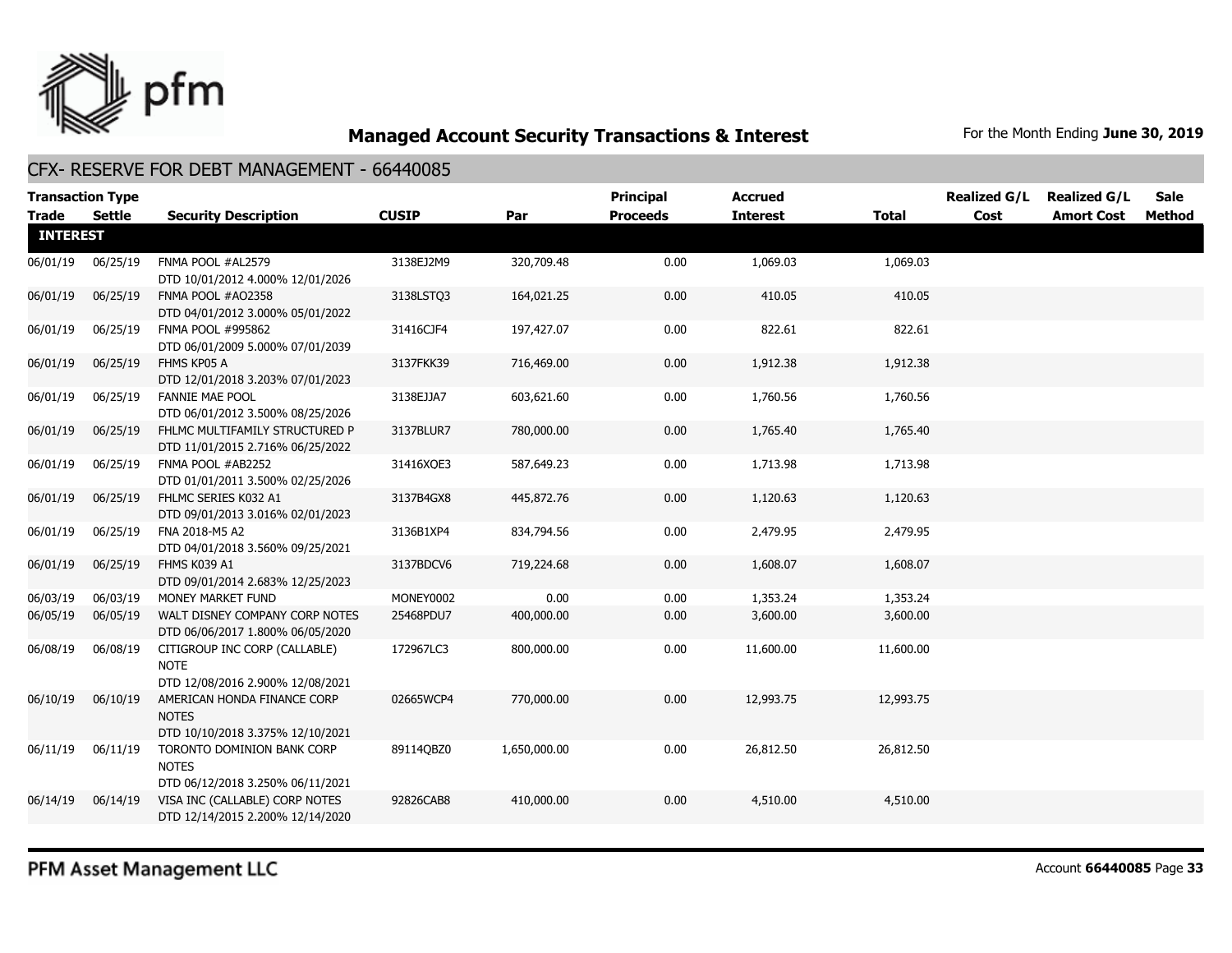## Managed Account Security Transaction & Interest

For the Month Ending **June 30, 2019**

### CFX- RESERVE FOR DEBT MANAGEMENT - 66440085

| Transaction Type Trade | Settle | Security Description | CUSIP | Par | Principal Proceeds | Accrued Interest | Total | Realized G/L Cost | Realized G/L Amort Cost | Sale Method |
|---|---|---|---|---|---|---|---|---|---|---|
| **INTEREST** | | | | | | | | | | |
| 06/01/19 | 06/25/19 | FNMA POOL #AL2579 DTD 10/01/2012 4.000% 12/01/2026 | 3138EJ2M9 | 320,709.48 | 0.00 | 1,069.03 | 1,069.03 | | | |
| 06/01/19 | 06/25/19 | FNMA POOL #AO2358 DTD 04/01/2012 3.000% 05/01/2022 | 3138LSTQ3 | 164,021.25 | 0.00 | 410.05 | 410.05 | | | |
| 06/01/19 | 06/25/19 | FNMA POOL #995862 DTD 06/01/2009 5.000% 07/01/2039 | 31416CJF4 | 197,427.07 | 0.00 | 822.61 | 822.61 | | | |
| 06/01/19 | 06/25/19 | FHMS KP05 A DTD 12/01/2018 3.203% 07/01/2023 | 3137FKK39 | 716,469.00 | 0.00 | 1,912.38 | 1,912.38 | | | |
| 06/01/19 | 06/25/19 | FANNIE MAE POOL DTD 06/01/2012 3.500% 08/25/2026 | 3138EJJA7 | 603,621.60 | 0.00 | 1,760.56 | 1,760.56 | | | |
| 06/01/19 | 06/25/19 | FHLMC MULTIFAMILY STRUCTURED P DTD 11/01/2015 2.716% 06/25/2022 | 3137BLUR7 | 780,000.00 | 0.00 | 1,765.40 | 1,765.40 | | | |
| 06/01/19 | 06/25/19 | FNMA POOL #AB2252 DTD 01/01/2011 3.500% 02/25/2026 | 31416XQE3 | 587,649.23 | 0.00 | 1,713.98 | 1,713.98 | | | |
| 06/01/19 | 06/25/19 | FHLMC SERIES K032 A1 DTD 09/01/2013 3.016% 02/01/2023 | 3137B4GX8 | 445,872.76 | 0.00 | 1,120.63 | 1,120.63 | | | |
| 06/01/19 | 06/25/19 | FNA 2018-M5 A2 DTD 04/01/2018 3.560% 09/25/2021 | 3136B1XP4 | 834,794.56 | 0.00 | 2,479.95 | 2,479.95 | | | |
| 06/01/19 | 06/25/19 | FHMS K039 A1 DTD 09/01/2014 2.683% 12/25/2023 | 3137BDCV6 | 719,224.68 | 0.00 | 1,608.07 | 1,608.07 | | | |
| 06/03/19 | 06/03/19 | MONEY MARKET FUND | MONEY0002 | 0.00 | 0.00 | 1,353.24 | 1,353.24 | | | |
| 06/05/19 | 06/05/19 | WALT DISNEY COMPANY CORP NOTES DTD 06/06/2017 1.800% 06/05/2020 | 25468PDU7 | 400,000.00 | 0.00 | 3,600.00 | 3,600.00 | | | |
| 06/08/19 | 06/08/19 | CITIGROUP INC CORP (CALLABLE) NOTE DTD 12/08/2016 2.900% 12/08/2021 | 172967LC3 | 800,000.00 | 0.00 | 11,600.00 | 11,600.00 | | | |
| 06/10/19 | 06/10/19 | AMERICAN HONDA FINANCE CORP NOTES DTD 10/10/2018 3.375% 12/10/2021 | 02665WCP4 | 770,000.00 | 0.00 | 12,993.75 | 12,993.75 | | | |
| 06/11/19 | 06/11/19 | TORONTO DOMINION BANK CORP NOTES DTD 06/12/2018 3.250% 06/11/2021 | 89114QBZ0 | 1,650,000.00 | 0.00 | 26,812.50 | 26,812.50 | | | |
| 06/14/19 | 06/14/19 | VISA INC (CALLABLE) CORP NOTES DTD 12/14/2015 2.200% 12/14/2020 | 92826CAB8 | 410,000.00 | 0.00 | 4,510.00 | 4,510.00 | | | |

PFM Asset Management LLC

Account **66440085**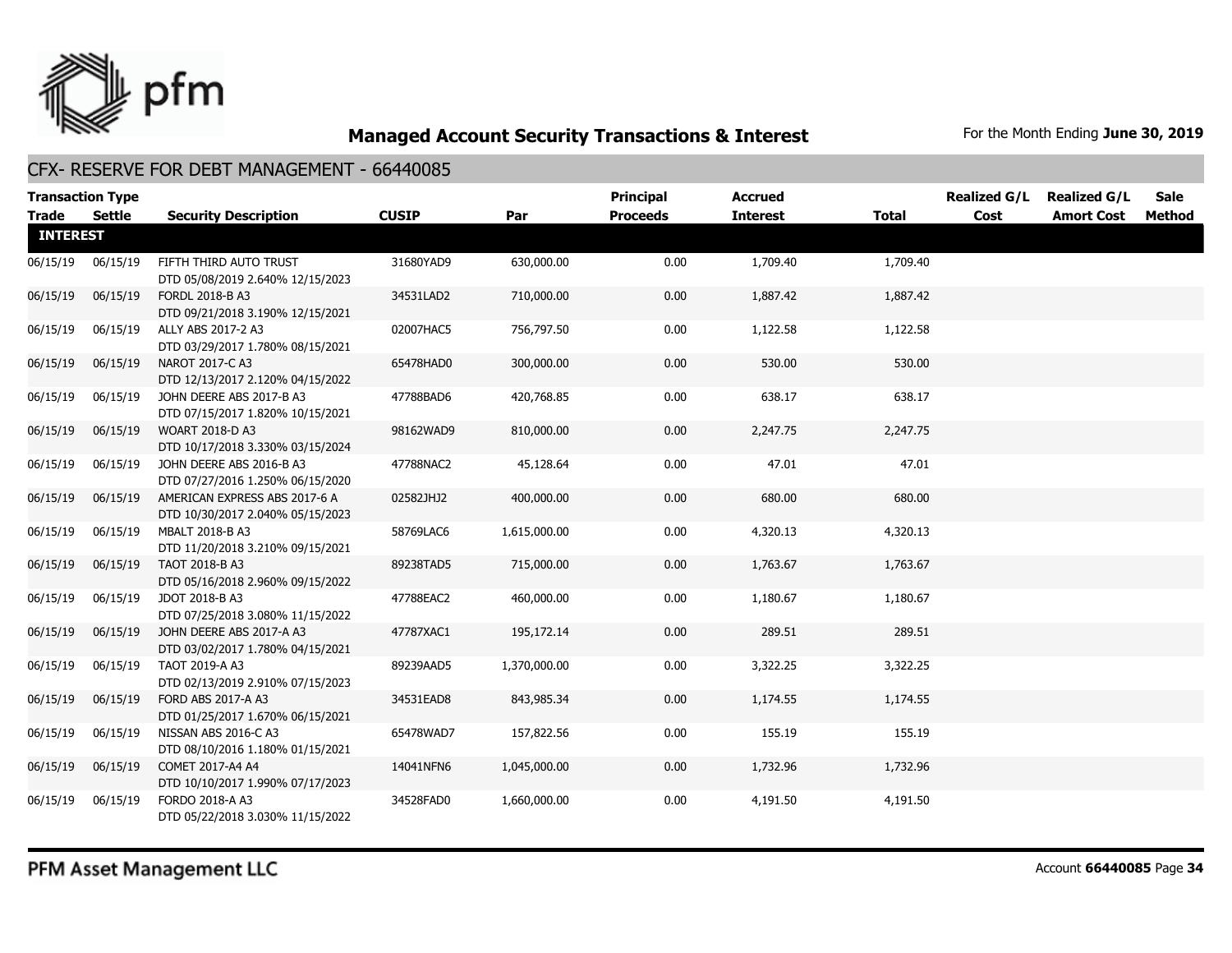## Managed Account Security Transactions & Interest

For the Month Ending **June 30, 2019**

### CFX- RESERVE FOR DEBT MANAGEMENT - 66440085

| Transaction Type Trade | Settle | Security Description | CUSIP | Par | Principal Proceeds | Accrued Interest | Total | Realized G/L Cost | Realized G/L Amort Cost | Sale Method |
|---|---|---|---|---|---|---|---|---|---|---|
| **INTEREST** | | | | | | | | | | |
| 06/15/19 | 06/15/19 | FIFTH THIRD AUTO TRUST DTD 05/08/2019 2.640% 12/15/2023 | 31680YAD9 | 630,000.00 | 0.00 | 1,709.40 | 1,709.40 | | | |
| 06/15/19 | 06/15/19 | FORDL 2018-B A3 DTD 09/21/2018 3.190% 12/15/2021 | 34531LAD2 | 710,000.00 | 0.00 | 1,887.42 | 1,887.42 | | | |
| 06/15/19 | 06/15/19 | ALLY ABS 2017-2 A3 DTD 03/29/2017 1.780% 08/15/2021 | 02007HAC5 | 756,797.50 | 0.00 | 1,122.58 | 1,122.58 | | | |
| 06/15/19 | 06/15/19 | NAROT 2017-C A3 DTD 12/13/2017 2.120% 04/15/2022 | 65478HAD0 | 300,000.00 | 0.00 | 530.00 | 530.00 | | | |
| 06/15/19 | 06/15/19 | JOHN DEERE ABS 2017-B A3 DTD 07/15/2017 1.820% 10/15/2021 | 47788BAD6 | 420,768.85 | 0.00 | 638.17 | 638.17 | | | |
| 06/15/19 | 06/15/19 | WOART 2018-D A3 DTD 10/17/2018 3.330% 03/15/2024 | 98162WAD9 | 810,000.00 | 0.00 | 2,247.75 | 2,247.75 | | | |
| 06/15/19 | 06/15/19 | JOHN DEERE ABS 2016-B A3 DTD 07/27/2016 1.250% 06/15/2020 | 47788NAC2 | 45,128.64 | 0.00 | 47.01 | 47.01 | | | |
| 06/15/19 | 06/15/19 | AMERICAN EXPRESS ABS 2017-6 A DTD 10/30/2017 2.040% 05/15/2023 | 02582JHJ2 | 400,000.00 | 0.00 | 680.00 | 680.00 | | | |
| 06/15/19 | 06/15/19 | MBALT 2018-B A3 DTD 11/20/2018 3.210% 09/15/2021 | 58769LAC6 | 1,615,000.00 | 0.00 | 4,320.13 | 4,320.13 | | | |
| 06/15/19 | 06/15/19 | TAOT 2018-B A3 DTD 05/16/2018 2.960% 09/15/2022 | 89238TAD5 | 715,000.00 | 0.00 | 1,763.67 | 1,763.67 | | | |
| 06/15/19 | 06/15/19 | JDOT 2018-B A3 DTD 07/25/2018 3.080% 11/15/2022 | 47788EAC2 | 460,000.00 | 0.00 | 1,180.67 | 1,180.67 | | | |
| 06/15/19 | 06/15/19 | JOHN DEERE ABS 2017-A A3 DTD 03/02/2017 1.780% 04/15/2021 | 47787XAC1 | 195,172.14 | 0.00 | 289.51 | 289.51 | | | |
| 06/15/19 | 06/15/19 | TAOT 2019-A A3 DTD 02/13/2019 2.910% 07/15/2023 | 89239AAD5 | 1,370,000.00 | 0.00 | 3,322.25 | 3,322.25 | | | |
| 06/15/19 | 06/15/19 | FORD ABS 2017-A A3 DTD 01/25/2017 1.670% 06/15/2021 | 34531EAD8 | 843,985.34 | 0.00 | 1,174.55 | 1,174.55 | | | |
| 06/15/19 | 06/15/19 | NISSAN ABS 2016-C A3 DTD 08/10/2016 1.180% 01/15/2021 | 65478WAD7 | 157,822.56 | 0.00 | 155.19 | 155.19 | | | |
| 06/15/19 | 06/15/19 | COMET 2017-A4 A4 DTD 10/10/2017 1.990% 07/17/2023 | 14041NFN6 | 1,045,000.00 | 0.00 | 1,732.96 | 1,732.96 | | | |
| 06/15/19 | 06/15/19 | FORDO 2018-A A3 DTD 05/22/2018 3.030% 11/15/2022 | 34528FAD0 | 1,660,000.00 | 0.00 | 4,191.50 | 4,191.50 | | | |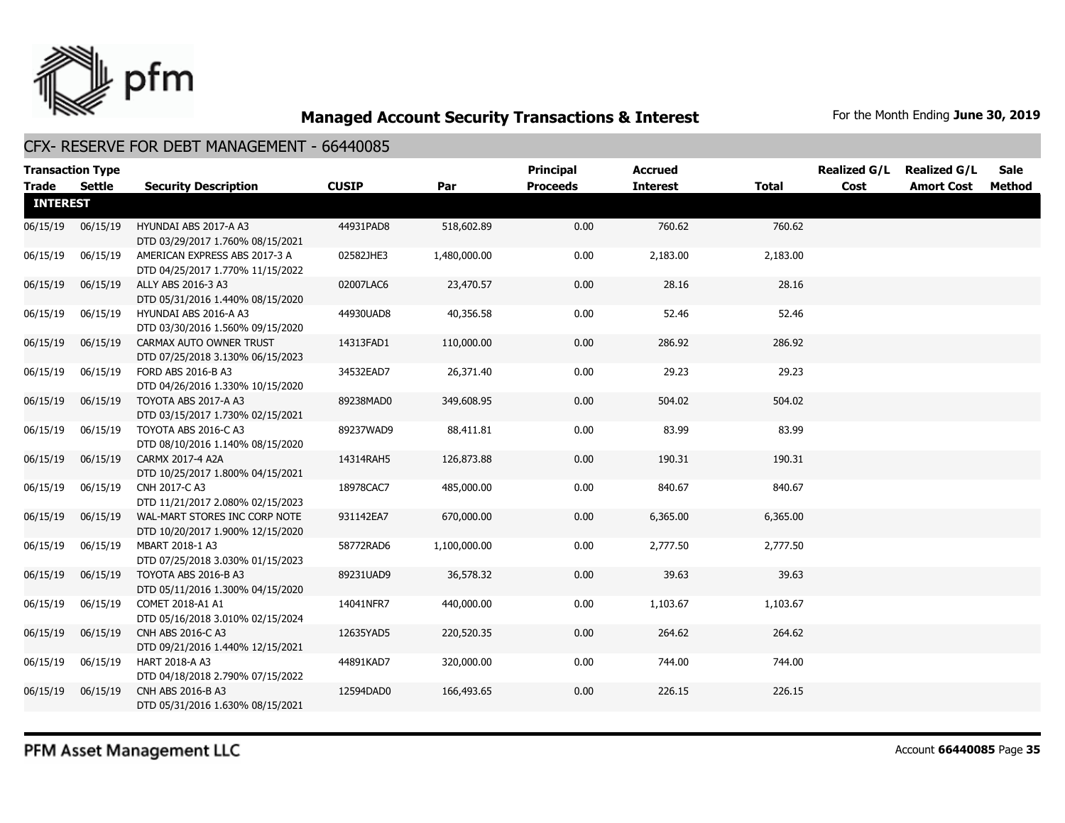## Managed Account Security Transactions & Interest

For the Month Ending **June 30, 2019**

### CFX- RESERVE FOR DEBT MANAGEMENT - 66440085

| Transaction Type Trade | Settle | Security Description | CUSIP | Par | Principal Proceeds | Accrued Interest | Total | Realized G/L Cost | Realized G/L Amort Cost | Sale Method |
|---|---|---|---|---|---|---|---|---|---|---|
| **INTEREST** | | | | | | | | | | |
| 06/15/19 | 06/15/19 | HYUNDAI ABS 2017-A A3 DTD 03/29/2017 1.760% 08/15/2021 | 44931PAD8 | 518,602.89 | 0.00 | 760.62 | 760.62 | | | |
| 06/15/19 | 06/15/19 | AMERICAN EXPRESS ABS 2017-3 A DTD 04/25/2017 1.770% 11/15/2022 | 02582JHE3 | 1,480,000.00 | 0.00 | 2,183.00 | 2,183.00 | | | |
| 06/15/19 | 06/15/19 | ALLY ABS 2016-3 A3 DTD 05/31/2016 1.440% 08/15/2020 | 02007LAC6 | 23,470.57 | 0.00 | 28.16 | 28.16 | | | |
| 06/15/19 | 06/15/19 | HYUNDAI ABS 2016-A A3 DTD 03/30/2016 1.560% 09/15/2020 | 44930UAD8 | 40,356.58 | 0.00 | 52.46 | 52.46 | | | |
| 06/15/19 | 06/15/19 | CARMAX AUTO OWNER TRUST DTD 07/25/2018 3.130% 06/15/2023 | 14313FAD1 | 110,000.00 | 0.00 | 286.92 | 286.92 | | | |
| 06/15/19 | 06/15/19 | FORD ABS 2016-B A3 DTD 04/26/2016 1.330% 10/15/2020 | 34532EAD7 | 26,371.40 | 0.00 | 29.23 | 29.23 | | | |
| 06/15/19 | 06/15/19 | TOYOTA ABS 2017-A A3 DTD 03/15/2017 1.730% 02/15/2021 | 89238MAD0 | 349,608.95 | 0.00 | 504.02 | 504.02 | | | |
| 06/15/19 | 06/15/19 | TOYOTA ABS 2016-C A3 DTD 08/10/2016 1.140% 08/15/2020 | 89237WAD9 | 88,411.81 | 0.00 | 83.99 | 83.99 | | | |
| 06/15/19 | 06/15/19 | CARMX 2017-4 A2A DTD 10/25/2017 1.800% 04/15/2021 | 14314RAH5 | 126,873.88 | 0.00 | 190.31 | 190.31 | | | |
| 06/15/19 | 06/15/19 | CNH 2017-C A3 DTD 11/21/2017 2.080% 02/15/2023 | 18978CAC7 | 485,000.00 | 0.00 | 840.67 | 840.67 | | | |
| 06/15/19 | 06/15/19 | WAL-MART STORES INC CORP NOTE DTD 10/20/2017 1.900% 12/15/2020 | 931142EA7 | 670,000.00 | 0.00 | 6,365.00 | 6,365.00 | | | |
| 06/15/19 | 06/15/19 | MBART 2018-1 A3 DTD 07/25/2018 3.030% 01/15/2023 | 58772RAD6 | 1,100,000.00 | 0.00 | 2,777.50 | 2,777.50 | | | |
| 06/15/19 | 06/15/19 | TOYOTA ABS 2016-B A3 DTD 05/11/2016 1.300% 04/15/2020 | 89231UAD9 | 36,578.32 | 0.00 | 39.63 | 39.63 | | | |
| 06/15/19 | 06/15/19 | COMET 2018-A1 A1 DTD 05/16/2018 3.010% 02/15/2024 | 14041NFR7 | 440,000.00 | 0.00 | 1,103.67 | 1,103.67 | | | |
| 06/15/19 | 06/15/19 | CNH ABS 2016-C A3 DTD 09/21/2016 1.440% 12/15/2021 | 12635YAD5 | 220,520.35 | 0.00 | 264.62 | 264.62 | | | |
| 06/15/19 | 06/15/19 | HART 2018-A A3 DTD 04/18/2018 2.790% 07/15/2022 | 44891KAD7 | 320,000.00 | 0.00 | 744.00 | 744.00 | | | |
| 06/15/19 | 06/15/19 | CNH ABS 2016-B A3 DTD 05/31/2016 1.630% 08/15/2021 | 12594DAD0 | 166,493.65 | 0.00 | 226.15 | 226.15 | | | |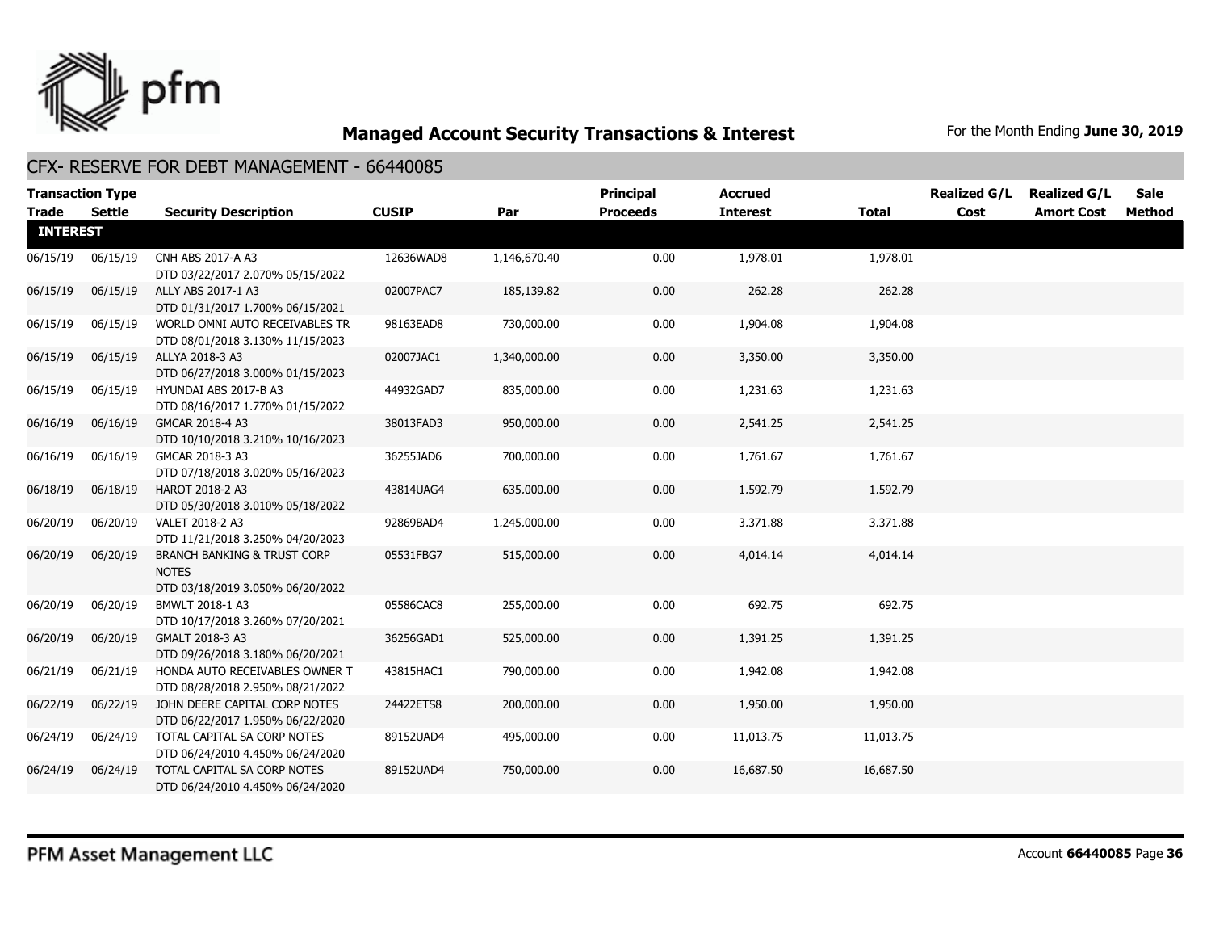## Managed Account Security Transactions & Interest

For the Month Ending **June 30, 2019**

### CFX- RESERVE FOR DEBT MANAGEMENT - 66440085

| Transaction Type Trade | Settle | Security Description | CUSIP | Par | Principal Proceeds | Accrued Interest | Total | Realized G/L Cost | Realized G/L Amort Cost | Sale Method |
|---|---|---|---|---|---|---|---|---|---|---|
| **INTEREST** | | | | | | | | | | |
| 06/15/19 | 06/15/19 | CNH ABS 2017-A A3 DTD 03/22/2017 2.070% 05/15/2022 | 12636WAD8 | 1,146,670.40 | 0.00 | 1,978.01 | 1,978.01 | | | |
| 06/15/19 | 06/15/19 | ALLY ABS 2017-1 A3 DTD 01/31/2017 1.700% 06/15/2021 | 02007PAC7 | 185,139.82 | 0.00 | 262.28 | 262.28 | | | |
| 06/15/19 | 06/15/19 | WORLD OMNI AUTO RECEIVABLES TR DTD 08/01/2018 3.130% 11/15/2023 | 98163EAD8 | 730,000.00 | 0.00 | 1,904.08 | 1,904.08 | | | |
| 06/15/19 | 06/15/19 | ALLYA 2018-3 A3 DTD 06/27/2018 3.000% 01/15/2023 | 02007JAC1 | 1,340,000.00 | 0.00 | 3,350.00 | 3,350.00 | | | |
| 06/15/19 | 06/15/19 | HYUNDAI ABS 2017-B A3 DTD 08/16/2017 1.770% 01/15/2022 | 44932GAD7 | 835,000.00 | 0.00 | 1,231.63 | 1,231.63 | | | |
| 06/16/19 | 06/16/19 | GMCAR 2018-4 A3 DTD 10/10/2018 3.210% 10/16/2023 | 38013FAD3 | 950,000.00 | 0.00 | 2,541.25 | 2,541.25 | | | |
| 06/16/19 | 06/16/19 | GMCAR 2018-3 A3 DTD 07/18/2018 3.020% 05/16/2023 | 36255JAD6 | 700,000.00 | 0.00 | 1,761.67 | 1,761.67 | | | |
| 06/18/19 | 06/18/19 | HAROT 2018-2 A3 DTD 05/30/2018 3.010% 05/18/2022 | 43814UAG4 | 635,000.00 | 0.00 | 1,592.79 | 1,592.79 | | | |
| 06/20/19 | 06/20/19 | VALET 2018-2 A3 DTD 11/21/2018 3.250% 04/20/2023 | 92869BAD4 | 1,245,000.00 | 0.00 | 3,371.88 | 3,371.88 | | | |
| 06/20/19 | 06/20/19 | BRANCH BANKING & TRUST CORP NOTES DTD 03/18/2019 3.050% 06/20/2022 | 05531FBG7 | 515,000.00 | 0.00 | 4,014.14 | 4,014.14 | | | |
| 06/20/19 | 06/20/19 | BMWLT 2018-1 A3 DTD 10/17/2018 3.260% 07/20/2021 | 05586CAC8 | 255,000.00 | 0.00 | 692.75 | 692.75 | | | |
| 06/20/19 | 06/20/19 | GMALT 2018-3 A3 DTD 09/26/2018 3.180% 06/20/2021 | 36256GAD1 | 525,000.00 | 0.00 | 1,391.25 | 1,391.25 | | | |
| 06/21/19 | 06/21/19 | HONDA AUTO RECEIVABLES OWNER T DTD 08/28/2018 2.950% 08/21/2022 | 43815HAC1 | 790,000.00 | 0.00 | 1,942.08 | 1,942.08 | | | |
| 06/22/19 | 06/22/19 | JOHN DEERE CAPITAL CORP NOTES DTD 06/22/2017 1.950% 06/22/2020 | 24422ETS8 | 200,000.00 | 0.00 | 1,950.00 | 1,950.00 | | | |
| 06/24/19 | 06/24/19 | TOTAL CAPITAL SA CORP NOTES DTD 06/24/2010 4.450% 06/24/2020 | 89152UAD4 | 495,000.00 | 0.00 | 11,013.75 | 11,013.75 | | | |
| 06/24/19 | 06/24/19 | TOTAL CAPITAL SA CORP NOTES DTD 06/24/2010 4.450% 06/24/2020 | 89152UAD4 | 750,000.00 | 0.00 | 16,687.50 | 16,687.50 | | | |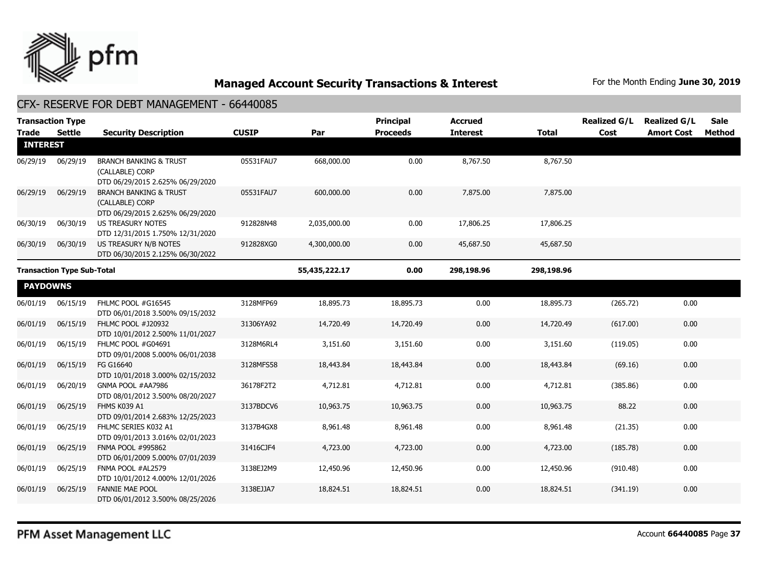# Managed Account Security Transactions & Interest

For the Month Ending **June 30, 2019**

## CFX- RESERVE FOR DEBT MANAGEMENT - 66440085

| Transaction Type Trade | Settle | Security Description | CUSIP | Par | Principal Proceeds | Accrued Interest | Total | Realized G/L Cost | Realized G/L Amort Cost | Sale Method |
|---|---|---|---|---|---|---|---|---|---|---|
| **INTEREST** | | | | | | | | | | |
| 06/29/19 | 06/29/19 | BRANCH BANKING & TRUST (CALLABLE) CORP DTD 06/29/2015 2.625% 06/29/2020 | 05531FAU7 | 668,000.00 | 0.00 | 8,767.50 | 8,767.50 | | | |
| 06/29/19 | 06/29/19 | BRANCH BANKING & TRUST (CALLABLE) CORP DTD 06/29/2015 2.625% 06/29/2020 | 05531FAU7 | 600,000.00 | 0.00 | 7,875.00 | 7,875.00 | | | |
| 06/30/19 | 06/30/19 | US TREASURY NOTES DTD 12/31/2015 1.750% 12/31/2020 | 912828N48 | 2,035,000.00 | 0.00 | 17,806.25 | 17,806.25 | | | |
| 06/30/19 | 06/30/19 | US TREASURY N/B NOTES DTD 06/30/2015 2.125% 06/30/2022 | 912828XG0 | 4,300,000.00 | 0.00 | 45,687.50 | 45,687.50 | | | |
| **Transaction Type Sub-Total** | | | | **55,435,222.17** | **0.00** | **298,198.96** | **298,198.96** | | | |
| **PAYDOWNS** | | | | | | | | | | |
| 06/01/19 | 06/15/19 | FHLMC POOL #G16545 DTD 06/01/2018 3.500% 09/15/2032 | 3128MFP69 | 18,895.73 | 18,895.73 | 0.00 | 18,895.73 | (265.72) | 0.00 | |
| 06/01/19 | 06/15/19 | FHLMC POOL #J20932 DTD 10/01/2012 2.500% 11/01/2027 | 31306YA92 | 14,720.49 | 14,720.49 | 0.00 | 14,720.49 | (617.00) | 0.00 | |
| 06/01/19 | 06/15/19 | FHLMC POOL #G04691 DTD 09/01/2008 5.000% 06/01/2038 | 3128M6RL4 | 3,151.60 | 3,151.60 | 0.00 | 3,151.60 | (119.05) | 0.00 | |
| 06/01/19 | 06/15/19 | FG G16640 DTD 10/01/2018 3.000% 02/15/2032 | 3128MFS58 | 18,443.84 | 18,443.84 | 0.00 | 18,443.84 | (69.16) | 0.00 | |
| 06/01/19 | 06/20/19 | GNMA POOL #AA7986 DTD 08/01/2012 3.500% 08/20/2027 | 36178F2T2 | 4,712.81 | 4,712.81 | 0.00 | 4,712.81 | (385.86) | 0.00 | |
| 06/01/19 | 06/25/19 | FHMS K039 A1 DTD 09/01/2014 2.683% 12/25/2023 | 3137BDCV6 | 10,963.75 | 10,963.75 | 0.00 | 10,963.75 | 88.22 | 0.00 | |
| 06/01/19 | 06/25/19 | FHLMC SERIES K032 A1 DTD 09/01/2013 3.016% 02/01/2023 | 3137B4GX8 | 8,961.48 | 8,961.48 | 0.00 | 8,961.48 | (21.35) | 0.00 | |
| 06/01/19 | 06/25/19 | FNMA POOL #995862 DTD 06/01/2009 5.000% 07/01/2039 | 31416CJF4 | 4,723.00 | 4,723.00 | 0.00 | 4,723.00 | (185.78) | 0.00 | |
| 06/01/19 | 06/25/19 | FNMA POOL #AL2579 DTD 10/01/2012 4.000% 12/01/2026 | 3138EJ2M9 | 12,450.96 | 12,450.96 | 0.00 | 12,450.96 | (910.48) | 0.00 | |
| 06/01/19 | 06/25/19 | FANNIE MAE POOL DTD 06/01/2012 3.500% 08/25/2026 | 3138EJJA7 | 18,824.51 | 18,824.51 | 0.00 | 18,824.51 | (341.19) | 0.00 | |

PFM Asset Management LLC

Account **66440085** Page **37**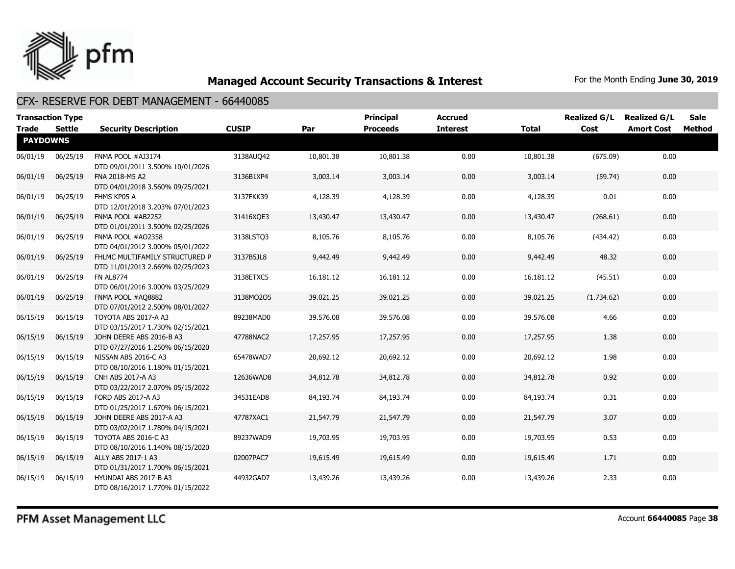## Managed Account Security Transactions & Interest

For the Month Ending **June 30, 2019**

### CFX- RESERVE FOR DEBT MANAGEMENT - 66440085

| Transaction Type Trade | Settle | Security Description | CUSIP | Par | Principal Proceeds | Accrued Interest | Total | Realized G/L Cost | Realized G/L Amort Cost | Sale Method |
|---|---|---|---|---|---|---|---|---|---|---|
| **PAYDOWNS** | | | | | | | | | | |
| 06/01/19 | 06/25/19 | FNMA POOL #AJ3174 DTD 09/01/2011 3.500% 10/01/2026 | 3138AUQ42 | 10,801.38 | 10,801.38 | 0.00 | 10,801.38 | (675.09) | 0.00 | |
| 06/01/19 | 06/25/19 | FNA 2018-M5 A2 DTD 04/01/2018 3.560% 09/25/2021 | 3136B1XP4 | 3,003.14 | 3,003.14 | 0.00 | 3,003.14 | (59.74) | 0.00 | |
| 06/01/19 | 06/25/19 | FHMS KP05 A DTD 12/01/2018 3.203% 07/01/2023 | 3137FKK39 | 4,128.39 | 4,128.39 | 0.00 | 4,128.39 | 0.01 | 0.00 | |
| 06/01/19 | 06/25/19 | FNMA POOL #AB2252 DTD 01/01/2011 3.500% 02/25/2026 | 31416XQE3 | 13,430.47 | 13,430.47 | 0.00 | 13,430.47 | (268.61) | 0.00 | |
| 06/01/19 | 06/25/19 | FNMA POOL #AO2358 DTD 04/01/2012 3.000% 05/01/2022 | 3138LSTQ3 | 8,105.76 | 8,105.76 | 0.00 | 8,105.76 | (434.42) | 0.00 | |
| 06/01/19 | 06/25/19 | FHLMC MULTIFAMILY STRUCTURED P DTD 11/01/2013 2.669% 02/25/2023 | 3137B5JL8 | 9,442.49 | 9,442.49 | 0.00 | 9,442.49 | 48.32 | 0.00 | |
| 06/01/19 | 06/25/19 | FN AL8774 DTD 06/01/2016 3.000% 03/25/2029 | 3138ETXC5 | 16,181.12 | 16,181.12 | 0.00 | 16,181.12 | (45.51) | 0.00 | |
| 06/01/19 | 06/25/19 | FNMA POOL #AQ8882 DTD 07/01/2012 2.500% 08/01/2027 | 3138MQ2Q5 | 39,021.25 | 39,021.25 | 0.00 | 39,021.25 | (1,734.62) | 0.00 | |
| 06/15/19 | 06/15/19 | TOYOTA ABS 2017-A A3 DTD 03/15/2017 1.730% 02/15/2021 | 89238MAD0 | 39,576.08 | 39,576.08 | 0.00 | 39,576.08 | 4.66 | 0.00 | |
| 06/15/19 | 06/15/19 | JOHN DEERE ABS 2016-B A3 DTD 07/27/2016 1.250% 06/15/2020 | 47788NAC2 | 17,257.95 | 17,257.95 | 0.00 | 17,257.95 | 1.38 | 0.00 | |
| 06/15/19 | 06/15/19 | NISSAN ABS 2016-C A3 DTD 08/10/2016 1.180% 01/15/2021 | 65478WAD7 | 20,692.12 | 20,692.12 | 0.00 | 20,692.12 | 1.98 | 0.00 | |
| 06/15/19 | 06/15/19 | CNH ABS 2017-A A3 DTD 03/22/2017 2.070% 05/15/2022 | 12636WAD8 | 34,812.78 | 34,812.78 | 0.00 | 34,812.78 | 0.92 | 0.00 | |
| 06/15/19 | 06/15/19 | FORD ABS 2017-A A3 DTD 01/25/2017 1.670% 06/15/2021 | 34531EAD8 | 84,193.74 | 84,193.74 | 0.00 | 84,193.74 | 0.31 | 0.00 | |
| 06/15/19 | 06/15/19 | JOHN DEERE ABS 2017-A A3 DTD 03/02/2017 1.780% 04/15/2021 | 47787XAC1 | 21,547.79 | 21,547.79 | 0.00 | 21,547.79 | 3.07 | 0.00 | |
| 06/15/19 | 06/15/19 | TOYOTA ABS 2016-C A3 DTD 08/10/2016 1.140% 08/15/2020 | 89237WAD9 | 19,703.95 | 19,703.95 | 0.00 | 19,703.95 | 0.53 | 0.00 | |
| 06/15/19 | 06/15/19 | ALLY ABS 2017-1 A3 DTD 01/31/2017 1.700% 06/15/2021 | 02007PAC7 | 19,615.49 | 19,615.49 | 0.00 | 19,615.49 | 1.71 | 0.00 | |
| 06/15/19 | 06/15/19 | HYUNDAI ABS 2017-B A3 DTD 08/16/2017 1.770% 01/15/2022 | 44932GAD7 | 13,439.26 | 13,439.26 | 0.00 | 13,439.26 | 2.33 | 0.00 | |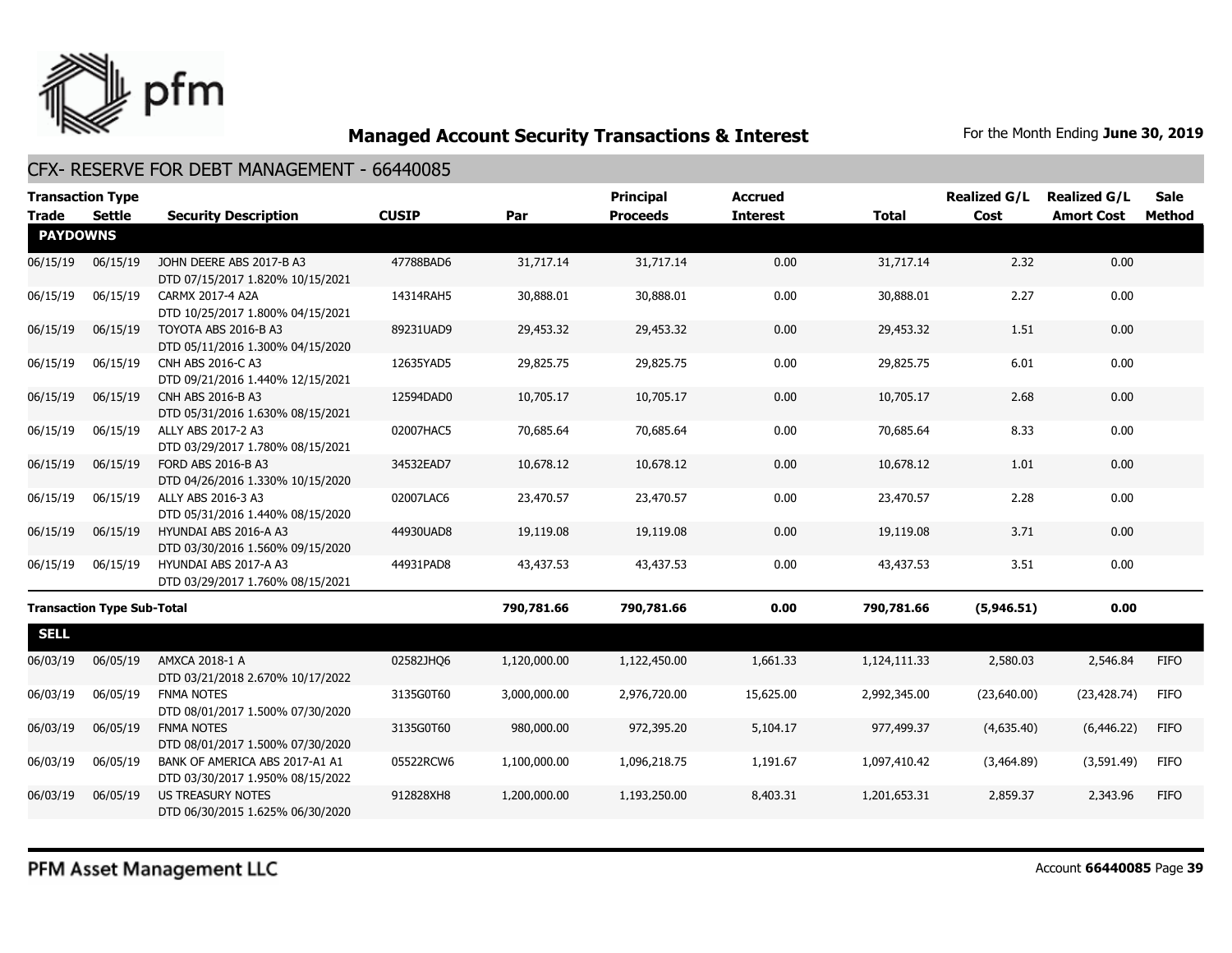# Managed Account Security Transactions & Interest

For the Month Ending **June 30, 2019**

## CFX- RESERVE FOR DEBT MANAGEMENT - 66440085

| Transaction Type Trade | Settle | Security Description | CUSIP | Par | Principal Proceeds | Accrued Interest | Total | Realized G/L Cost | Realized G/L Amort Cost | Sale Method |
|---|---|---|---|---|---|---|---|---|---|---|
| **PAYDOWNS** | | | | | | | | | | |
| 06/15/19 | 06/15/19 | JOHN DEERE ABS 2017-B A3 DTD 07/15/2017 1.820% 10/15/2021 | 47788BAD6 | 31,717.14 | 31,717.14 | 0.00 | 31,717.14 | 2.32 | 0.00 | |
| 06/15/19 | 06/15/19 | CARMX 2017-4 A2A DTD 10/25/2017 1.800% 04/15/2021 | 14314RAH5 | 30,888.01 | 30,888.01 | 0.00 | 30,888.01 | 2.27 | 0.00 | |
| 06/15/19 | 06/15/19 | TOYOTA ABS 2016-B A3 DTD 05/11/2016 1.300% 04/15/2020 | 89231UAD9 | 29,453.32 | 29,453.32 | 0.00 | 29,453.32 | 1.51 | 0.00 | |
| 06/15/19 | 06/15/19 | CNH ABS 2016-C A3 DTD 09/21/2016 1.440% 12/15/2021 | 12635YAD5 | 29,825.75 | 29,825.75 | 0.00 | 29,825.75 | 6.01 | 0.00 | |
| 06/15/19 | 06/15/19 | CNH ABS 2016-B A3 DTD 05/31/2016 1.630% 08/15/2021 | 12594DAD0 | 10,705.17 | 10,705.17 | 0.00 | 10,705.17 | 2.68 | 0.00 | |
| 06/15/19 | 06/15/19 | ALLY ABS 2017-2 A3 DTD 03/29/2017 1.780% 08/15/2021 | 02007HAC5 | 70,685.64 | 70,685.64 | 0.00 | 70,685.64 | 8.33 | 0.00 | |
| 06/15/19 | 06/15/19 | FORD ABS 2016-B A3 DTD 04/26/2016 1.330% 10/15/2020 | 34532EAD7 | 10,678.12 | 10,678.12 | 0.00 | 10,678.12 | 1.01 | 0.00 | |
| 06/15/19 | 06/15/19 | ALLY ABS 2016-3 A3 DTD 05/31/2016 1.440% 08/15/2020 | 02007LAC6 | 23,470.57 | 23,470.57 | 0.00 | 23,470.57 | 2.28 | 0.00 | |
| 06/15/19 | 06/15/19 | HYUNDAI ABS 2016-A A3 DTD 03/30/2016 1.560% 09/15/2020 | 44930UAD8 | 19,119.08 | 19,119.08 | 0.00 | 19,119.08 | 3.71 | 0.00 | |
| 06/15/19 | 06/15/19 | HYUNDAI ABS 2017-A A3 DTD 03/29/2017 1.760% 08/15/2021 | 44931PAD8 | 43,437.53 | 43,437.53 | 0.00 | 43,437.53 | 3.51 | 0.00 | |
| **Transaction Type Sub-Total** | | | | **790,781.66** | **790,781.66** | **0.00** | **790,781.66** | **(5,946.51)** | **0.00** | |
| **SELL** | | | | | | | | | | |
| 06/03/19 | 06/05/19 | AMXCA 2018-1 A DTD 03/21/2018 2.670% 10/17/2022 | 02582JHQ6 | 1,120,000.00 | 1,122,450.00 | 1,661.33 | 1,124,111.33 | 2,580.03 | 2,546.84 | FIFO |
| 06/03/19 | 06/05/19 | FNMA NOTES DTD 08/01/2017 1.500% 07/30/2020 | 3135G0T60 | 3,000,000.00 | 2,976,720.00 | 15,625.00 | 2,992,345.00 | (23,640.00) | (23,428.74) | FIFO |
| 06/03/19 | 06/05/19 | FNMA NOTES DTD 08/01/2017 1.500% 07/30/2020 | 3135G0T60 | 980,000.00 | 972,395.20 | 5,104.17 | 977,499.37 | (4,635.40) | (6,446.22) | FIFO |
| 06/03/19 | 06/05/19 | BANK OF AMERICA ABS 2017-A1 A1 DTD 03/30/2017 1.950% 08/15/2022 | 05522RCW6 | 1,100,000.00 | 1,096,218.75 | 1,191.67 | 1,097,410.42 | (3,464.89) | (3,591.49) | FIFO |
| 06/03/19 | 06/05/19 | US TREASURY NOTES DTD 06/30/2015 1.625% 06/30/2020 | 912828XH8 | 1,200,000.00 | 1,193,250.00 | 8,403.31 | 1,201,653.31 | 2,859.37 | 2,343.96 | FIFO |

PFM Asset Management LLC

Account **66440085**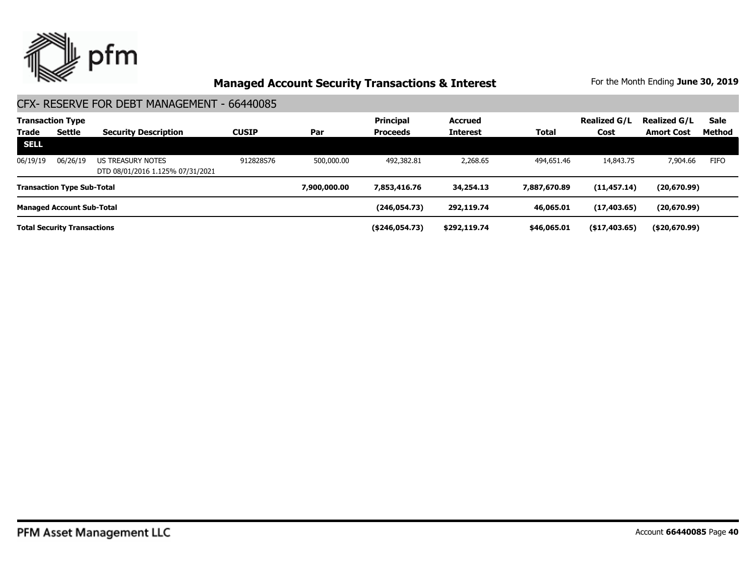## Managed Account Security Transactions & Interest

For the Month Ending **June 30, 2019**

### CFX- RESERVE FOR DEBT MANAGEMENT - 66440085

| Transaction Type Trade | Settle | Security Description | CUSIP | Par | Principal Proceeds | Accrued Interest | Total | Realized G/L Cost | Realized G/L Amort Cost | Sale Method |
|---|---|---|---|---|---|---|---|---|---|---|
| **SELL** | | | | | | | | | | |
| 06/19/19 | 06/26/19 | US TREASURY NOTES DTD 08/01/2016 1.125% 07/31/2021 | 912828S76 | 500,000.00 | 492,382.81 | 2,268.65 | 494,651.46 | 14,843.75 | 7,904.66 | FIFO |
| **Transaction Type Sub-Total** | | | | **7,900,000.00** | **7,853,416.76** | **34,254.13** | **7,887,670.89** | **(11,457.14)** | **(20,670.99)** | |
| **Managed Account Sub-Total** | | | | | **(246,054.73)** | **292,119.74** | **46,065.01** | **(17,403.65)** | **(20,670.99)** | |
| **Total Security Transactions** | | | | | **($246,054.73)** | **$292,119.74** | **$46,065.01** | **($17,403.65)** | **($20,670.99)** | |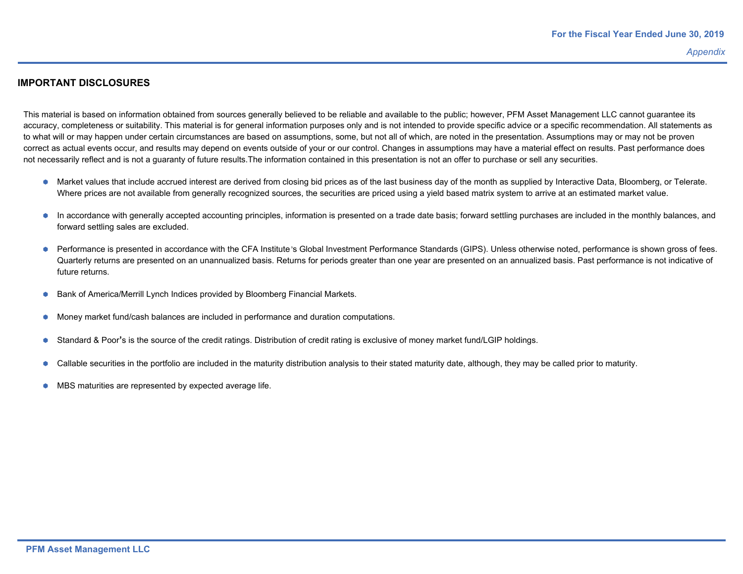## IMPORTANT DISCLOSURES

This material is based on information obtained from sources generally believed to be reliable and available to the public; however, PFM Asset Management LLC cannot guarantee its accuracy, completeness or suitability. This material is for general information purposes only and is not intended to provide specific advice or a specific recommendation. All statements as to what will or may happen under certain circumstances are based on assumptions, some, but not all of which, are noted in the presentation. Assumptions may or may not be proven correct as actual events occur, and results may depend on events outside of your or our control. Changes in assumptions may have a material effect on results. Past performance does not necessarily reflect and is not a guaranty of future results.The information contained in this presentation is not an offer to purchase or sell any securities.

- Market values that include accrued interest are derived from closing bid prices as of the last business day of the month as supplied by Interactive Data, Bloomberg, or Telerate. Where prices are not available from generally recognized sources, the securities are priced using a yield based matrix system to arrive at an estimated market value.
- In accordance with generally accepted accounting principles, information is presented on a trade date basis; forward settling purchases are included in the monthly balances, and forward settling sales are excluded.
- Performance is presented in accordance with the CFA Institute's Global Investment Performance Standards (GIPS). Unless otherwise noted, performance is shown gross of fees. Quarterly returns are presented on an unannualized basis. Returns for periods greater than one year are presented on an annualized basis. Past performance is not indicative of future returns.
- Bank of America/Merrill Lynch Indices provided by Bloomberg Financial Markets.
- Money market fund/cash balances are included in performance and duration computations.
- Standard & Poor's is the source of the credit ratings. Distribution of credit rating is exclusive of money market fund/LGIP holdings.
- Callable securities in the portfolio are included in the maturity distribution analysis to their stated maturity date, although, they may be called prior to maturity.
- MBS maturities are represented by expected average life.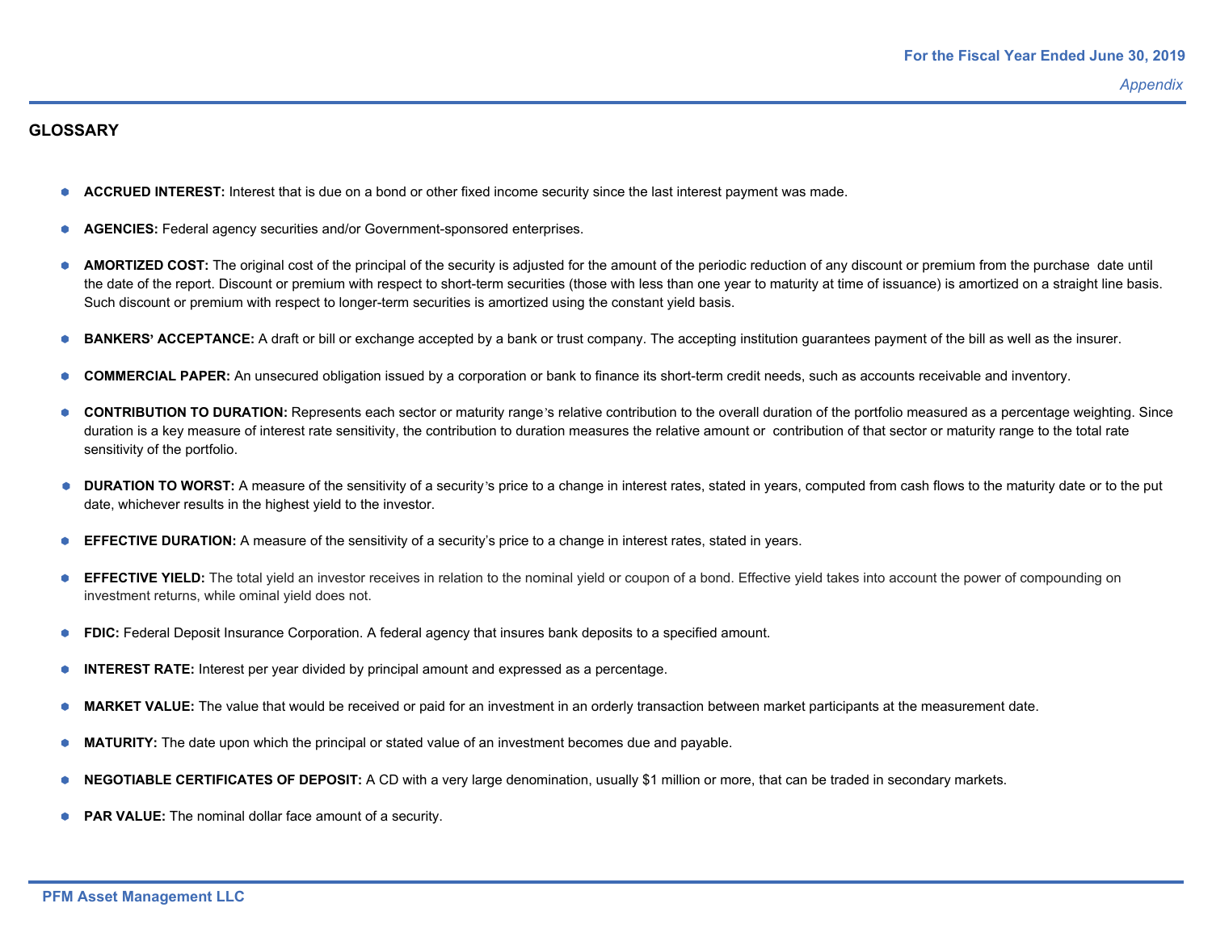## GLOSSARY

- **ACCRUED INTEREST:** Interest that is due on a bond or other fixed income security since the last interest payment was made.
- **AGENCIES:** Federal agency securities and/or Government-sponsored enterprises.
- **AMORTIZED COST:** The original cost of the principal of the security is adjusted for the amount of the periodic reduction of any discount or premium from the purchase date until the date of the report. Discount or premium with respect to short-term securities (those with less than one year to maturity at time of issuance) is amortized on a straight line basis. Such discount or premium with respect to longer-term securities is amortized using the constant yield basis.
- **BANKERS' ACCEPTANCE:** A draft or bill or exchange accepted by a bank or trust company. The accepting institution guarantees payment of the bill as well as the insurer.
- **COMMERCIAL PAPER:** An unsecured obligation issued by a corporation or bank to finance its short-term credit needs, such as accounts receivable and inventory.
- **CONTRIBUTION TO DURATION:** Represents each sector or maturity range's relative contribution to the overall duration of the portfolio measured as a percentage weighting. Since duration is a key measure of interest rate sensitivity, the contribution to duration measures the relative amount or contribution of that sector or maturity range to the total rate sensitivity of the portfolio.
- **DURATION TO WORST:** A measure of the sensitivity of a security's price to a change in interest rates, stated in years, computed from cash flows to the maturity date or to the put date, whichever results in the highest yield to the investor.
- **EFFECTIVE DURATION:** A measure of the sensitivity of a security's price to a change in interest rates, stated in years.
- **EFFECTIVE YIELD:** The total yield an investor receives in relation to the nominal yield or coupon of a bond. Effective yield takes into account the power of compounding on investment returns, while ominal yield does not.
- **FDIC:** Federal Deposit Insurance Corporation. A federal agency that insures bank deposits to a specified amount.
- **INTEREST RATE:** Interest per year divided by principal amount and expressed as a percentage.
- **MARKET VALUE:** The value that would be received or paid for an investment in an orderly transaction between market participants at the measurement date.
- **MATURITY:** The date upon which the principal or stated value of an investment becomes due and payable.
- **NEGOTIABLE CERTIFICATES OF DEPOSIT:** A CD with a very large denomination, usually $1 million or more, that can be traded in secondary markets.
- **PAR VALUE:** The nominal dollar face amount of a security.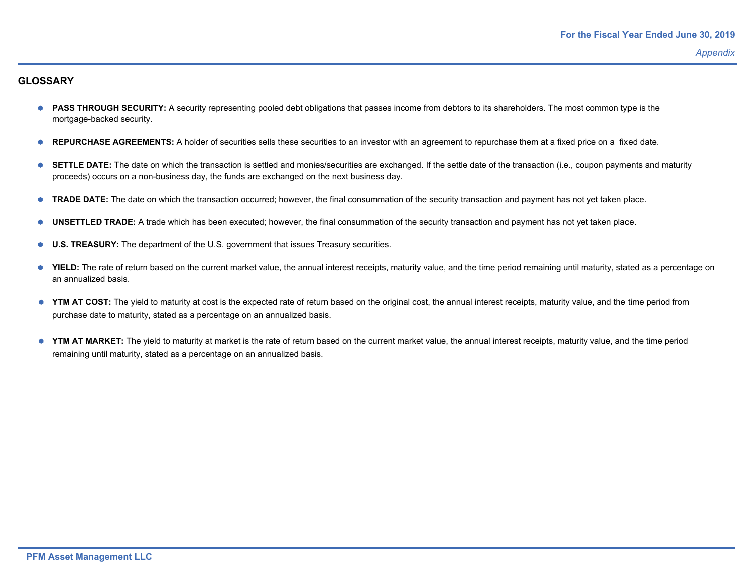## GLOSSARY

- **PASS THROUGH SECURITY:** A security representing pooled debt obligations that passes income from debtors to its shareholders. The most common type is the mortgage-backed security.
- **REPURCHASE AGREEMENTS:** A holder of securities sells these securities to an investor with an agreement to repurchase them at a fixed price on a fixed date.
- **SETTLE DATE:** The date on which the transaction is settled and monies/securities are exchanged. If the settle date of the transaction (i.e., coupon payments and maturity proceeds) occurs on a non-business day, the funds are exchanged on the next business day.
- **TRADE DATE:** The date on which the transaction occurred; however, the final consummation of the security transaction and payment has not yet taken place.
- **UNSETTLED TRADE:** A trade which has been executed; however, the final consummation of the security transaction and payment has not yet taken place.
- **U.S. TREASURY:** The department of the U.S. government that issues Treasury securities.
- **YIELD:** The rate of return based on the current market value, the annual interest receipts, maturity value, and the time period remaining until maturity, stated as a percentage on an annualized basis.
- **YTM AT COST:** The yield to maturity at cost is the expected rate of return based on the original cost, the annual interest receipts, maturity value, and the time period from purchase date to maturity, stated as a percentage on an annualized basis.
- **YTM AT MARKET:** The yield to maturity at market is the rate of return based on the current market value, the annual interest receipts, maturity value, and the time period remaining until maturity, stated as a percentage on an annualized basis.